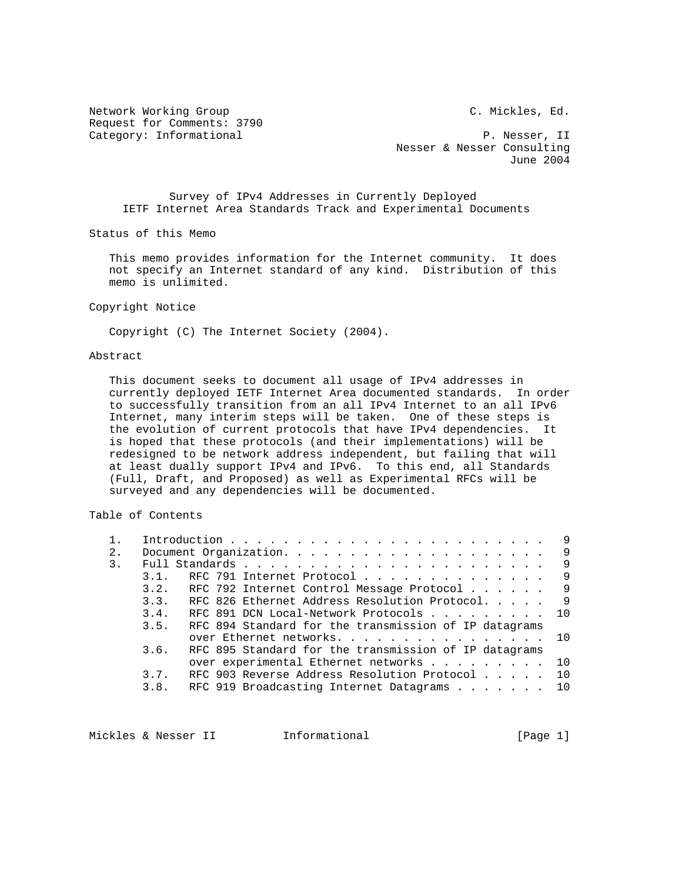Network Working Group C. Mickles, Ed.
Request for Comments: 3790
Category: Informational P. Nesser, II
Nesser & Nesser Consulting
June 2004

# Survey of IPv4 Addresses in Currently Deployed IETF Internet Area Standards Track and Experimental Documents

## Status of this Memo

This memo provides information for the Internet community. It does not specify an Internet standard of any kind. Distribution of this memo is unlimited.

## Copyright Notice

Copyright (C) The Internet Society (2004).

## Abstract

This document seeks to document all usage of IPv4 addresses in currently deployed IETF Internet Area documented standards. In order to successfully transition from an all IPv4 Internet to an all IPv6 Internet, many interim steps will be taken. One of these steps is the evolution of current protocols that have IPv4 dependencies. It is hoped that these protocols (and their implementations) will be redesigned to be network address independent, but failing that will at least dually support IPv4 and IPv6. To this end, all Standards (Full, Draft, and Proposed) as well as Experimental RFCs will be surveyed and any dependencies will be documented.

## Table of Contents

```
1.    Introduction . . . . . . . . . . . . . . . . . . . . . . . .  9
2.    Document Organization. . . . . . . . . . . . . . . . . . . .  9
3.    Full Standards . . . . . . . . . . . . . . . . . . . . . . .  9
      3.1.   RFC 791 Internet Protocol . . . . . . . . . . . . . .  9
      3.2.   RFC 792 Internet Control Message Protocol . . . . . .  9
      3.3.   RFC 826 Ethernet Address Resolution Protocol. . . . .  9
      3.4.   RFC 891 DCN Local-Network Protocols . . . . . . . . . 10
      3.5.   RFC 894 Standard for the transmission of IP datagrams
             over Ethernet networks. . . . . . . . . . . . . . . . 10
      3.6.   RFC 895 Standard for the transmission of IP datagrams
             over experimental Ethernet networks . . . . . . . . . 10
      3.7.   RFC 903 Reverse Address Resolution Protocol . . . . . 10
      3.8.   RFC 919 Broadcasting Internet Datagrams . . . . . . . 10
```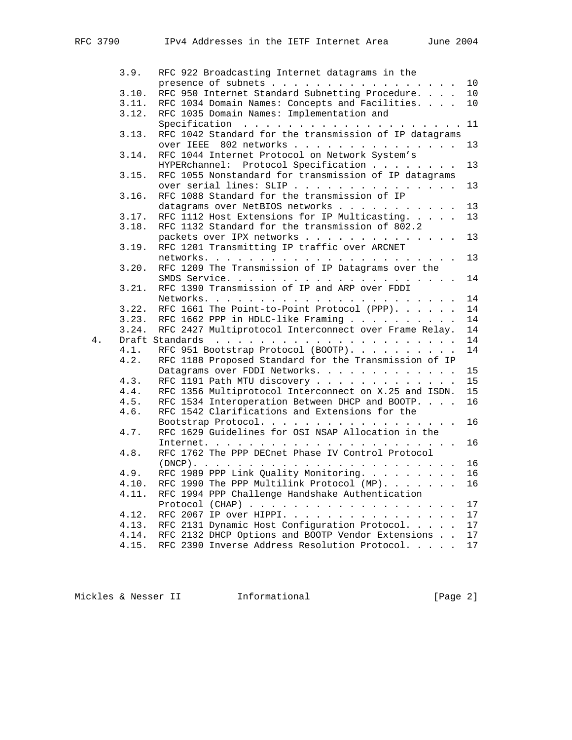3.9. RFC 922 Broadcasting Internet datagrams in the presence of subnets . . . . . . . . . . . . . . . . . 10
3.10. RFC 950 Internet Standard Subnetting Procedure. . . . 10
3.11. RFC 1034 Domain Names: Concepts and Facilities. . . . 10
3.12. RFC 1035 Domain Names: Implementation and Specification . . . . . . . . . . . . . . . . . . . . 11
3.13. RFC 1042 Standard for the transmission of IP datagrams over IEEE 802 networks . . . . . . . . . . . . . . . 13
3.14. RFC 1044 Internet Protocol on Network System's HYPERchannel: Protocol Specification . . . . . . . . 13
3.15. RFC 1055 Nonstandard for transmission of IP datagrams over serial lines: SLIP . . . . . . . . . . . . . . . 13
3.16. RFC 1088 Standard for the transmission of IP datagrams over NetBIOS networks . . . . . . . . . . . 13
3.17. RFC 1112 Host Extensions for IP Multicasting. . . . . 13
3.18. RFC 1132 Standard for the transmission of 802.2 packets over IPX networks . . . . . . . . . . . . . . 13
3.19. RFC 1201 Transmitting IP traffic over ARCNET networks. . . . . . . . . . . . . . . . . . . . . . . 13
3.20. RFC 1209 The Transmission of IP Datagrams over the SMDS Service. . . . . . . . . . . . . . . . . . . . . 14
3.21. RFC 1390 Transmission of IP and ARP over FDDI Networks. . . . . . . . . . . . . . . . . . . . . . . 14
3.22. RFC 1661 The Point-to-Point Protocol (PPP). . . . . . 14
3.23. RFC 1662 PPP in HDLC-like Framing . . . . . . . . . . 14
3.24. RFC 2427 Multiprotocol Interconnect over Frame Relay. 14

4. Draft Standards . . . . . . . . . . . . . . . . . . . . . . 14

4.1. RFC 951 Bootstrap Protocol (BOOTP). . . . . . . . . . 14
4.2. RFC 1188 Proposed Standard for the Transmission of IP Datagrams over FDDI Networks. . . . . . . . . . . . . 15
4.3. RFC 1191 Path MTU discovery . . . . . . . . . . . . . 15
4.4. RFC 1356 Multiprotocol Interconnect on X.25 and ISDN. 15
4.5. RFC 1534 Interoperation Between DHCP and BOOTP. . . . 16
4.6. RFC 1542 Clarifications and Extensions for the Bootstrap Protocol. . . . . . . . . . . . . . . . . . 16
4.7. RFC 1629 Guidelines for OSI NSAP Allocation in the Internet. . . . . . . . . . . . . . . . . . . . . . . 16
4.8. RFC 1762 The PPP DECnet Phase IV Control Protocol (DNCP). . . . . . . . . . . . . . . . . . . . . . . . 16
4.9. RFC 1989 PPP Link Quality Monitoring. . . . . . . . . 16
4.10. RFC 1990 The PPP Multilink Protocol (MP). . . . . . . 16
4.11. RFC 1994 PPP Challenge Handshake Authentication Protocol (CHAP) . . . . . . . . . . . . . . . . . . . 17
4.12. RFC 2067 IP over HIPPI. . . . . . . . . . . . . . . . 17
4.13. RFC 2131 Dynamic Host Configuration Protocol. . . . . 17
4.14. RFC 2132 DHCP Options and BOOTP Vendor Extensions . . 17
4.15. RFC 2390 Inverse Address Resolution Protocol. . . . . 17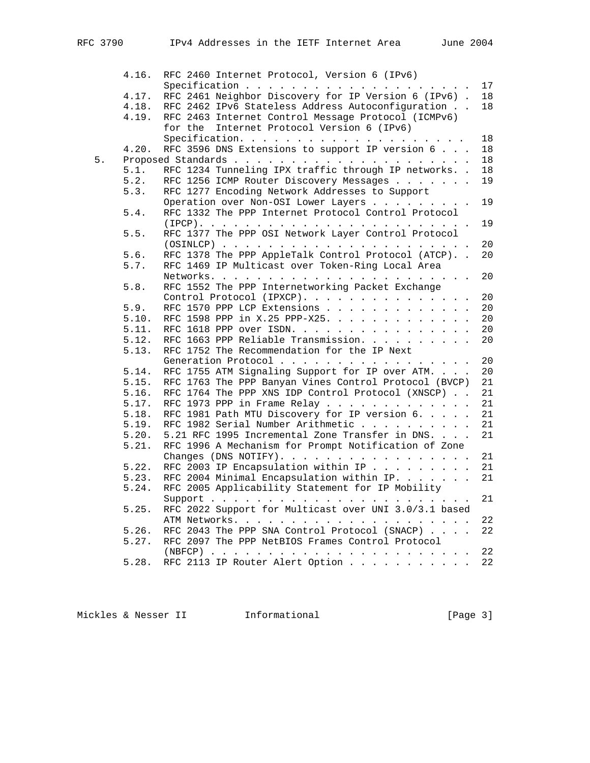```
      4.16.  RFC 2460 Internet Protocol, Version 6 (IPv6)
             Specification . . . . . . . . . . . . . . . . . . . .  17
      4.17.  RFC 2461 Neighbor Discovery for IP Version 6 (IPv6) .  18
      4.18.  RFC 2462 IPv6 Stateless Address Autoconfiguration . .  18
      4.19.  RFC 2463 Internet Control Message Protocol (ICMPv6)
             for the  Internet Protocol Version 6 (IPv6)
             Specification. . . . . . . . . . . . . . . . . . . .  18
      4.20.  RFC 3596 DNS Extensions to support IP version 6 . . .  18
   5.  Proposed Standards . . . . . . . . . . . . . . . . . . . . .  18
      5.1.   RFC 1234 Tunneling IPX traffic through IP networks. .  18
      5.2.   RFC 1256 ICMP Router Discovery Messages . . . . . . .  19
      5.3.   RFC 1277 Encoding Network Addresses to Support
             Operation over Non-OSI Lower Layers . . . . . . . . .  19
      5.4.   RFC 1332 The PPP Internet Protocol Control Protocol
             (IPCP). . . . . . . . . . . . . . . . . . . . . . . .  19
      5.5.   RFC 1377 The PPP OSI Network Layer Control Protocol
             (OSINLCP) . . . . . . . . . . . . . . . . . . . . . .  20
      5.6.   RFC 1378 The PPP AppleTalk Control Protocol (ATCP). .  20
      5.7.   RFC 1469 IP Multicast over Token-Ring Local Area
             Networks. . . . . . . . . . . . . . . . . . . . . . .  20
      5.8.   RFC 1552 The PPP Internetworking Packet Exchange
             Control Protocol (IPXCP). . . . . . . . . . . . . . .  20
      5.9.   RFC 1570 PPP LCP Extensions . . . . . . . . . . . . .  20
      5.10.  RFC 1598 PPP in X.25 PPP-X25. . . . . . . . . . . . .  20
      5.11.  RFC 1618 PPP over ISDN. . . . . . . . . . . . . . . .  20
      5.12.  RFC 1663 PPP Reliable Transmission. . . . . . . . . .  20
      5.13.  RFC 1752 The Recommendation for the IP Next
             Generation Protocol . . . . . . . . . . . . . . . . .  20
      5.14.  RFC 1755 ATM Signaling Support for IP over ATM. . . .  20
      5.15.  RFC 1763 The PPP Banyan Vines Control Protocol (BVCP)  21
      5.16.  RFC 1764 The PPP XNS IDP Control Protocol (XNSCP) . .  21
      5.17.  RFC 1973 PPP in Frame Relay . . . . . . . . . . . . .  21
      5.18.  RFC 1981 Path MTU Discovery for IP version 6. . . . .  21
      5.19.  RFC 1982 Serial Number Arithmetic . . . . . . . . . .  21
      5.20.  5.21 RFC 1995 Incremental Zone Transfer in DNS. . . .  21
      5.21.  RFC 1996 A Mechanism for Prompt Notification of Zone
             Changes (DNS NOTIFY). . . . . . . . . . . . . . . . .  21
      5.22.  RFC 2003 IP Encapsulation within IP . . . . . . . . .  21
      5.23.  RFC 2004 Minimal Encapsulation within IP. . . . . . .  21
      5.24.  RFC 2005 Applicability Statement for IP Mobility
             Support . . . . . . . . . . . . . . . . . . . . . . .  21
      5.25.  RFC 2022 Support for Multicast over UNI 3.0/3.1 based
             ATM Networks. . . . . . . . . . . . . . . . . . . . .  22
      5.26.  RFC 2043 The PPP SNA Control Protocol (SNACP) . . . .  22
      5.27.  RFC 2097 The PPP NetBIOS Frames Control Protocol
             (NBFCP) . . . . . . . . . . . . . . . . . . . . . . .  22
      5.28.  RFC 2113 IP Router Alert Option . . . . . . . . . . .  22
```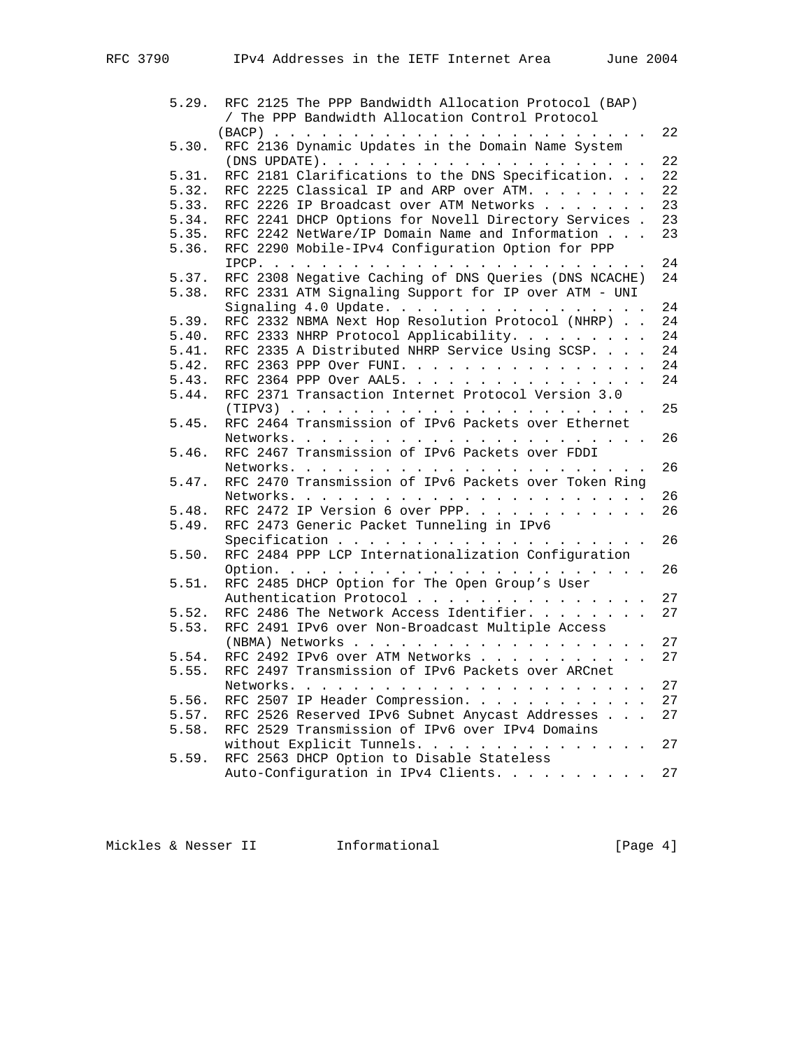```
   5.29.  RFC 2125 The PPP Bandwidth Allocation Protocol (BAP)
          / The PPP Bandwidth Allocation Control Protocol
         (BACP) . . . . . . . . . . . . . . . . . . . . . . . . .  22
   5.30.  RFC 2136 Dynamic Updates in the Domain Name System
          (DNS UPDATE). . . . . . . . . . . . . . . . . . . . . .  22
   5.31.  RFC 2181 Clarifications to the DNS Specification. . . .  22
   5.32.  RFC 2225 Classical IP and ARP over ATM. . . . . . . . .  22
   5.33.  RFC 2226 IP Broadcast over ATM Networks . . . . . . . .  23
   5.34.  RFC 2241 DHCP Options for Novell Directory Services .  23
   5.35.  RFC 2242 NetWare/IP Domain Name and Information . . .  23
   5.36.  RFC 2290 Mobile-IPv4 Configuration Option for PPP
          IPCP. . . . . . . . . . . . . . . . . . . . . . . . . .  24
   5.37.  RFC 2308 Negative Caching of DNS Queries (DNS NCACHE)  24
   5.38.  RFC 2331 ATM Signaling Support for IP over ATM - UNI
          Signaling 4.0 Update. . . . . . . . . . . . . . . . . .  24
   5.39.  RFC 2332 NBMA Next Hop Resolution Protocol (NHRP) . .  24
   5.40.  RFC 2333 NHRP Protocol Applicability. . . . . . . . . .  24
   5.41.  RFC 2335 A Distributed NHRP Service Using SCSP. . . .  24
   5.42.  RFC 2363 PPP Over FUNI. . . . . . . . . . . . . . . . .  24
   5.43.  RFC 2364 PPP Over AAL5. . . . . . . . . . . . . . . . .  24
   5.44.  RFC 2371 Transaction Internet Protocol Version 3.0
          (TIPV3) . . . . . . . . . . . . . . . . . . . . . . . .  25
   5.45.  RFC 2464 Transmission of IPv6 Packets over Ethernet
          Networks. . . . . . . . . . . . . . . . . . . . . . . .  26
   5.46.  RFC 2467 Transmission of IPv6 Packets over FDDI
          Networks. . . . . . . . . . . . . . . . . . . . . . . .  26
   5.47.  RFC 2470 Transmission of IPv6 Packets over Token Ring
          Networks. . . . . . . . . . . . . . . . . . . . . . . .  26
   5.48.  RFC 2472 IP Version 6 over PPP. . . . . . . . . . . . .  26
   5.49.  RFC 2473 Generic Packet Tunneling in IPv6
          Specification . . . . . . . . . . . . . . . . . . . . .  26
   5.50.  RFC 2484 PPP LCP Internationalization Configuration
          Option. . . . . . . . . . . . . . . . . . . . . . . . .  26
   5.51.  RFC 2485 DHCP Option for The Open Group's User
          Authentication Protocol . . . . . . . . . . . . . . . .  27
   5.52.  RFC 2486 The Network Access Identifier. . . . . . . . .  27
   5.53.  RFC 2491 IPv6 over Non-Broadcast Multiple Access
          (NBMA) Networks . . . . . . . . . . . . . . . . . . . .  27
   5.54.  RFC 2492 IPv6 over ATM Networks . . . . . . . . . . . .  27
   5.55.  RFC 2497 Transmission of IPv6 Packets over ARCnet
          Networks. . . . . . . . . . . . . . . . . . . . . . . .  27
   5.56.  RFC 2507 IP Header Compression. . . . . . . . . . . . .  27
   5.57.  RFC 2526 Reserved IPv6 Subnet Anycast Addresses . . .  27
   5.58.  RFC 2529 Transmission of IPv6 over IPv4 Domains
          without Explicit Tunnels. . . . . . . . . . . . . . . .  27
   5.59.  RFC 2563 DHCP Option to Disable Stateless
          Auto-Configuration in IPv4 Clients. . . . . . . . . . .  27
```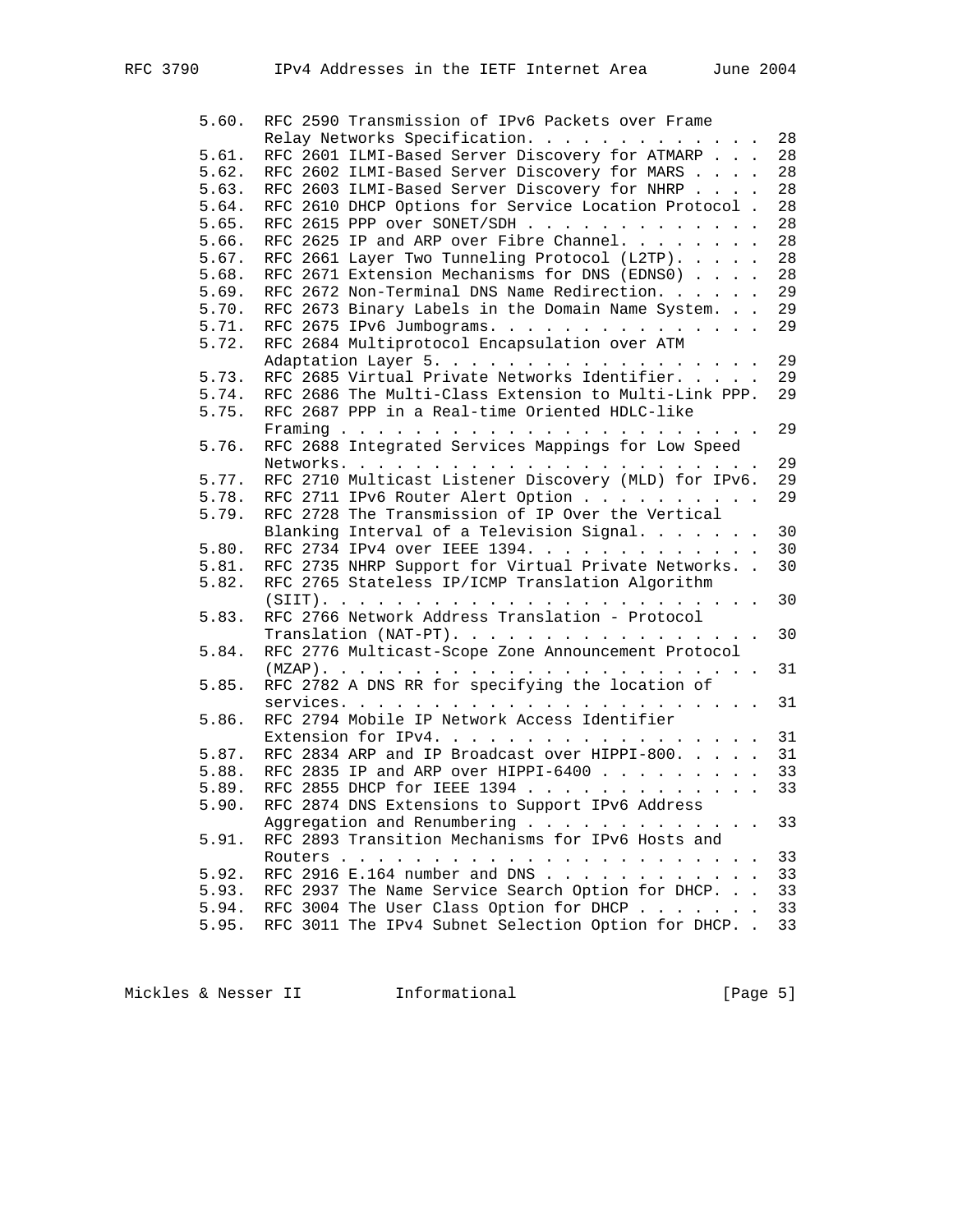```
   5.60.  RFC 2590 Transmission of IPv6 Packets over Frame
          Relay Networks Specification. . . . . . . . . . . . .  28
   5.61.  RFC 2601 ILMI-Based Server Discovery for ATMARP . . .  28
   5.62.  RFC 2602 ILMI-Based Server Discovery for MARS . . . .  28
   5.63.  RFC 2603 ILMI-Based Server Discovery for NHRP . . . .  28
   5.64.  RFC 2610 DHCP Options for Service Location Protocol .  28
   5.65.  RFC 2615 PPP over SONET/SDH . . . . . . . . . . . . .  28
   5.66.  RFC 2625 IP and ARP over Fibre Channel. . . . . . . .  28
   5.67.  RFC 2661 Layer Two Tunneling Protocol (L2TP). . . . .  28
   5.68.  RFC 2671 Extension Mechanisms for DNS (EDNS0) . . . .  28
   5.69.  RFC 2672 Non-Terminal DNS Name Redirection. . . . . .  29
   5.70.  RFC 2673 Binary Labels in the Domain Name System. . .  29
   5.71.  RFC 2675 IPv6 Jumbograms. . . . . . . . . . . . . . .  29
   5.72.  RFC 2684 Multiprotocol Encapsulation over ATM
          Adaptation Layer 5. . . . . . . . . . . . . . . . . .  29
   5.73.  RFC 2685 Virtual Private Networks Identifier. . . . .  29
   5.74.  RFC 2686 The Multi-Class Extension to Multi-Link PPP.  29
   5.75.  RFC 2687 PPP in a Real-time Oriented HDLC-like
          Framing . . . . . . . . . . . . . . . . . . . . . . .  29
   5.76.  RFC 2688 Integrated Services Mappings for Low Speed
          Networks. . . . . . . . . . . . . . . . . . . . . . .  29
   5.77.  RFC 2710 Multicast Listener Discovery (MLD) for IPv6.  29
   5.78.  RFC 2711 IPv6 Router Alert Option . . . . . . . . . .  29
   5.79.  RFC 2728 The Transmission of IP Over the Vertical
          Blanking Interval of a Television Signal. . . . . . .  30
   5.80.  RFC 2734 IPv4 over IEEE 1394. . . . . . . . . . . . .  30
   5.81.  RFC 2735 NHRP Support for Virtual Private Networks. .  30
   5.82.  RFC 2765 Stateless IP/ICMP Translation Algorithm
          (SIIT). . . . . . . . . . . . . . . . . . . . . . . .  30
   5.83.  RFC 2766 Network Address Translation - Protocol
          Translation (NAT-PT). . . . . . . . . . . . . . . . .  30
   5.84.  RFC 2776 Multicast-Scope Zone Announcement Protocol
          (MZAP). . . . . . . . . . . . . . . . . . . . . . . .  31
   5.85.  RFC 2782 A DNS RR for specifying the location of
          services. . . . . . . . . . . . . . . . . . . . . . .  31
   5.86.  RFC 2794 Mobile IP Network Access Identifier
          Extension for IPv4. . . . . . . . . . . . . . . . . .  31
   5.87.  RFC 2834 ARP and IP Broadcast over HIPPI-800. . . . .  31
   5.88.  RFC 2835 IP and ARP over HIPPI-6400 . . . . . . . . .  33
   5.89.  RFC 2855 DHCP for IEEE 1394 . . . . . . . . . . . . .  33
   5.90.  RFC 2874 DNS Extensions to Support IPv6 Address
          Aggregation and Renumbering . . . . . . . . . . . . .  33
   5.91.  RFC 2893 Transition Mechanisms for IPv6 Hosts and
          Routers . . . . . . . . . . . . . . . . . . . . . . .  33
   5.92.  RFC 2916 E.164 number and DNS . . . . . . . . . . . .  33
   5.93.  RFC 2937 The Name Service Search Option for DHCP. . .  33
   5.94.  RFC 3004 The User Class Option for DHCP . . . . . . .  33
   5.95.  RFC 3011 The IPv4 Subnet Selection Option for DHCP. .  33
```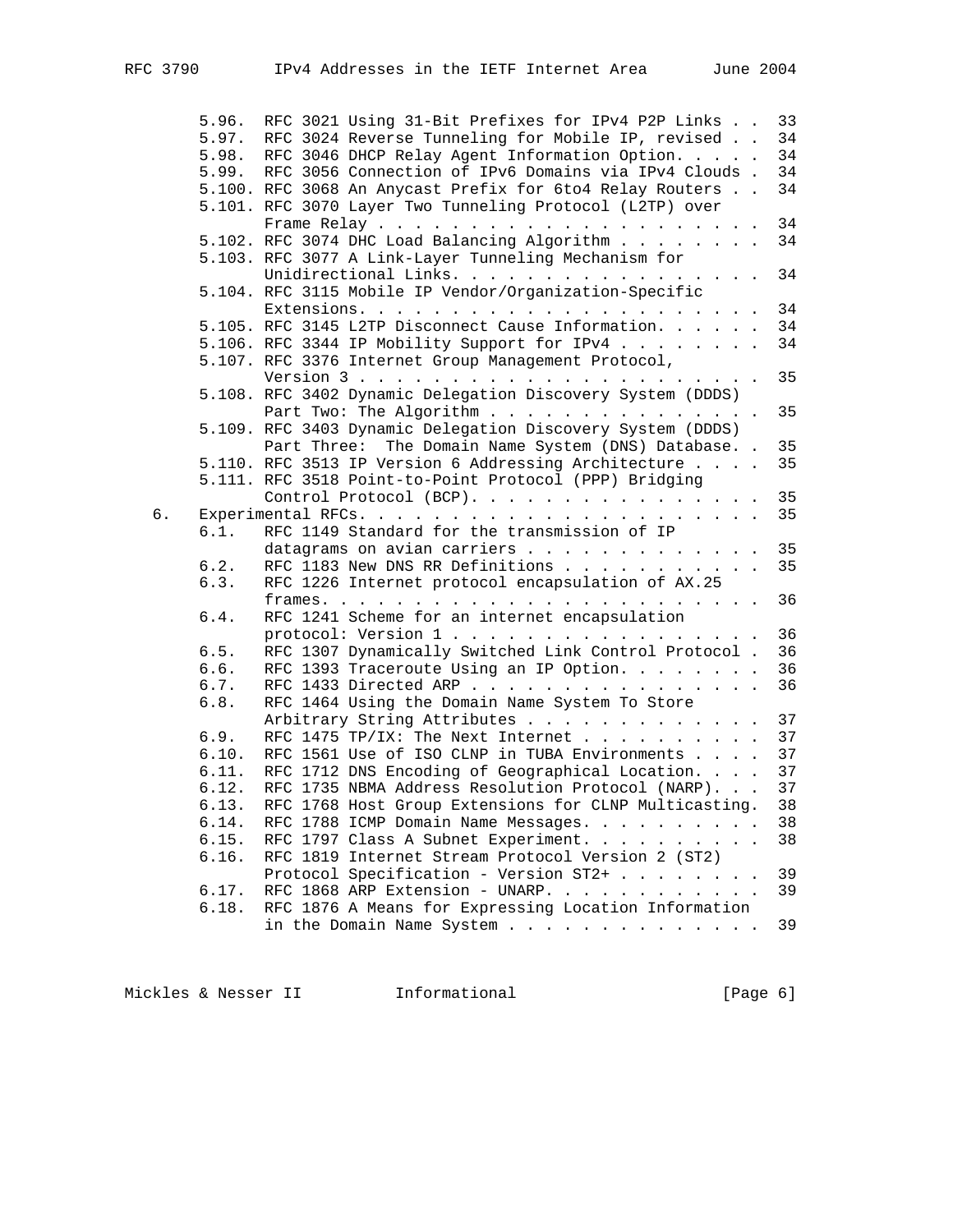```
      5.96.  RFC 3021 Using 31-Bit Prefixes for IPv4 P2P Links . .  33
      5.97.  RFC 3024 Reverse Tunneling for Mobile IP, revised . .  34
      5.98.  RFC 3046 DHCP Relay Agent Information Option. . . . .  34
      5.99.  RFC 3056 Connection of IPv6 Domains via IPv4 Clouds .  34
      5.100. RFC 3068 An Anycast Prefix for 6to4 Relay Routers . .  34
      5.101. RFC 3070 Layer Two Tunneling Protocol (L2TP) over
             Frame Relay . . . . . . . . . . . . . . . . . . . . .  34
      5.102. RFC 3074 DHC Load Balancing Algorithm . . . . . . . .  34
      5.103. RFC 3077 A Link-Layer Tunneling Mechanism for
             Unidirectional Links. . . . . . . . . . . . . . . . .  34
      5.104. RFC 3115 Mobile IP Vendor/Organization-Specific
             Extensions. . . . . . . . . . . . . . . . . . . . . .  34
      5.105. RFC 3145 L2TP Disconnect Cause Information. . . . . .  34
      5.106. RFC 3344 IP Mobility Support for IPv4 . . . . . . . .  34
      5.107. RFC 3376 Internet Group Management Protocol,
             Version 3 . . . . . . . . . . . . . . . . . . . . . .  35
      5.108. RFC 3402 Dynamic Delegation Discovery System (DDDS)
             Part Two: The Algorithm . . . . . . . . . . . . . . .  35
      5.109. RFC 3403 Dynamic Delegation Discovery System (DDDS)
             Part Three:  The Domain Name System (DNS) Database. .  35
      5.110. RFC 3513 IP Version 6 Addressing Architecture . . . .  35
      5.111. RFC 3518 Point-to-Point Protocol (PPP) Bridging
             Control Protocol (BCP). . . . . . . . . . . . . . . .  35
   6.  Experimental RFCs. . . . . . . . . . . . . . . . . . . . . .  35
      6.1.   RFC 1149 Standard for the transmission of IP
             datagrams on avian carriers . . . . . . . . . . . . .  35
      6.2.   RFC 1183 New DNS RR Definitions . . . . . . . . . . .  35
      6.3.   RFC 1226 Internet protocol encapsulation of AX.25
             frames. . . . . . . . . . . . . . . . . . . . . . . .  36
      6.4.   RFC 1241 Scheme for an internet encapsulation
             protocol: Version 1 . . . . . . . . . . . . . . . . .  36
      6.5.   RFC 1307 Dynamically Switched Link Control Protocol .  36
      6.6.   RFC 1393 Traceroute Using an IP Option. . . . . . . .  36
      6.7.   RFC 1433 Directed ARP . . . . . . . . . . . . . . . .  36
      6.8.   RFC 1464 Using the Domain Name System To Store
             Arbitrary String Attributes . . . . . . . . . . . . .  37
      6.9.   RFC 1475 TP/IX: The Next Internet . . . . . . . . . .  37
      6.10.  RFC 1561 Use of ISO CLNP in TUBA Environments . . . .  37
      6.11.  RFC 1712 DNS Encoding of Geographical Location. . . .  37
      6.12.  RFC 1735 NBMA Address Resolution Protocol (NARP). . .  37
      6.13.  RFC 1768 Host Group Extensions for CLNP Multicasting.  38
      6.14.  RFC 1788 ICMP Domain Name Messages. . . . . . . . . .  38
      6.15.  RFC 1797 Class A Subnet Experiment. . . . . . . . . .  38
      6.16.  RFC 1819 Internet Stream Protocol Version 2 (ST2)
             Protocol Specification - Version ST2+ . . . . . . . .  39
      6.17.  RFC 1868 ARP Extension - UNARP. . . . . . . . . . . .  39
      6.18.  RFC 1876 A Means for Expressing Location Information
             in the Domain Name System . . . . . . . . . . . . . .  39
```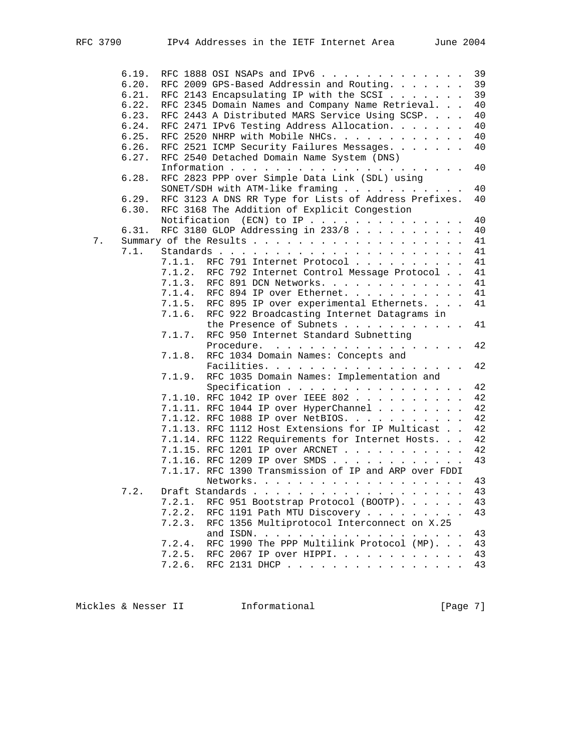```
      6.19.  RFC 1888 OSI NSAPs and IPv6 . . . . . . . . . . . . . .  39
      6.20.  RFC 2009 GPS-Based Addressin and Routing. . . . . . . .  39
      6.21.  RFC 2143 Encapsulating IP with the SCSI . . . . . . . .  39
      6.22.  RFC 2345 Domain Names and Company Name Retrieval. . . .  40
      6.23.  RFC 2443 A Distributed MARS Service Using SCSP. . . . .  40
      6.24.  RFC 2471 IPv6 Testing Address Allocation. . . . . . . .  40
      6.25.  RFC 2520 NHRP with Mobile NHCs. . . . . . . . . . . . .  40
      6.26.  RFC 2521 ICMP Security Failures Messages. . . . . . . .  40
      6.27.  RFC 2540 Detached Domain Name System (DNS)
             Information . . . . . . . . . . . . . . . . . . . . . .  40
      6.28.  RFC 2823 PPP over Simple Data Link (SDL) using
             SONET/SDH with ATM-like framing . . . . . . . . . . . .  40
      6.29.  RFC 3123 A DNS RR Type for Lists of Address Prefixes.  40
      6.30.  RFC 3168 The Addition of Explicit Congestion
             Notification  (ECN) to IP . . . . . . . . . . . . . . .  40
      6.31.  RFC 3180 GLOP Addressing in 233/8 . . . . . . . . . . .  40
   7.  Summary of the Results . . . . . . . . . . . . . . . . . . . .  41
      7.1.   Standards . . . . . . . . . . . . . . . . . . . . . . .  41
             7.1.1.  RFC 791 Internet Protocol . . . . . . . . . . .  41
             7.1.2.  RFC 792 Internet Control Message Protocol . .  41
             7.1.3.  RFC 891 DCN Networks. . . . . . . . . . . . . .  41
             7.1.4.  RFC 894 IP over Ethernet. . . . . . . . . . . .  41
             7.1.5.  RFC 895 IP over experimental Ethernets. . . .  41
             7.1.6.  RFC 922 Broadcasting Internet Datagrams in
                     the Presence of Subnets . . . . . . . . . . . .  41
             7.1.7.  RFC 950 Internet Standard Subnetting
                     Procedure.  . . . . . . . . . . . . . . . . . .  42
             7.1.8.  RFC 1034 Domain Names: Concepts and
                     Facilities. . . . . . . . . . . . . . . . . . .  42
             7.1.9.  RFC 1035 Domain Names: Implementation and
                     Specification . . . . . . . . . . . . . . . . .  42
             7.1.10. RFC 1042 IP over IEEE 802 . . . . . . . . . . .  42
             7.1.11. RFC 1044 IP over HyperChannel . . . . . . . . .  42
             7.1.12. RFC 1088 IP over NetBIOS. . . . . . . . . . . .  42
             7.1.13. RFC 1112 Host Extensions for IP Multicast . .  42
             7.1.14. RFC 1122 Requirements for Internet Hosts. . .  42
             7.1.15. RFC 1201 IP over ARCNET . . . . . . . . . . . .  42
             7.1.16. RFC 1209 IP over SMDS . . . . . . . . . . . . .  43
             7.1.17. RFC 1390 Transmission of IP and ARP over FDDI
                     Networks. . . . . . . . . . . . . . . . . . . .  43
      7.2.   Draft Standards . . . . . . . . . . . . . . . . . . . .  43
             7.2.1.  RFC 951 Bootstrap Protocol (BOOTP). . . . . . .  43
             7.2.2.  RFC 1191 Path MTU Discovery . . . . . . . . . .  43
             7.2.3.  RFC 1356 Multiprotocol Interconnect on X.25
                     and ISDN. . . . . . . . . . . . . . . . . . . .  43
             7.2.4.  RFC 1990 The PPP Multilink Protocol (MP). . .  43
             7.2.5.  RFC 2067 IP over HIPPI. . . . . . . . . . . . .  43
             7.2.6.  RFC 2131 DHCP . . . . . . . . . . . . . . . . .  43
```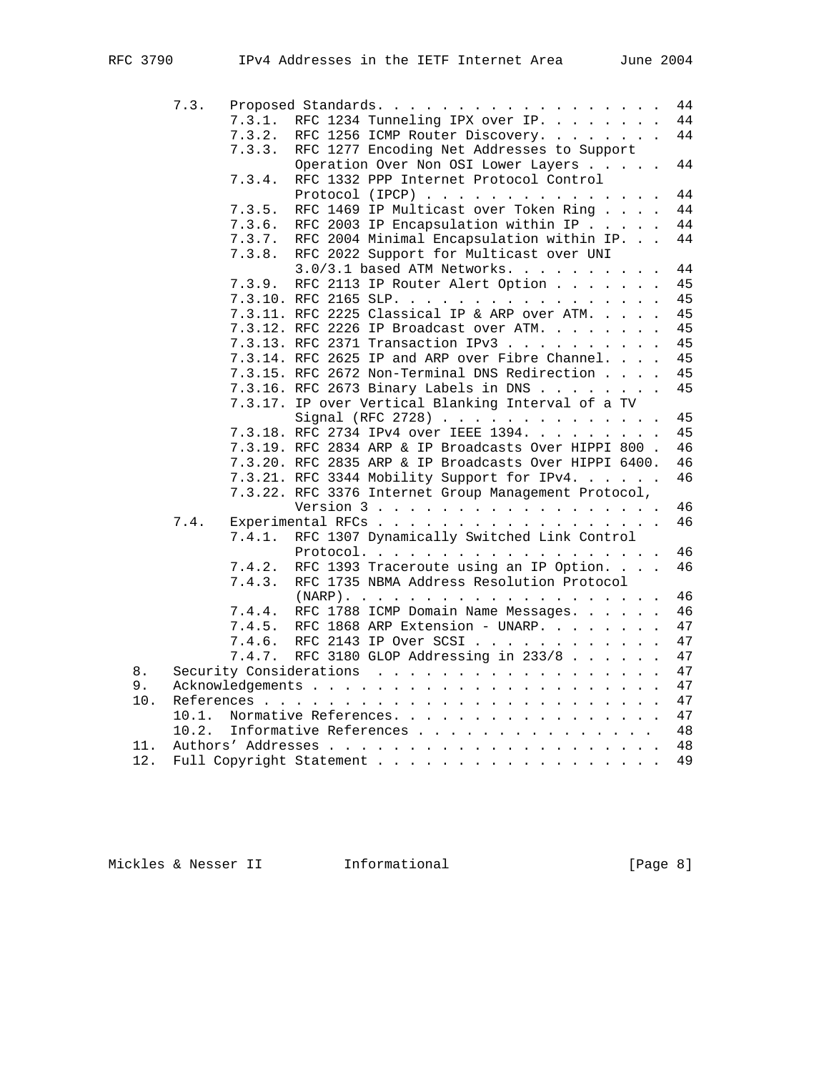```
      7.3.  Proposed Standards. . . . . . . . . . . . . . . . . . .  44
            7.3.1.  RFC 1234 Tunneling IPX over IP. . . . . . . .  44
            7.3.2.  RFC 1256 ICMP Router Discovery. . . . . . . .  44
            7.3.3.  RFC 1277 Encoding Net Addresses to Support
                    Operation Over Non OSI Lower Layers . . . . .  44
            7.3.4.  RFC 1332 PPP Internet Protocol Control
                    Protocol (IPCP) . . . . . . . . . . . . . . .  44
            7.3.5.  RFC 1469 IP Multicast over Token Ring . . . .  44
            7.3.6.  RFC 2003 IP Encapsulation within IP . . . . .  44
            7.3.7.  RFC 2004 Minimal Encapsulation within IP. . .  44
            7.3.8.  RFC 2022 Support for Multicast over UNI
                    3.0/3.1 based ATM Networks. . . . . . . . . .  44
            7.3.9.  RFC 2113 IP Router Alert Option . . . . . . .  45
            7.3.10. RFC 2165 SLP. . . . . . . . . . . . . . . . .  45
            7.3.11. RFC 2225 Classical IP & ARP over ATM. . . . .  45
            7.3.12. RFC 2226 IP Broadcast over ATM. . . . . . . .  45
            7.3.13. RFC 2371 Transaction IPv3 . . . . . . . . . .  45
            7.3.14. RFC 2625 IP and ARP over Fibre Channel. . . .  45
            7.3.15. RFC 2672 Non-Terminal DNS Redirection . . . .  45
            7.3.16. RFC 2673 Binary Labels in DNS . . . . . . . .  45
            7.3.17. IP over Vertical Blanking Interval of a TV
                    Signal (RFC 2728) . . . . . . . . . . . . . .  45
            7.3.18. RFC 2734 IPv4 over IEEE 1394. . . . . . . . .  45
            7.3.19. RFC 2834 ARP & IP Broadcasts Over HIPPI 800 .  46
            7.3.20. RFC 2835 ARP & IP Broadcasts Over HIPPI 6400.  46
            7.3.21. RFC 3344 Mobility Support for IPv4. . . . . .  46
            7.3.22. RFC 3376 Internet Group Management Protocol,
                    Version 3 . . . . . . . . . . . . . . . . . .  46
      7.4.  Experimental RFCs . . . . . . . . . . . . . . . . . .  46
            7.4.1.  RFC 1307 Dynamically Switched Link Control
                    Protocol. . . . . . . . . . . . . . . . . . .  46
            7.4.2.  RFC 1393 Traceroute using an IP Option. . . .  46
            7.4.3.  RFC 1735 NBMA Address Resolution Protocol
                    (NARP). . . . . . . . . . . . . . . . . . . .  46
            7.4.4.  RFC 1788 ICMP Domain Name Messages. . . . . .  46
            7.4.5.  RFC 1868 ARP Extension - UNARP. . . . . . . .  47
            7.4.6.  RFC 2143 IP Over SCSI . . . . . . . . . . . .  47
            7.4.7.  RFC 3180 GLOP Addressing in 233/8 . . . . . .  47
   8.   Security Considerations  . . . . . . . . . . . . . . . . .  47
   9.   Acknowledgements . . . . . . . . . . . . . . . . . . . . .  47
   10.  References . . . . . . . . . . . . . . . . . . . . . . . .  47
        10.1.  Normative References. . . . . . . . . . . . . . . .  47
        10.2.  Informative References . . . . . . . . . . . . . .  48
   11.  Authors' Addresses . . . . . . . . . . . . . . . . . . . .  48
   12.  Full Copyright Statement . . . . . . . . . . . . . . . . .  49
```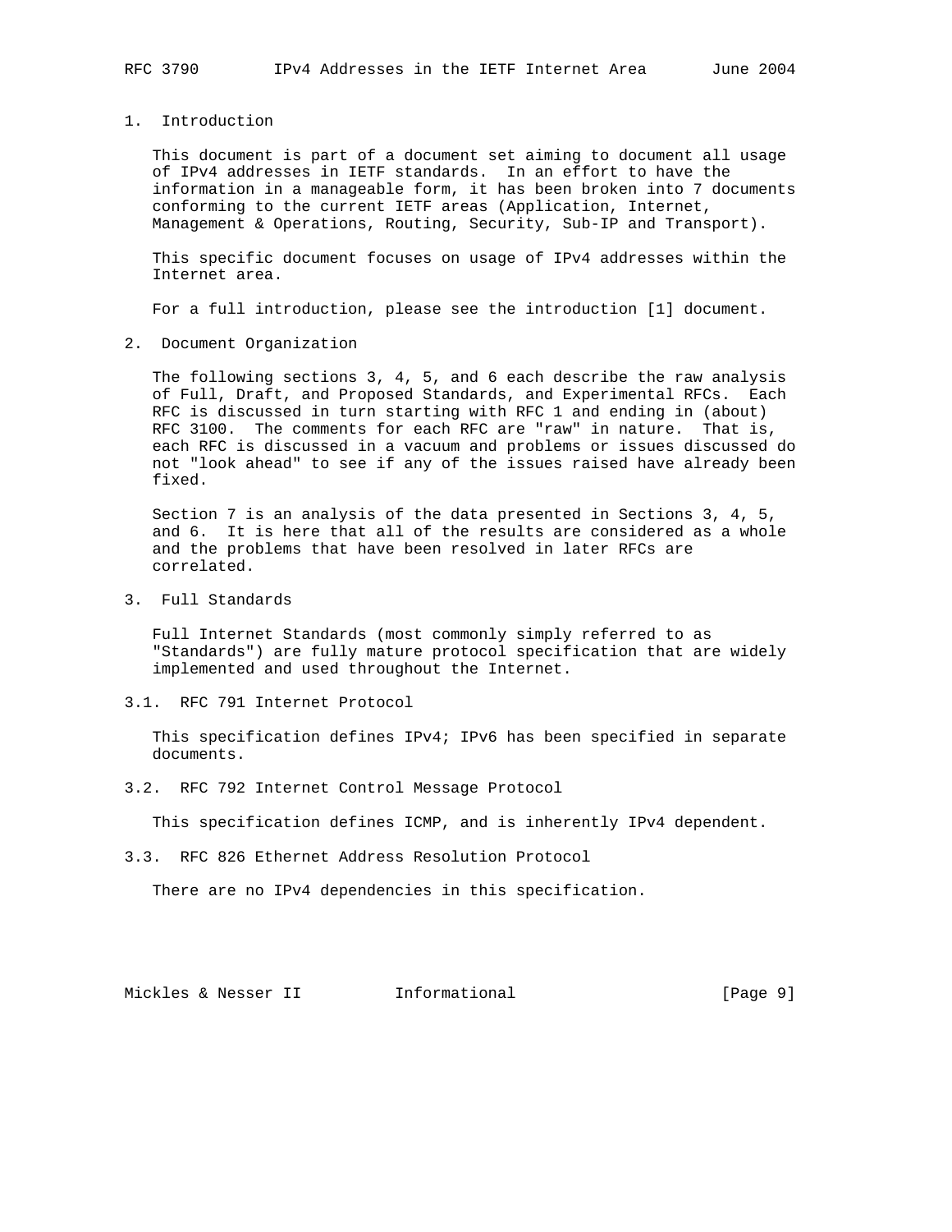# 1. Introduction

This document is part of a document set aiming to document all usage of IPv4 addresses in IETF standards. In an effort to have the information in a manageable form, it has been broken into 7 documents conforming to the current IETF areas (Application, Internet, Management & Operations, Routing, Security, Sub-IP and Transport).

This specific document focuses on usage of IPv4 addresses within the Internet area.

For a full introduction, please see the introduction [1] document.

# 2. Document Organization

The following sections 3, 4, 5, and 6 each describe the raw analysis of Full, Draft, and Proposed Standards, and Experimental RFCs. Each RFC is discussed in turn starting with RFC 1 and ending in (about) RFC 3100. The comments for each RFC are "raw" in nature. That is, each RFC is discussed in a vacuum and problems or issues discussed do not "look ahead" to see if any of the issues raised have already been fixed.

Section 7 is an analysis of the data presented in Sections 3, 4, 5, and 6. It is here that all of the results are considered as a whole and the problems that have been resolved in later RFCs are correlated.

# 3. Full Standards

Full Internet Standards (most commonly simply referred to as "Standards") are fully mature protocol specification that are widely implemented and used throughout the Internet.

## 3.1. RFC 791 Internet Protocol

This specification defines IPv4; IPv6 has been specified in separate documents.

## 3.2. RFC 792 Internet Control Message Protocol

This specification defines ICMP, and is inherently IPv4 dependent.

## 3.3. RFC 826 Ethernet Address Resolution Protocol

There are no IPv4 dependencies in this specification.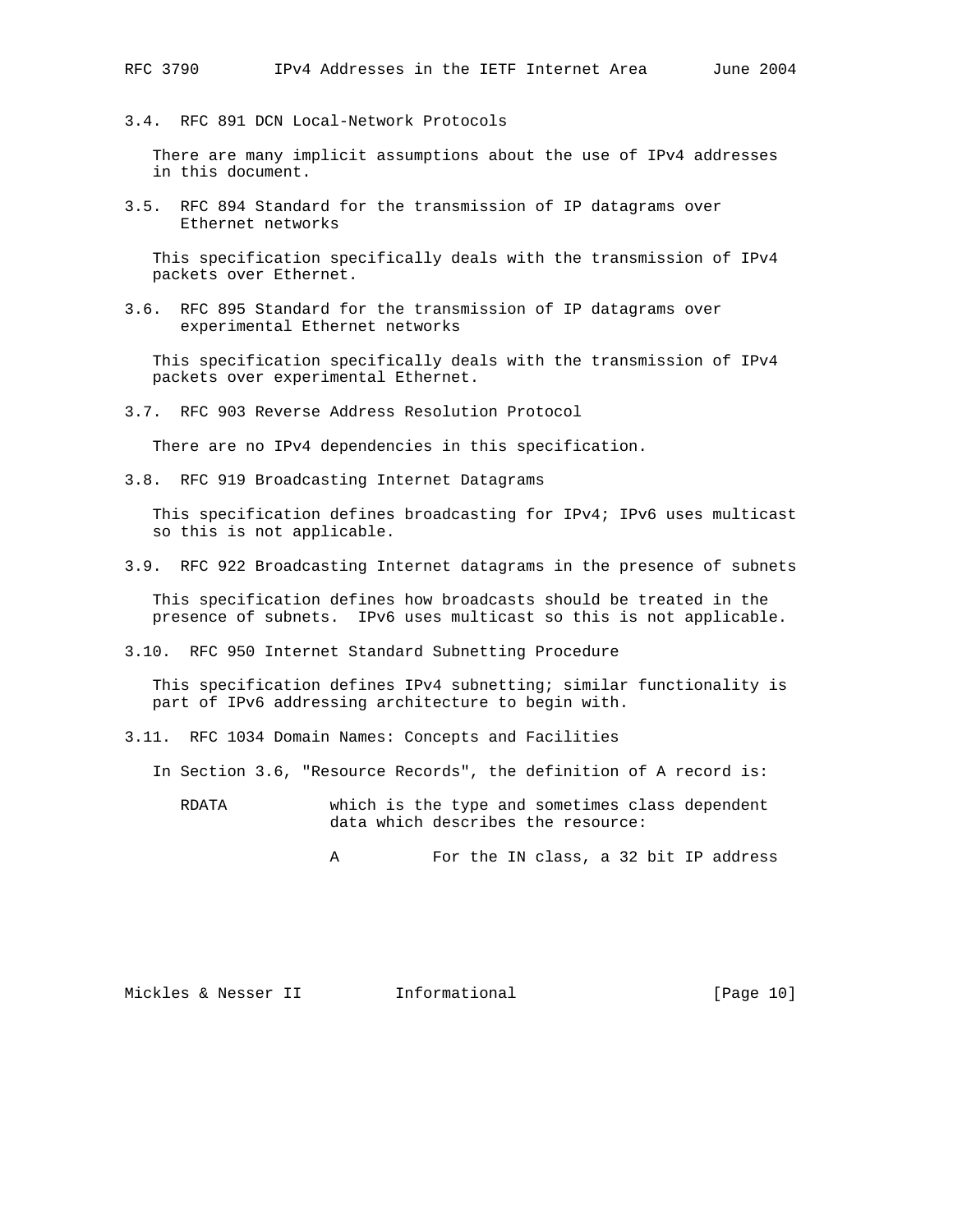### 3.4. RFC 891 DCN Local-Network Protocols

There are many implicit assumptions about the use of IPv4 addresses in this document.

### 3.5. RFC 894 Standard for the transmission of IP datagrams over Ethernet networks

This specification specifically deals with the transmission of IPv4 packets over Ethernet.

### 3.6. RFC 895 Standard for the transmission of IP datagrams over experimental Ethernet networks

This specification specifically deals with the transmission of IPv4 packets over experimental Ethernet.

### 3.7. RFC 903 Reverse Address Resolution Protocol

There are no IPv4 dependencies in this specification.

### 3.8. RFC 919 Broadcasting Internet Datagrams

This specification defines broadcasting for IPv4; IPv6 uses multicast so this is not applicable.

### 3.9. RFC 922 Broadcasting Internet datagrams in the presence of subnets

This specification defines how broadcasts should be treated in the presence of subnets. IPv6 uses multicast so this is not applicable.

### 3.10. RFC 950 Internet Standard Subnetting Procedure

This specification defines IPv4 subnetting; similar functionality is part of IPv6 addressing architecture to begin with.

### 3.11. RFC 1034 Domain Names: Concepts and Facilities

In Section 3.6, "Resource Records", the definition of A record is:

```
RDATA           which is the type and sometimes class dependent
                data which describes the resource:

                A          For the IN class, a 32 bit IP address
```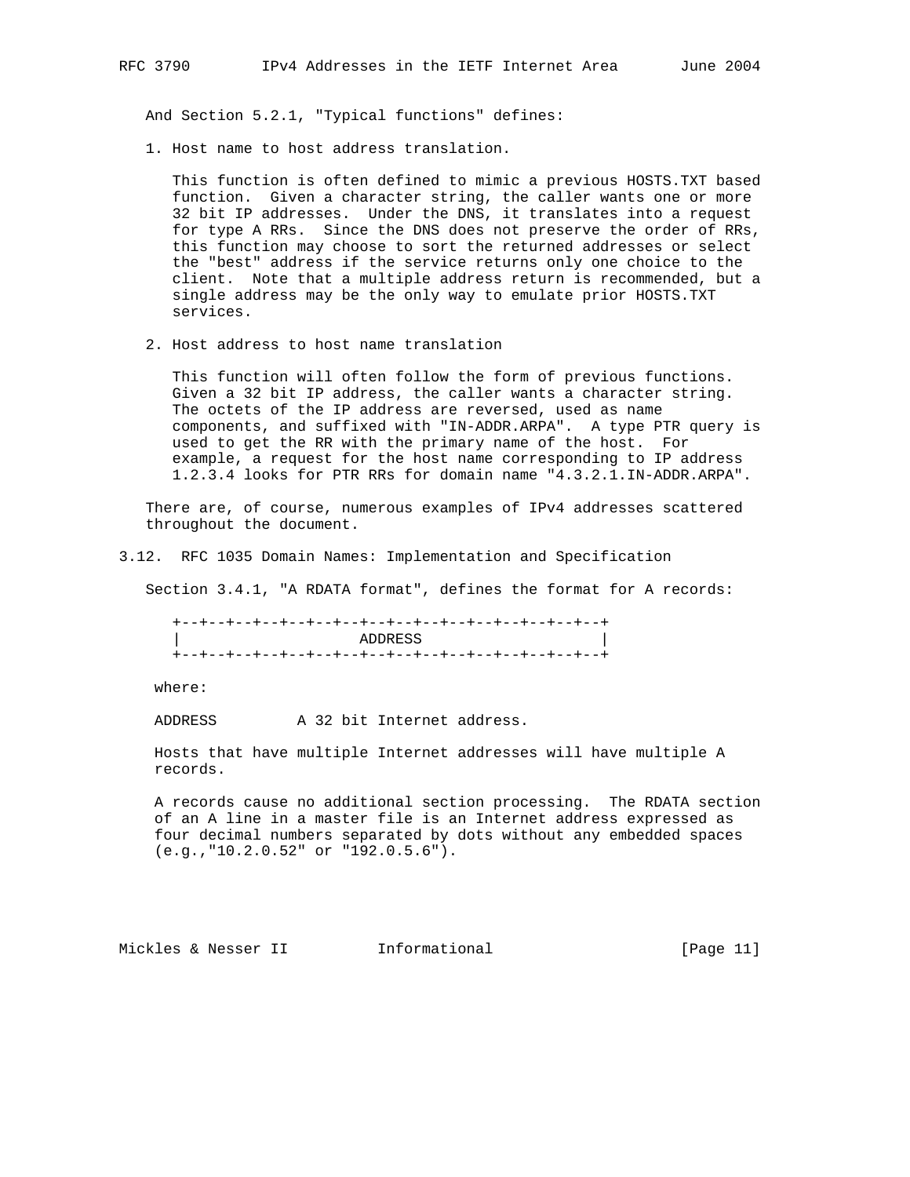And Section 5.2.1, "Typical functions" defines:

1. Host name to host address translation.

   This function is often defined to mimic a previous HOSTS.TXT based function. Given a character string, the caller wants one or more 32 bit IP addresses. Under the DNS, it translates into a request for type A RRs. Since the DNS does not preserve the order of RRs, this function may choose to sort the returned addresses or select the "best" address if the service returns only one choice to the client. Note that a multiple address return is recommended, but a single address may be the only way to emulate prior HOSTS.TXT services.

2. Host address to host name translation

   This function will often follow the form of previous functions. Given a 32 bit IP address, the caller wants a character string. The octets of the IP address are reversed, used as name components, and suffixed with "IN-ADDR.ARPA". A type PTR query is used to get the RR with the primary name of the host. For example, a request for the host name corresponding to IP address 1.2.3.4 looks for PTR RRs for domain name "4.3.2.1.IN-ADDR.ARPA".

There are, of course, numerous examples of IPv4 addresses scattered throughout the document.

### 3.12. RFC 1035 Domain Names: Implementation and Specification

Section 3.4.1, "A RDATA format", defines the format for A records:

```
+--+--+--+--+--+--+--+--+--+--+--+--+--+--+--+--+
|                    ADDRESS                    |
+--+--+--+--+--+--+--+--+--+--+--+--+--+--+--+--+
```

where:

ADDRESS         A 32 bit Internet address.

Hosts that have multiple Internet addresses will have multiple A records.

A records cause no additional section processing. The RDATA section of an A line in a master file is an Internet address expressed as four decimal numbers separated by dots without any embedded spaces (e.g.,"10.2.0.52" or "192.0.5.6").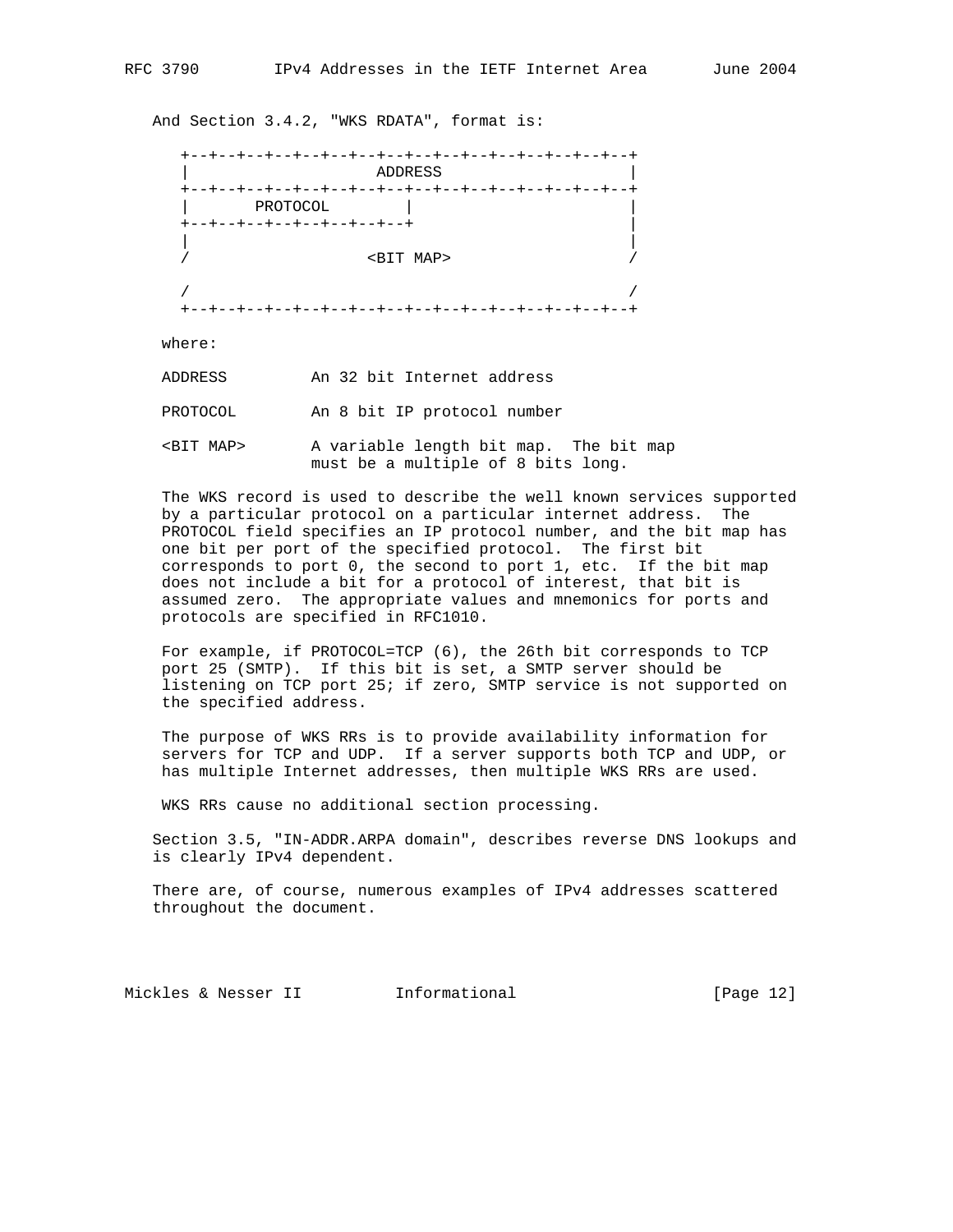And Section 3.4.2, "WKS RDATA", format is:

```
+--+--+--+--+--+--+--+--+--+--+--+--+--+--+--+--+
|                    ADDRESS                    |
+--+--+--+--+--+--+--+--+--+--+--+--+--+--+--+--+
|       PROTOCOL        |                       |
+--+--+--+--+--+--+--+--+                       |
|                                               |
/                   <BIT MAP>                   /

/                                               /
+--+--+--+--+--+--+--+--+--+--+--+--+--+--+--+--+
```

where:

ADDRESS An 32 bit Internet address

PROTOCOL An 8 bit IP protocol number

<BIT MAP> A variable length bit map. The bit map must be a multiple of 8 bits long.

The WKS record is used to describe the well known services supported by a particular protocol on a particular internet address. The PROTOCOL field specifies an IP protocol number, and the bit map has one bit per port of the specified protocol. The first bit corresponds to port 0, the second to port 1, etc. If the bit map does not include a bit for a protocol of interest, that bit is assumed zero. The appropriate values and mnemonics for ports and protocols are specified in RFC1010.

For example, if PROTOCOL=TCP (6), the 26th bit corresponds to TCP port 25 (SMTP). If this bit is set, a SMTP server should be listening on TCP port 25; if zero, SMTP service is not supported on the specified address.

The purpose of WKS RRs is to provide availability information for servers for TCP and UDP. If a server supports both TCP and UDP, or has multiple Internet addresses, then multiple WKS RRs are used.

WKS RRs cause no additional section processing.

Section 3.5, "IN-ADDR.ARPA domain", describes reverse DNS lookups and is clearly IPv4 dependent.

There are, of course, numerous examples of IPv4 addresses scattered throughout the document.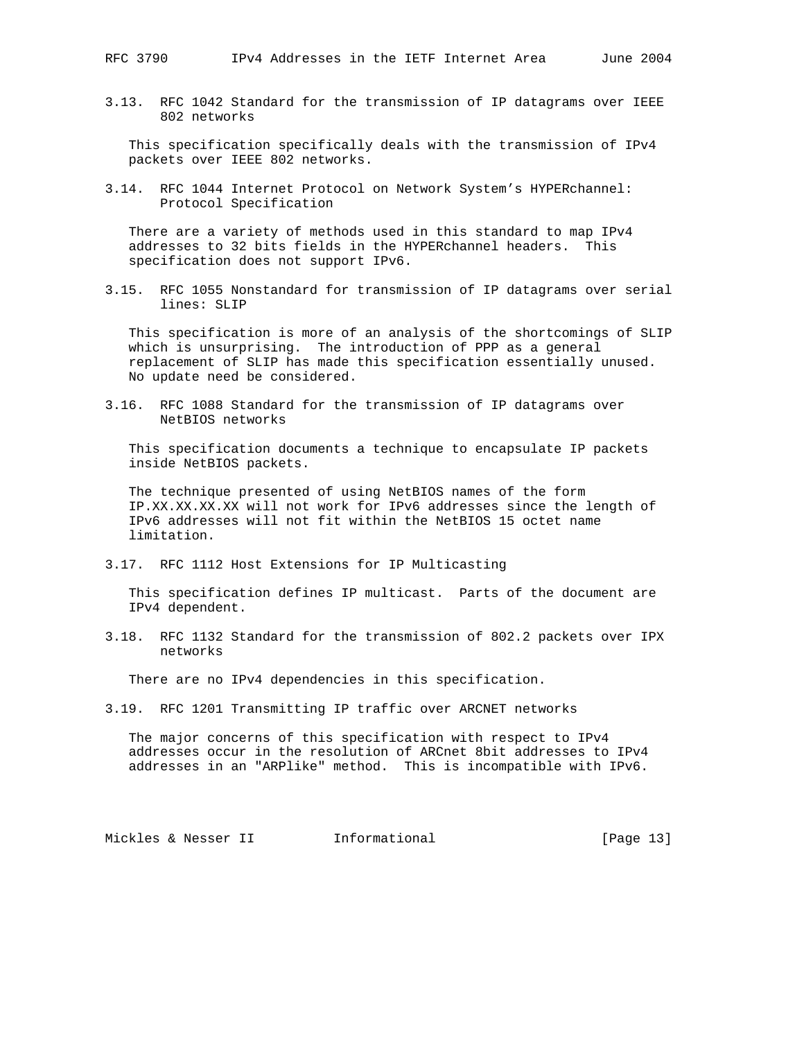### 3.13. RFC 1042 Standard for the transmission of IP datagrams over IEEE 802 networks

This specification specifically deals with the transmission of IPv4 packets over IEEE 802 networks.

### 3.14. RFC 1044 Internet Protocol on Network System's HYPERchannel: Protocol Specification

There are a variety of methods used in this standard to map IPv4 addresses to 32 bits fields in the HYPERchannel headers. This specification does not support IPv6.

### 3.15. RFC 1055 Nonstandard for transmission of IP datagrams over serial lines: SLIP

This specification is more of an analysis of the shortcomings of SLIP which is unsurprising. The introduction of PPP as a general replacement of SLIP has made this specification essentially unused. No update need be considered.

### 3.16. RFC 1088 Standard for the transmission of IP datagrams over NetBIOS networks

This specification documents a technique to encapsulate IP packets inside NetBIOS packets.

The technique presented of using NetBIOS names of the form IP.XX.XX.XX.XX will not work for IPv6 addresses since the length of IPv6 addresses will not fit within the NetBIOS 15 octet name limitation.

### 3.17. RFC 1112 Host Extensions for IP Multicasting

This specification defines IP multicast. Parts of the document are IPv4 dependent.

### 3.18. RFC 1132 Standard for the transmission of 802.2 packets over IPX networks

There are no IPv4 dependencies in this specification.

### 3.19. RFC 1201 Transmitting IP traffic over ARCNET networks

The major concerns of this specification with respect to IPv4 addresses occur in the resolution of ARCnet 8bit addresses to IPv4 addresses in an "ARPlike" method. This is incompatible with IPv6.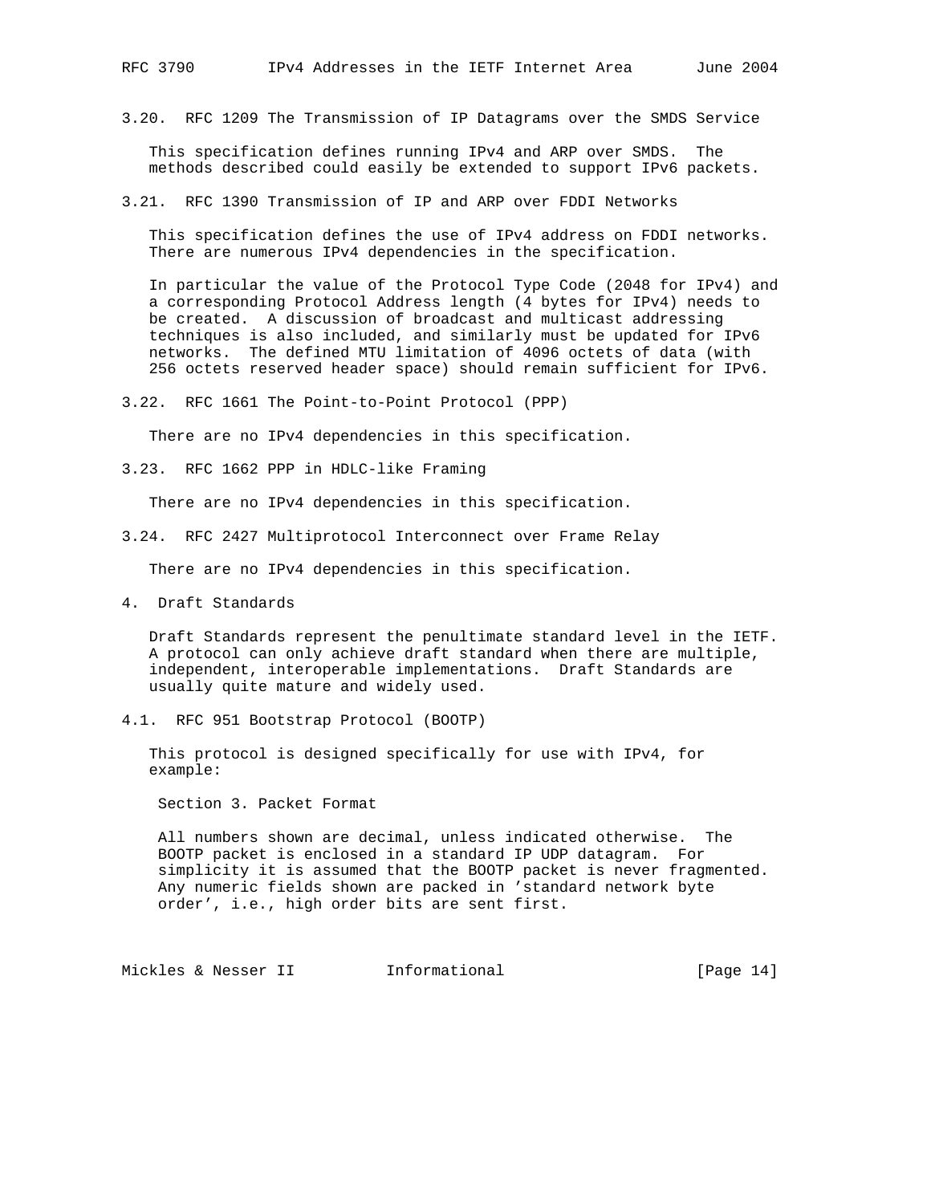### 3.20. RFC 1209 The Transmission of IP Datagrams over the SMDS Service

This specification defines running IPv4 and ARP over SMDS. The methods described could easily be extended to support IPv6 packets.

### 3.21. RFC 1390 Transmission of IP and ARP over FDDI Networks

This specification defines the use of IPv4 address on FDDI networks. There are numerous IPv4 dependencies in the specification.

In particular the value of the Protocol Type Code (2048 for IPv4) and a corresponding Protocol Address length (4 bytes for IPv4) needs to be created. A discussion of broadcast and multicast addressing techniques is also included, and similarly must be updated for IPv6 networks. The defined MTU limitation of 4096 octets of data (with 256 octets reserved header space) should remain sufficient for IPv6.

### 3.22. RFC 1661 The Point-to-Point Protocol (PPP)

There are no IPv4 dependencies in this specification.

### 3.23. RFC 1662 PPP in HDLC-like Framing

There are no IPv4 dependencies in this specification.

### 3.24. RFC 2427 Multiprotocol Interconnect over Frame Relay

There are no IPv4 dependencies in this specification.

## 4. Draft Standards

Draft Standards represent the penultimate standard level in the IETF. A protocol can only achieve draft standard when there are multiple, independent, interoperable implementations. Draft Standards are usually quite mature and widely used.

### 4.1. RFC 951 Bootstrap Protocol (BOOTP)

This protocol is designed specifically for use with IPv4, for example:

> Section 3. Packet Format
>
> All numbers shown are decimal, unless indicated otherwise. The BOOTP packet is enclosed in a standard IP UDP datagram. For simplicity it is assumed that the BOOTP packet is never fragmented. Any numeric fields shown are packed in 'standard network byte order', i.e., high order bits are sent first.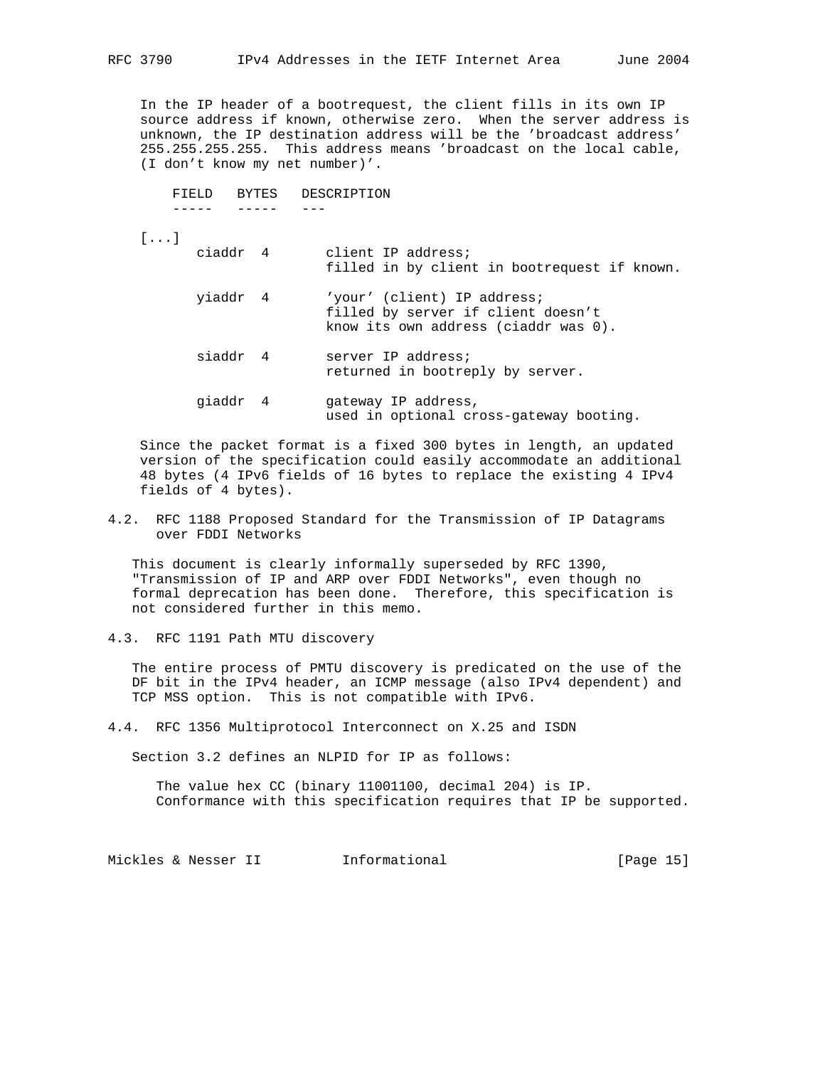In the IP header of a bootrequest, the client fills in its own IP source address if known, otherwise zero. When the server address is unknown, the IP destination address will be the 'broadcast address' 255.255.255.255. This address means 'broadcast on the local cable, (I don't know my net number)'.

| FIELD | BYTES | DESCRIPTION |
| --- | --- | --- |
| [...] | | |
| ciaddr | 4 | client IP address; filled in by client in bootrequest if known. |
| yiaddr | 4 | 'your' (client) IP address; filled by server if client doesn't know its own address (ciaddr was 0). |
| siaddr | 4 | server IP address; returned in bootreply by server. |
| giaddr | 4 | gateway IP address, used in optional cross-gateway booting. |

Since the packet format is a fixed 300 bytes in length, an updated version of the specification could easily accommodate an additional 48 bytes (4 IPv6 fields of 16 bytes to replace the existing 4 IPv4 fields of 4 bytes).

## 4.2. RFC 1188 Proposed Standard for the Transmission of IP Datagrams over FDDI Networks

This document is clearly informally superseded by RFC 1390, "Transmission of IP and ARP over FDDI Networks", even though no formal deprecation has been done. Therefore, this specification is not considered further in this memo.

## 4.3. RFC 1191 Path MTU discovery

The entire process of PMTU discovery is predicated on the use of the DF bit in the IPv4 header, an ICMP message (also IPv4 dependent) and TCP MSS option. This is not compatible with IPv6.

## 4.4. RFC 1356 Multiprotocol Interconnect on X.25 and ISDN

Section 3.2 defines an NLPID for IP as follows:

> The value hex CC (binary 11001100, decimal 204) is IP. Conformance with this specification requires that IP be supported.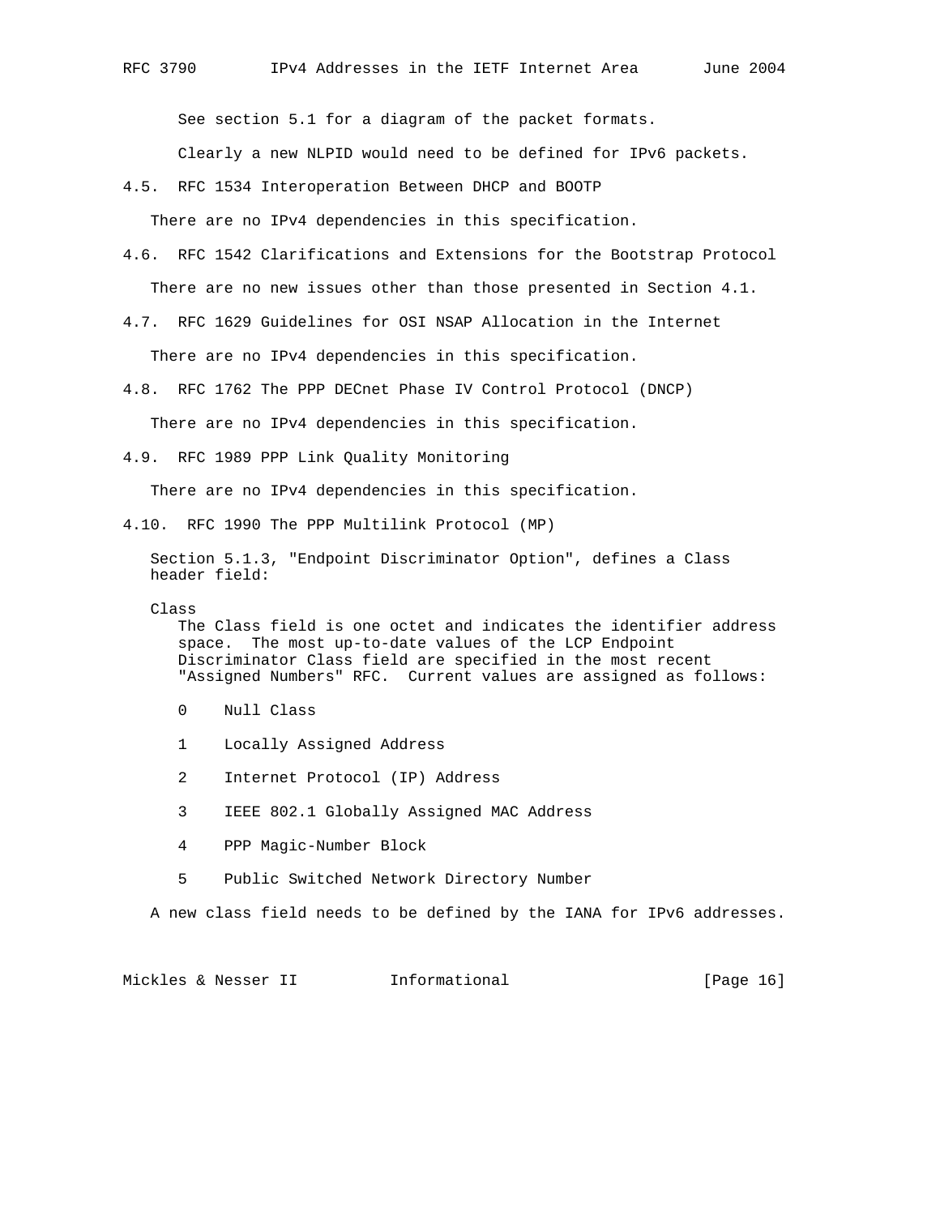See section 5.1 for a diagram of the packet formats.

Clearly a new NLPID would need to be defined for IPv6 packets.

### 4.5. RFC 1534 Interoperation Between DHCP and BOOTP

There are no IPv4 dependencies in this specification.

### 4.6. RFC 1542 Clarifications and Extensions for the Bootstrap Protocol

There are no new issues other than those presented in Section 4.1.

### 4.7. RFC 1629 Guidelines for OSI NSAP Allocation in the Internet

There are no IPv4 dependencies in this specification.

### 4.8. RFC 1762 The PPP DECnet Phase IV Control Protocol (DNCP)

There are no IPv4 dependencies in this specification.

### 4.9. RFC 1989 PPP Link Quality Monitoring

There are no IPv4 dependencies in this specification.

### 4.10. RFC 1990 The PPP Multilink Protocol (MP)

Section 5.1.3, "Endpoint Discriminator Option", defines a Class header field:

Class
The Class field is one octet and indicates the identifier address space. The most up-to-date values of the LCP Endpoint Discriminator Class field are specified in the most recent "Assigned Numbers" RFC. Current values are assigned as follows:

```
0    Null Class

1    Locally Assigned Address

2    Internet Protocol (IP) Address

3    IEEE 802.1 Globally Assigned MAC Address

4    PPP Magic-Number Block

5    Public Switched Network Directory Number
```

A new class field needs to be defined by the IANA for IPv6 addresses.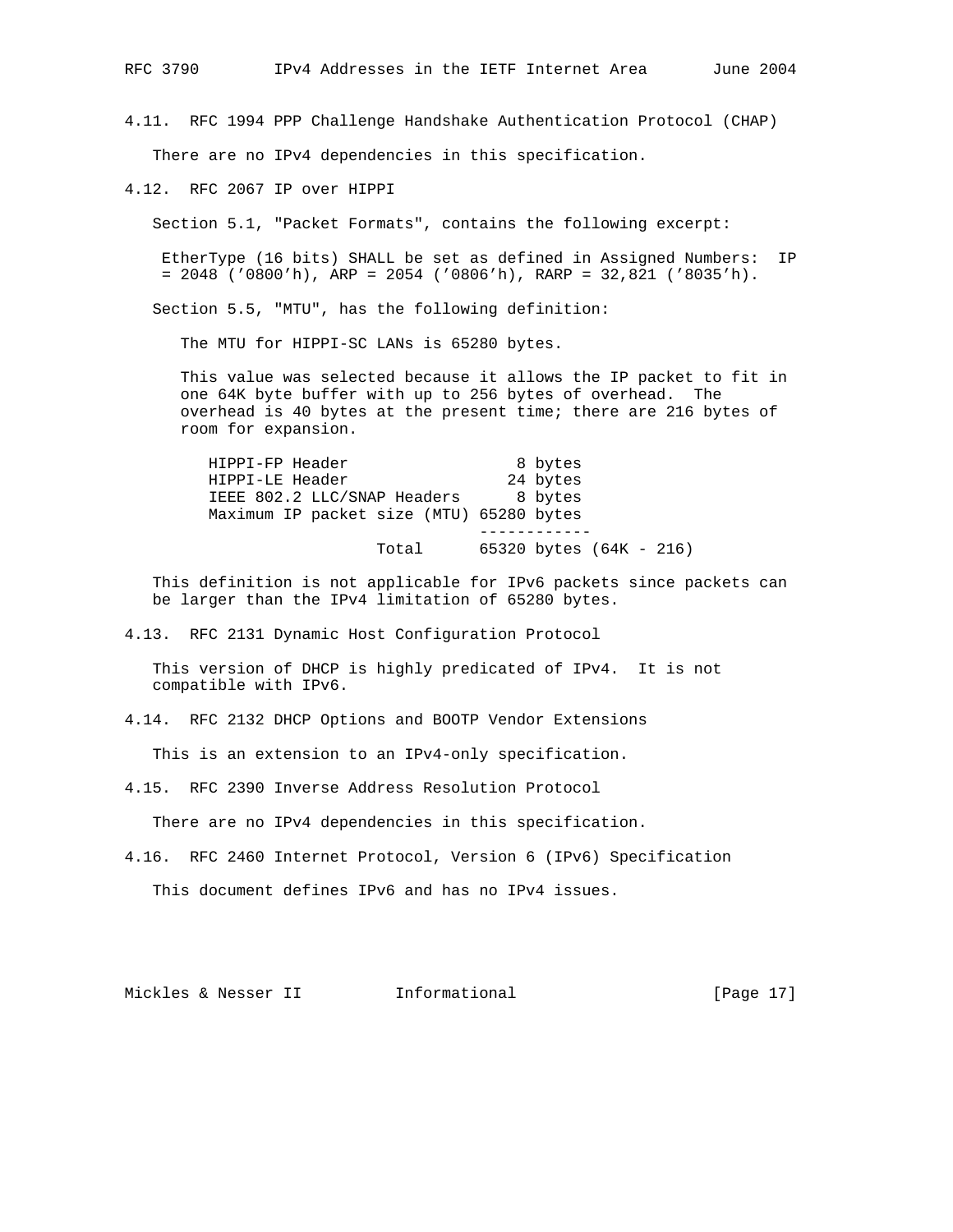### 4.11. RFC 1994 PPP Challenge Handshake Authentication Protocol (CHAP)

There are no IPv4 dependencies in this specification.

### 4.12. RFC 2067 IP over HIPPI

Section 5.1, "Packet Formats", contains the following excerpt:

> EtherType (16 bits) SHALL be set as defined in Assigned Numbers: IP = 2048 ('0800'h), ARP = 2054 ('0806'h), RARP = 32,821 ('8035'h).

Section 5.5, "MTU", has the following definition:

> The MTU for HIPPI-SC LANs is 65280 bytes.
>
> This value was selected because it allows the IP packet to fit in one 64K byte buffer with up to 256 bytes of overhead. The overhead is 40 bytes at the present time; there are 216 bytes of room for expansion.

```
HIPPI-FP Header                    8 bytes
HIPPI-LE Header                   24 bytes
IEEE 802.2 LLC/SNAP Headers        8 bytes
Maximum IP packet size (MTU) 65280 bytes
                             ------------
                Total        65320 bytes (64K - 216)
```

This definition is not applicable for IPv6 packets since packets can be larger than the IPv4 limitation of 65280 bytes.

### 4.13. RFC 2131 Dynamic Host Configuration Protocol

This version of DHCP is highly predicated of IPv4. It is not compatible with IPv6.

### 4.14. RFC 2132 DHCP Options and BOOTP Vendor Extensions

This is an extension to an IPv4-only specification.

### 4.15. RFC 2390 Inverse Address Resolution Protocol

There are no IPv4 dependencies in this specification.

### 4.16. RFC 2460 Internet Protocol, Version 6 (IPv6) Specification

This document defines IPv6 and has no IPv4 issues.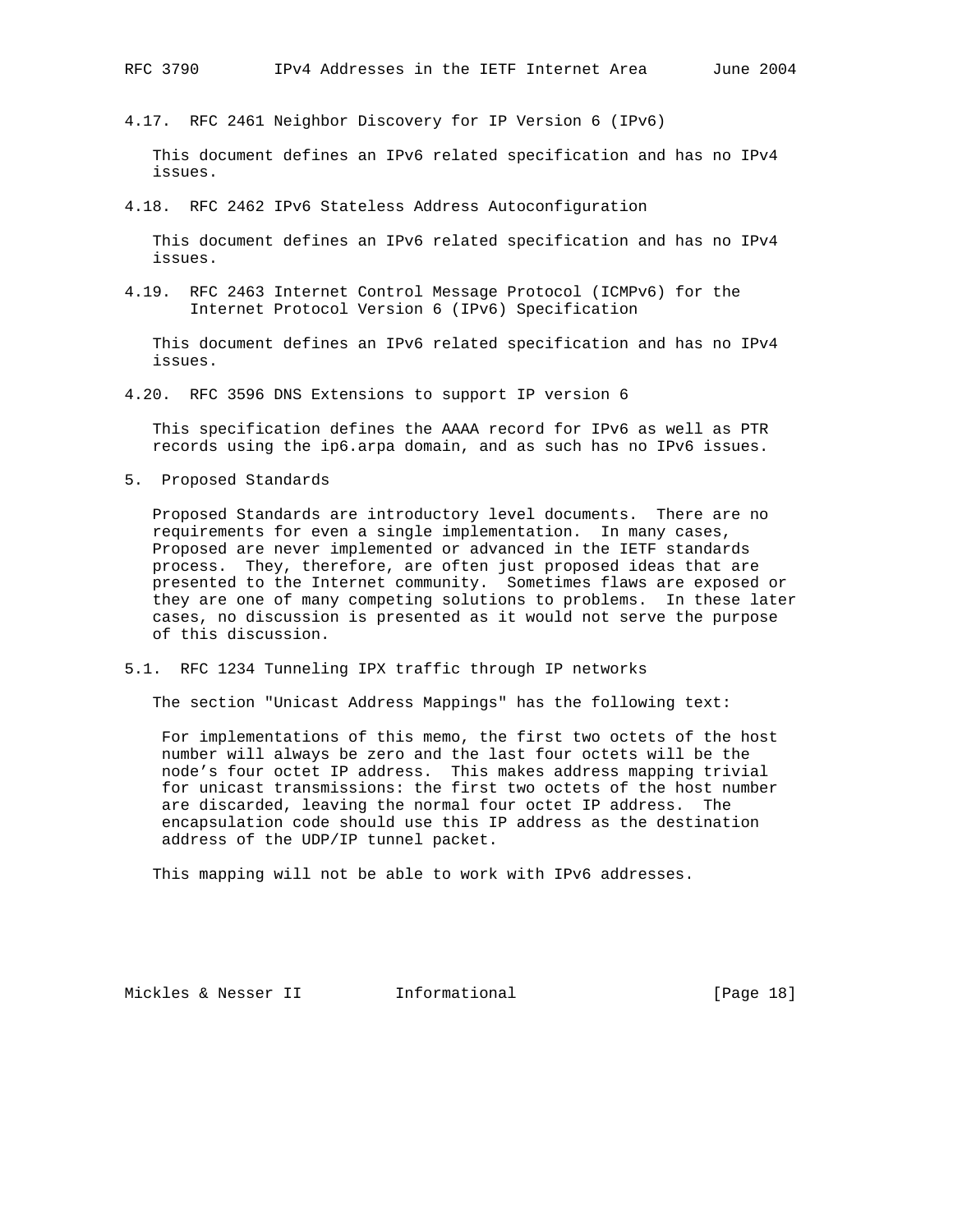### 4.17. RFC 2461 Neighbor Discovery for IP Version 6 (IPv6)

This document defines an IPv6 related specification and has no IPv4 issues.

### 4.18. RFC 2462 IPv6 Stateless Address Autoconfiguration

This document defines an IPv6 related specification and has no IPv4 issues.

### 4.19. RFC 2463 Internet Control Message Protocol (ICMPv6) for the Internet Protocol Version 6 (IPv6) Specification

This document defines an IPv6 related specification and has no IPv4 issues.

### 4.20. RFC 3596 DNS Extensions to support IP version 6

This specification defines the AAAA record for IPv6 as well as PTR records using the ip6.arpa domain, and as such has no IPv6 issues.

## 5. Proposed Standards

Proposed Standards are introductory level documents. There are no requirements for even a single implementation. In many cases, Proposed are never implemented or advanced in the IETF standards process. They, therefore, are often just proposed ideas that are presented to the Internet community. Sometimes flaws are exposed or they are one of many competing solutions to problems. In these later cases, no discussion is presented as it would not serve the purpose of this discussion.

### 5.1. RFC 1234 Tunneling IPX traffic through IP networks

The section "Unicast Address Mappings" has the following text:

> For implementations of this memo, the first two octets of the host number will always be zero and the last four octets will be the node's four octet IP address. This makes address mapping trivial for unicast transmissions: the first two octets of the host number are discarded, leaving the normal four octet IP address. The encapsulation code should use this IP address as the destination address of the UDP/IP tunnel packet.

This mapping will not be able to work with IPv6 addresses.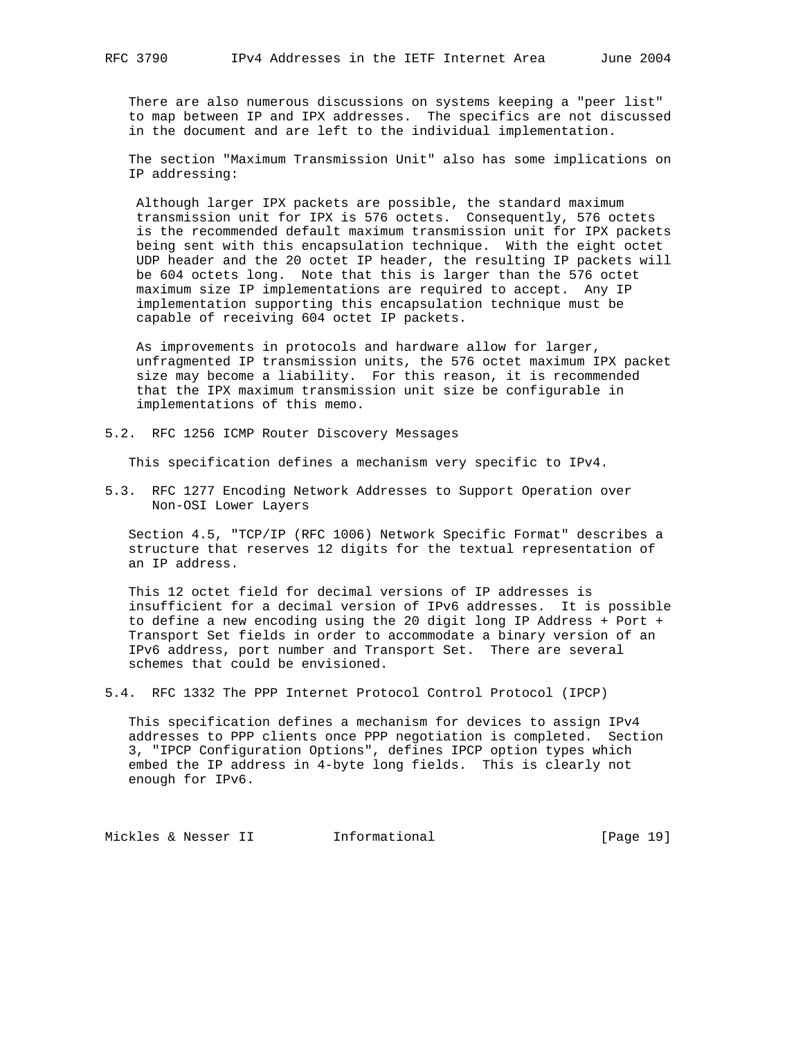There are also numerous discussions on systems keeping a "peer list" to map between IP and IPX addresses. The specifics are not discussed in the document and are left to the individual implementation.

The section "Maximum Transmission Unit" also has some implications on IP addressing:

> Although larger IPX packets are possible, the standard maximum transmission unit for IPX is 576 octets. Consequently, 576 octets is the recommended default maximum transmission unit for IPX packets being sent with this encapsulation technique. With the eight octet UDP header and the 20 octet IP header, the resulting IP packets will be 604 octets long. Note that this is larger than the 576 octet maximum size IP implementations are required to accept. Any IP implementation supporting this encapsulation technique must be capable of receiving 604 octet IP packets.
>
> As improvements in protocols and hardware allow for larger, unfragmented IP transmission units, the 576 octet maximum IPX packet size may become a liability. For this reason, it is recommended that the IPX maximum transmission unit size be configurable in implementations of this memo.

### 5.2. RFC 1256 ICMP Router Discovery Messages

This specification defines a mechanism very specific to IPv4.

### 5.3. RFC 1277 Encoding Network Addresses to Support Operation over Non-OSI Lower Layers

Section 4.5, "TCP/IP (RFC 1006) Network Specific Format" describes a structure that reserves 12 digits for the textual representation of an IP address.

This 12 octet field for decimal versions of IP addresses is insufficient for a decimal version of IPv6 addresses. It is possible to define a new encoding using the 20 digit long IP Address + Port + Transport Set fields in order to accommodate a binary version of an IPv6 address, port number and Transport Set. There are several schemes that could be envisioned.

### 5.4. RFC 1332 The PPP Internet Protocol Control Protocol (IPCP)

This specification defines a mechanism for devices to assign IPv4 addresses to PPP clients once PPP negotiation is completed. Section 3, "IPCP Configuration Options", defines IPCP option types which embed the IP address in 4-byte long fields. This is clearly not enough for IPv6.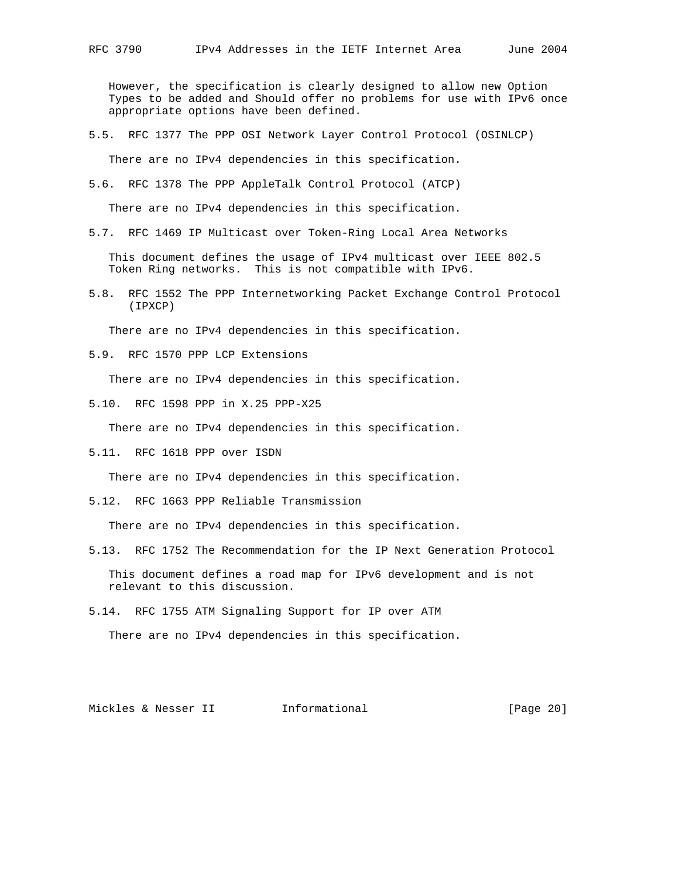However, the specification is clearly designed to allow new Option Types to be added and Should offer no problems for use with IPv6 once appropriate options have been defined.

### 5.5. RFC 1377 The PPP OSI Network Layer Control Protocol (OSINLCP)

There are no IPv4 dependencies in this specification.

### 5.6. RFC 1378 The PPP AppleTalk Control Protocol (ATCP)

There are no IPv4 dependencies in this specification.

### 5.7. RFC 1469 IP Multicast over Token-Ring Local Area Networks

This document defines the usage of IPv4 multicast over IEEE 802.5 Token Ring networks. This is not compatible with IPv6.

### 5.8. RFC 1552 The PPP Internetworking Packet Exchange Control Protocol (IPXCP)

There are no IPv4 dependencies in this specification.

### 5.9. RFC 1570 PPP LCP Extensions

There are no IPv4 dependencies in this specification.

### 5.10. RFC 1598 PPP in X.25 PPP-X25

There are no IPv4 dependencies in this specification.

### 5.11. RFC 1618 PPP over ISDN

There are no IPv4 dependencies in this specification.

### 5.12. RFC 1663 PPP Reliable Transmission

There are no IPv4 dependencies in this specification.

### 5.13. RFC 1752 The Recommendation for the IP Next Generation Protocol

This document defines a road map for IPv6 development and is not relevant to this discussion.

### 5.14. RFC 1755 ATM Signaling Support for IP over ATM

There are no IPv4 dependencies in this specification.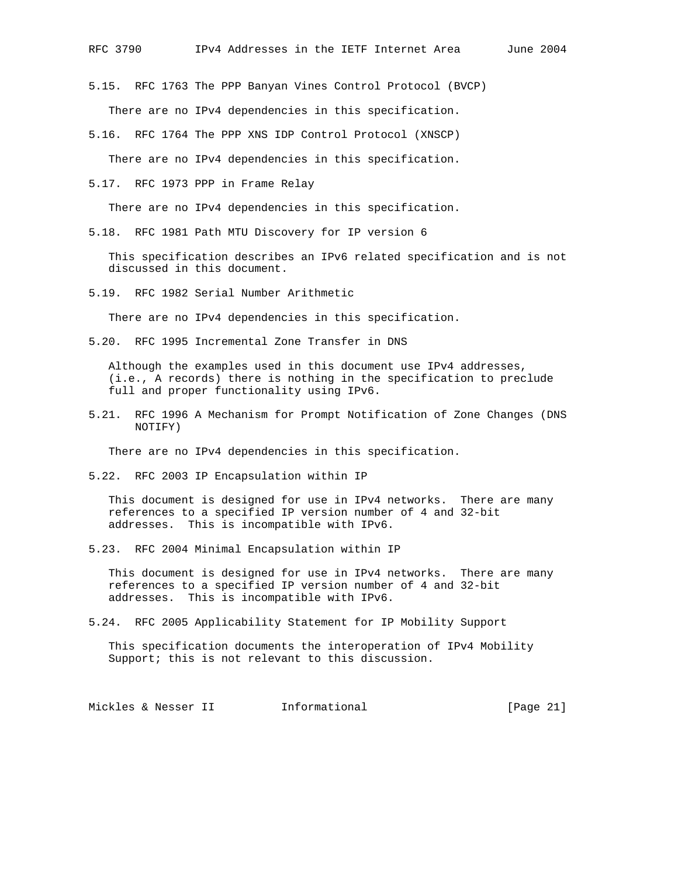### 5.15. RFC 1763 The PPP Banyan Vines Control Protocol (BVCP)

There are no IPv4 dependencies in this specification.

### 5.16. RFC 1764 The PPP XNS IDP Control Protocol (XNSCP)

There are no IPv4 dependencies in this specification.

### 5.17. RFC 1973 PPP in Frame Relay

There are no IPv4 dependencies in this specification.

### 5.18. RFC 1981 Path MTU Discovery for IP version 6

This specification describes an IPv6 related specification and is not discussed in this document.

### 5.19. RFC 1982 Serial Number Arithmetic

There are no IPv4 dependencies in this specification.

### 5.20. RFC 1995 Incremental Zone Transfer in DNS

Although the examples used in this document use IPv4 addresses, (i.e., A records) there is nothing in the specification to preclude full and proper functionality using IPv6.

### 5.21. RFC 1996 A Mechanism for Prompt Notification of Zone Changes (DNS NOTIFY)

There are no IPv4 dependencies in this specification.

### 5.22. RFC 2003 IP Encapsulation within IP

This document is designed for use in IPv4 networks. There are many references to a specified IP version number of 4 and 32-bit addresses. This is incompatible with IPv6.

### 5.23. RFC 2004 Minimal Encapsulation within IP

This document is designed for use in IPv4 networks. There are many references to a specified IP version number of 4 and 32-bit addresses. This is incompatible with IPv6.

### 5.24. RFC 2005 Applicability Statement for IP Mobility Support

This specification documents the interoperation of IPv4 Mobility Support; this is not relevant to this discussion.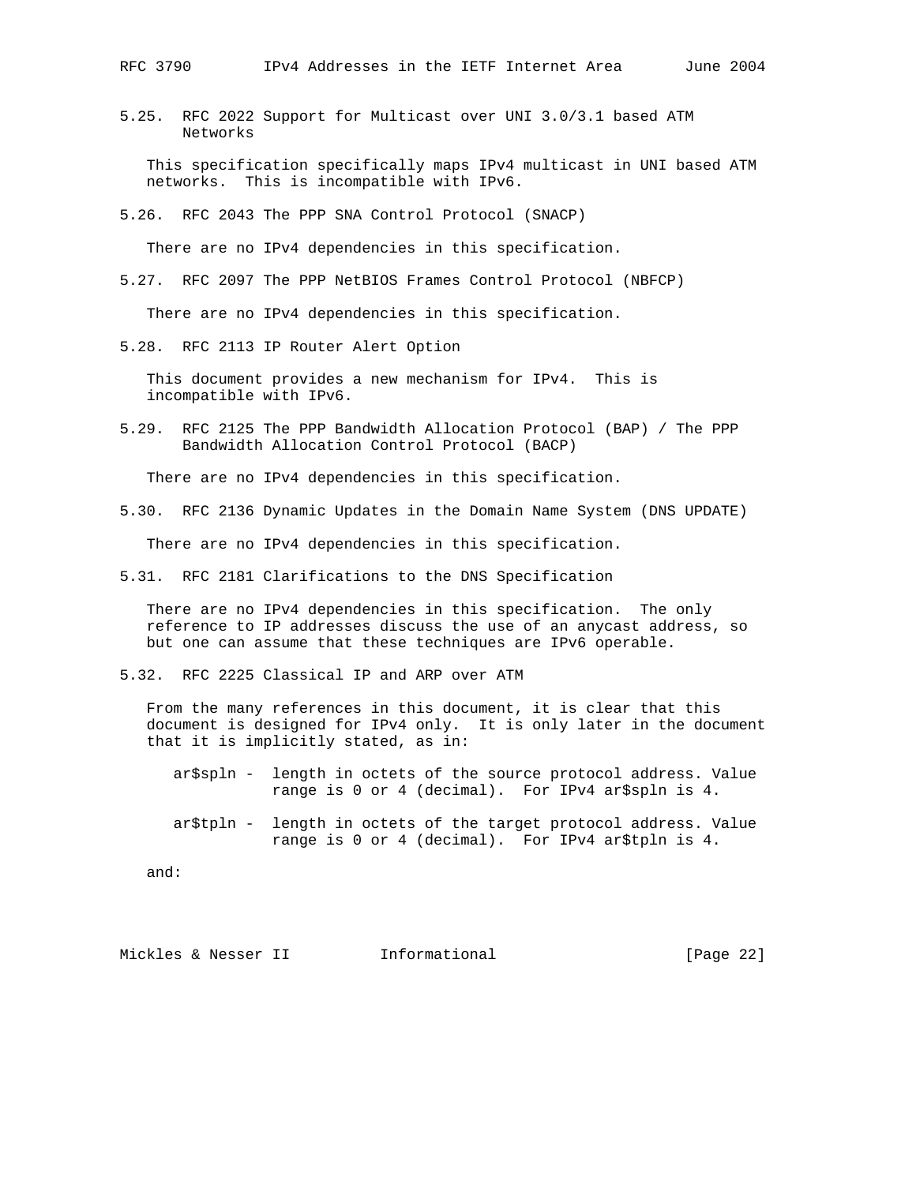### 5.25. RFC 2022 Support for Multicast over UNI 3.0/3.1 based ATM Networks

This specification specifically maps IPv4 multicast in UNI based ATM networks. This is incompatible with IPv6.

### 5.26. RFC 2043 The PPP SNA Control Protocol (SNACP)

There are no IPv4 dependencies in this specification.

### 5.27. RFC 2097 The PPP NetBIOS Frames Control Protocol (NBFCP)

There are no IPv4 dependencies in this specification.

### 5.28. RFC 2113 IP Router Alert Option

This document provides a new mechanism for IPv4. This is incompatible with IPv6.

### 5.29. RFC 2125 The PPP Bandwidth Allocation Protocol (BAP) / The PPP Bandwidth Allocation Control Protocol (BACP)

There are no IPv4 dependencies in this specification.

### 5.30. RFC 2136 Dynamic Updates in the Domain Name System (DNS UPDATE)

There are no IPv4 dependencies in this specification.

### 5.31. RFC 2181 Clarifications to the DNS Specification

There are no IPv4 dependencies in this specification. The only reference to IP addresses discuss the use of an anycast address, so but one can assume that these techniques are IPv6 operable.

### 5.32. RFC 2225 Classical IP and ARP over ATM

From the many references in this document, it is clear that this document is designed for IPv4 only. It is only later in the document that it is implicitly stated, as in:

```
ar$spln -  length in octets of the source protocol address. Value
           range is 0 or 4 (decimal).  For IPv4 ar$spln is 4.

ar$tpln -  length in octets of the target protocol address. Value
           range is 0 or 4 (decimal).  For IPv4 ar$tpln is 4.
```

and: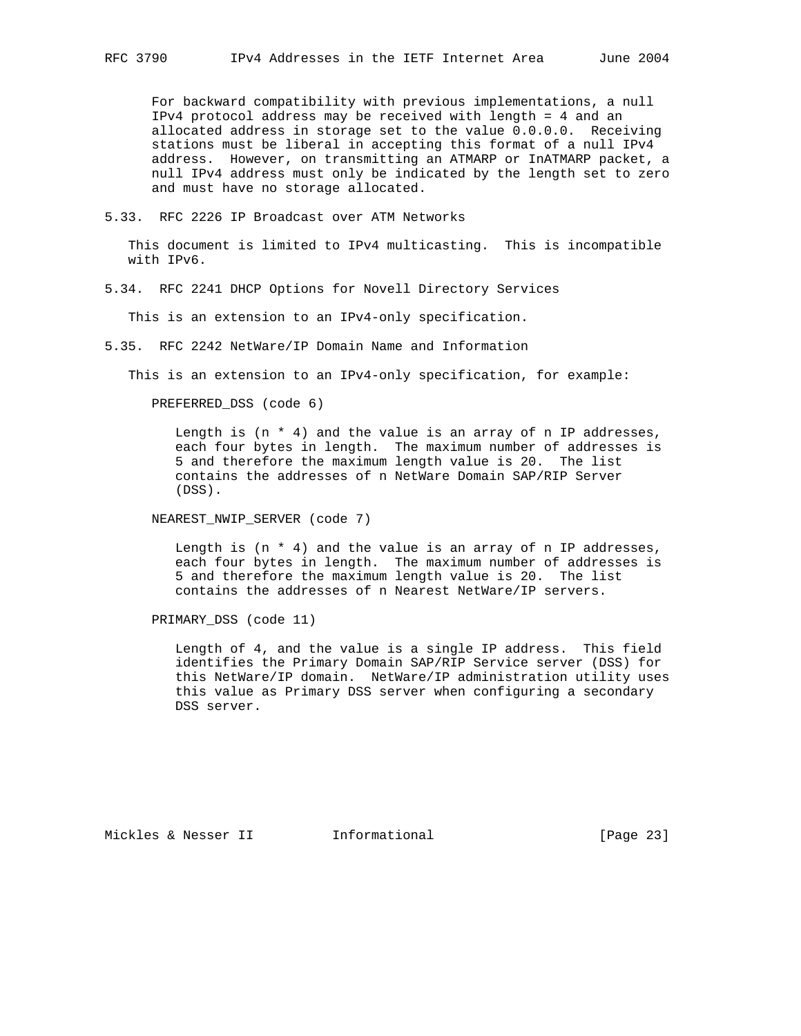For backward compatibility with previous implementations, a null IPv4 protocol address may be received with length = 4 and an allocated address in storage set to the value 0.0.0.0. Receiving stations must be liberal in accepting this format of a null IPv4 address. However, on transmitting an ATMARP or InATMARP packet, a null IPv4 address must only be indicated by the length set to zero and must have no storage allocated.

### 5.33. RFC 2226 IP Broadcast over ATM Networks

This document is limited to IPv4 multicasting. This is incompatible with IPv6.

### 5.34. RFC 2241 DHCP Options for Novell Directory Services

This is an extension to an IPv4-only specification.

### 5.35. RFC 2242 NetWare/IP Domain Name and Information

This is an extension to an IPv4-only specification, for example:

PREFERRED_DSS (code 6)

Length is (n * 4) and the value is an array of n IP addresses, each four bytes in length. The maximum number of addresses is 5 and therefore the maximum length value is 20. The list contains the addresses of n NetWare Domain SAP/RIP Server (DSS).

NEAREST_NWIP_SERVER (code 7)

Length is (n * 4) and the value is an array of n IP addresses, each four bytes in length. The maximum number of addresses is 5 and therefore the maximum length value is 20. The list contains the addresses of n Nearest NetWare/IP servers.

PRIMARY_DSS (code 11)

Length of 4, and the value is a single IP address. This field identifies the Primary Domain SAP/RIP Service server (DSS) for this NetWare/IP domain. NetWare/IP administration utility uses this value as Primary DSS server when configuring a secondary DSS server.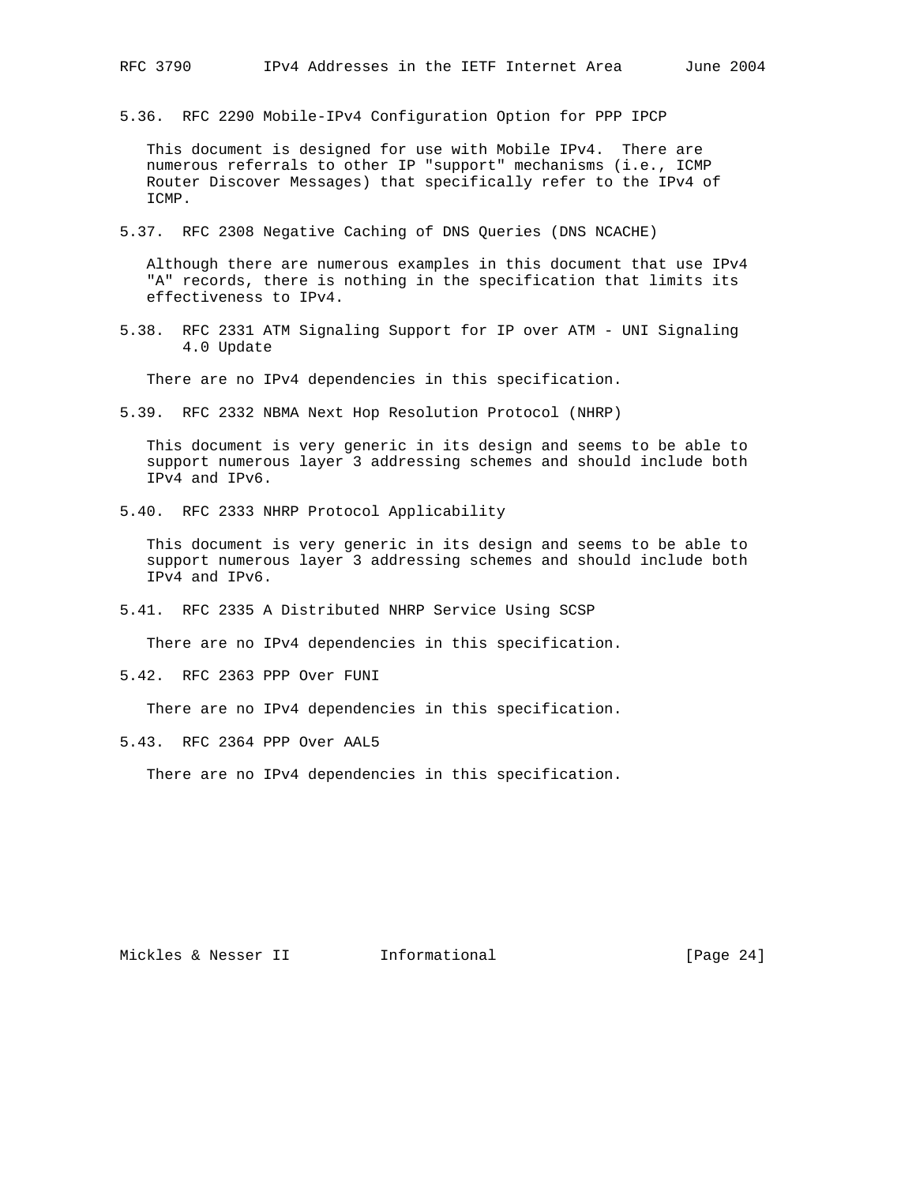### 5.36. RFC 2290 Mobile-IPv4 Configuration Option for PPP IPCP

This document is designed for use with Mobile IPv4. There are numerous referrals to other IP "support" mechanisms (i.e., ICMP Router Discover Messages) that specifically refer to the IPv4 of ICMP.

### 5.37. RFC 2308 Negative Caching of DNS Queries (DNS NCACHE)

Although there are numerous examples in this document that use IPv4 "A" records, there is nothing in the specification that limits its effectiveness to IPv4.

### 5.38. RFC 2331 ATM Signaling Support for IP over ATM - UNI Signaling 4.0 Update

There are no IPv4 dependencies in this specification.

### 5.39. RFC 2332 NBMA Next Hop Resolution Protocol (NHRP)

This document is very generic in its design and seems to be able to support numerous layer 3 addressing schemes and should include both IPv4 and IPv6.

### 5.40. RFC 2333 NHRP Protocol Applicability

This document is very generic in its design and seems to be able to support numerous layer 3 addressing schemes and should include both IPv4 and IPv6.

### 5.41. RFC 2335 A Distributed NHRP Service Using SCSP

There are no IPv4 dependencies in this specification.

### 5.42. RFC 2363 PPP Over FUNI

There are no IPv4 dependencies in this specification.

### 5.43. RFC 2364 PPP Over AAL5

There are no IPv4 dependencies in this specification.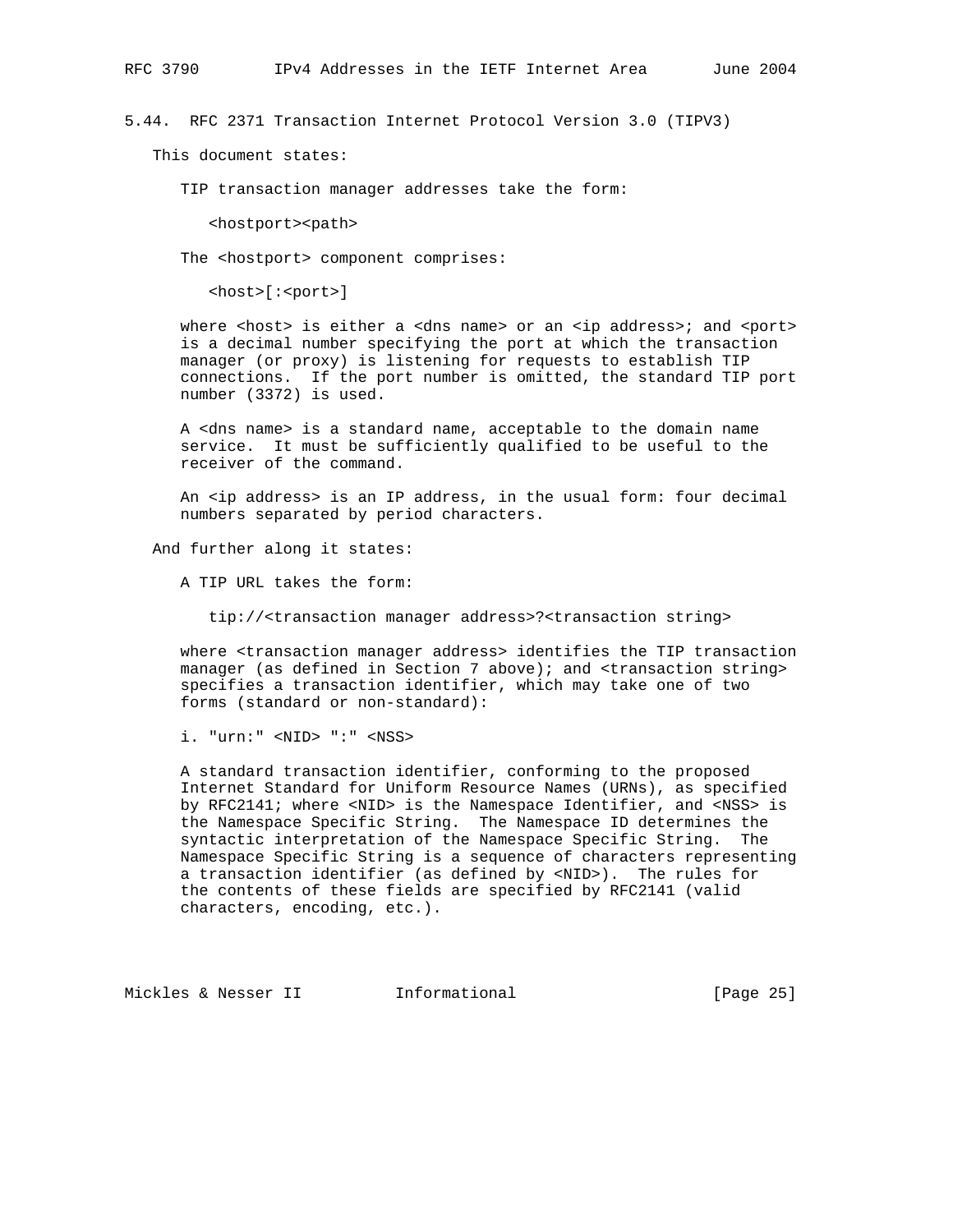### 5.44. RFC 2371 Transaction Internet Protocol Version 3.0 (TIPV3)

This document states:

> TIP transaction manager addresses take the form:
>
> <hostport><path>
>
> The <hostport> component comprises:
>
> <host>[:<port>]
>
> where <host> is either a <dns name> or an <ip address>; and <port> is a decimal number specifying the port at which the transaction manager (or proxy) is listening for requests to establish TIP connections. If the port number is omitted, the standard TIP port number (3372) is used.
>
> A <dns name> is a standard name, acceptable to the domain name service. It must be sufficiently qualified to be useful to the receiver of the command.
>
> An <ip address> is an IP address, in the usual form: four decimal numbers separated by period characters.

And further along it states:

> A TIP URL takes the form:
>
> tip://<transaction manager address>?<transaction string>
>
> where <transaction manager address> identifies the TIP transaction manager (as defined in Section 7 above); and <transaction string> specifies a transaction identifier, which may take one of two forms (standard or non-standard):
>
> i. "urn:" <NID> ":" <NSS>
>
> A standard transaction identifier, conforming to the proposed Internet Standard for Uniform Resource Names (URNs), as specified by RFC2141; where <NID> is the Namespace Identifier, and <NSS> is the Namespace Specific String. The Namespace ID determines the syntactic interpretation of the Namespace Specific String. The Namespace Specific String is a sequence of characters representing a transaction identifier (as defined by <NID>). The rules for the contents of these fields are specified by RFC2141 (valid characters, encoding, etc.).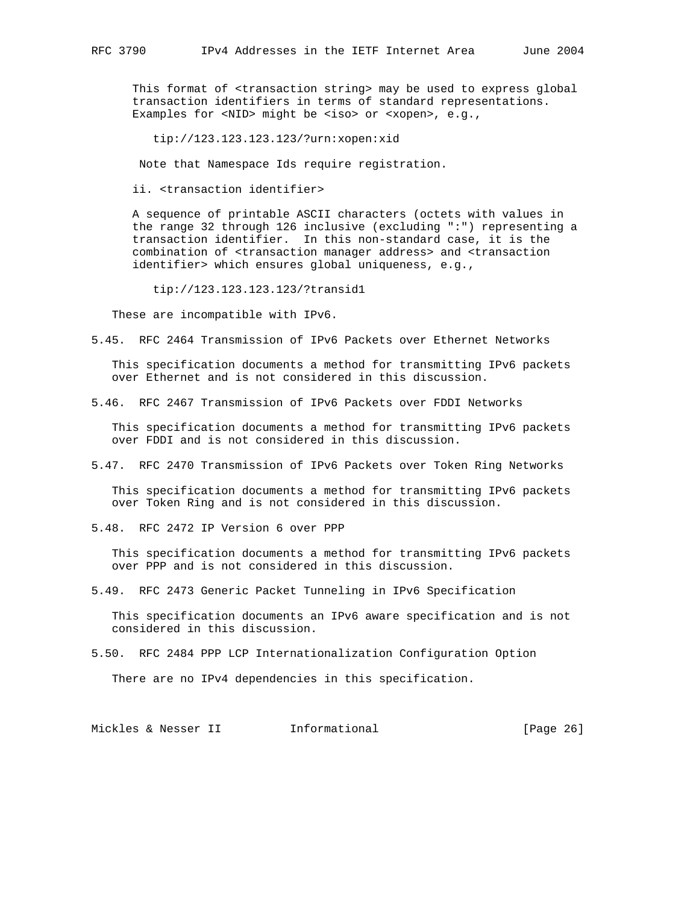This format of <transaction string> may be used to express global transaction identifiers in terms of standard representations. Examples for <NID> might be <iso> or <xopen>, e.g.,

```
tip://123.123.123.123/?urn:xopen:xid
```

Note that Namespace Ids require registration.

ii. <transaction identifier>

A sequence of printable ASCII characters (octets with values in the range 32 through 126 inclusive (excluding ":") representing a transaction identifier. In this non-standard case, it is the combination of <transaction manager address> and <transaction identifier> which ensures global uniqueness, e.g.,

```
tip://123.123.123.123/?transid1
```

These are incompatible with IPv6.

### 5.45. RFC 2464 Transmission of IPv6 Packets over Ethernet Networks

This specification documents a method for transmitting IPv6 packets over Ethernet and is not considered in this discussion.

### 5.46. RFC 2467 Transmission of IPv6 Packets over FDDI Networks

This specification documents a method for transmitting IPv6 packets over FDDI and is not considered in this discussion.

### 5.47. RFC 2470 Transmission of IPv6 Packets over Token Ring Networks

This specification documents a method for transmitting IPv6 packets over Token Ring and is not considered in this discussion.

### 5.48. RFC 2472 IP Version 6 over PPP

This specification documents a method for transmitting IPv6 packets over PPP and is not considered in this discussion.

### 5.49. RFC 2473 Generic Packet Tunneling in IPv6 Specification

This specification documents an IPv6 aware specification and is not considered in this discussion.

### 5.50. RFC 2484 PPP LCP Internationalization Configuration Option

There are no IPv4 dependencies in this specification.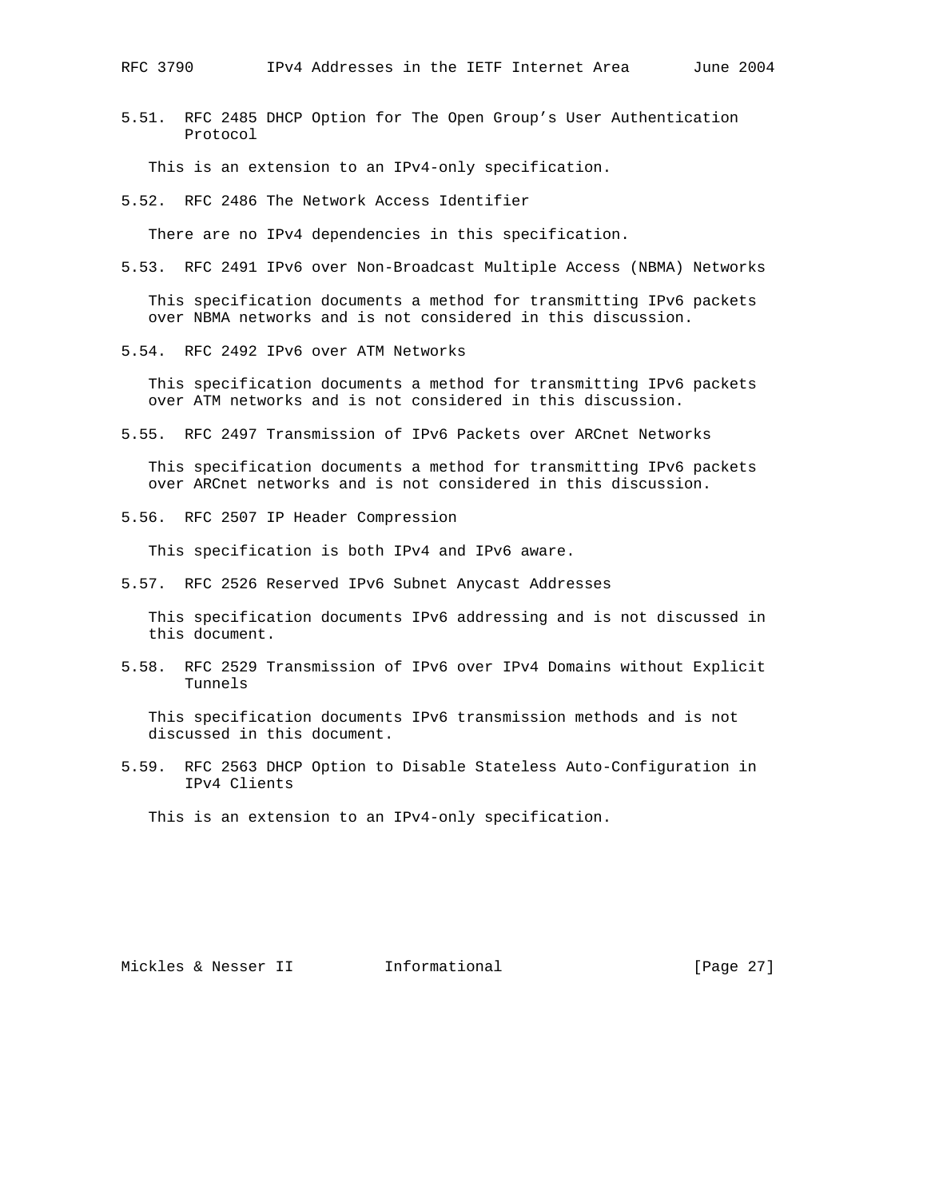### 5.51. RFC 2485 DHCP Option for The Open Group's User Authentication Protocol

This is an extension to an IPv4-only specification.

### 5.52. RFC 2486 The Network Access Identifier

There are no IPv4 dependencies in this specification.

### 5.53. RFC 2491 IPv6 over Non-Broadcast Multiple Access (NBMA) Networks

This specification documents a method for transmitting IPv6 packets over NBMA networks and is not considered in this discussion.

### 5.54. RFC 2492 IPv6 over ATM Networks

This specification documents a method for transmitting IPv6 packets over ATM networks and is not considered in this discussion.

### 5.55. RFC 2497 Transmission of IPv6 Packets over ARCnet Networks

This specification documents a method for transmitting IPv6 packets over ARCnet networks and is not considered in this discussion.

### 5.56. RFC 2507 IP Header Compression

This specification is both IPv4 and IPv6 aware.

### 5.57. RFC 2526 Reserved IPv6 Subnet Anycast Addresses

This specification documents IPv6 addressing and is not discussed in this document.

### 5.58. RFC 2529 Transmission of IPv6 over IPv4 Domains without Explicit Tunnels

This specification documents IPv6 transmission methods and is not discussed in this document.

### 5.59. RFC 2563 DHCP Option to Disable Stateless Auto-Configuration in IPv4 Clients

This is an extension to an IPv4-only specification.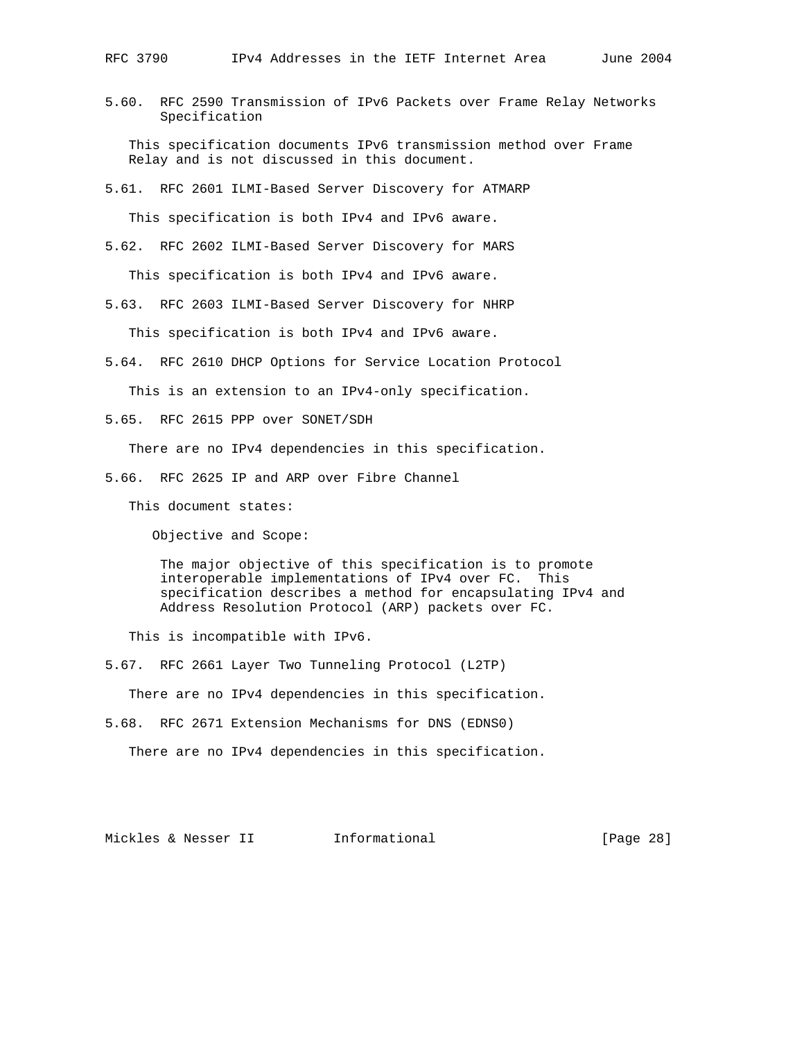### 5.60. RFC 2590 Transmission of IPv6 Packets over Frame Relay Networks Specification

This specification documents IPv6 transmission method over Frame Relay and is not discussed in this document.

### 5.61. RFC 2601 ILMI-Based Server Discovery for ATMARP

This specification is both IPv4 and IPv6 aware.

### 5.62. RFC 2602 ILMI-Based Server Discovery for MARS

This specification is both IPv4 and IPv6 aware.

### 5.63. RFC 2603 ILMI-Based Server Discovery for NHRP

This specification is both IPv4 and IPv6 aware.

### 5.64. RFC 2610 DHCP Options for Service Location Protocol

This is an extension to an IPv4-only specification.

### 5.65. RFC 2615 PPP over SONET/SDH

There are no IPv4 dependencies in this specification.

### 5.66. RFC 2625 IP and ARP over Fibre Channel

This document states:

> Objective and Scope:
>
> The major objective of this specification is to promote interoperable implementations of IPv4 over FC. This specification describes a method for encapsulating IPv4 and Address Resolution Protocol (ARP) packets over FC.

This is incompatible with IPv6.

### 5.67. RFC 2661 Layer Two Tunneling Protocol (L2TP)

There are no IPv4 dependencies in this specification.

### 5.68. RFC 2671 Extension Mechanisms for DNS (EDNS0)

There are no IPv4 dependencies in this specification.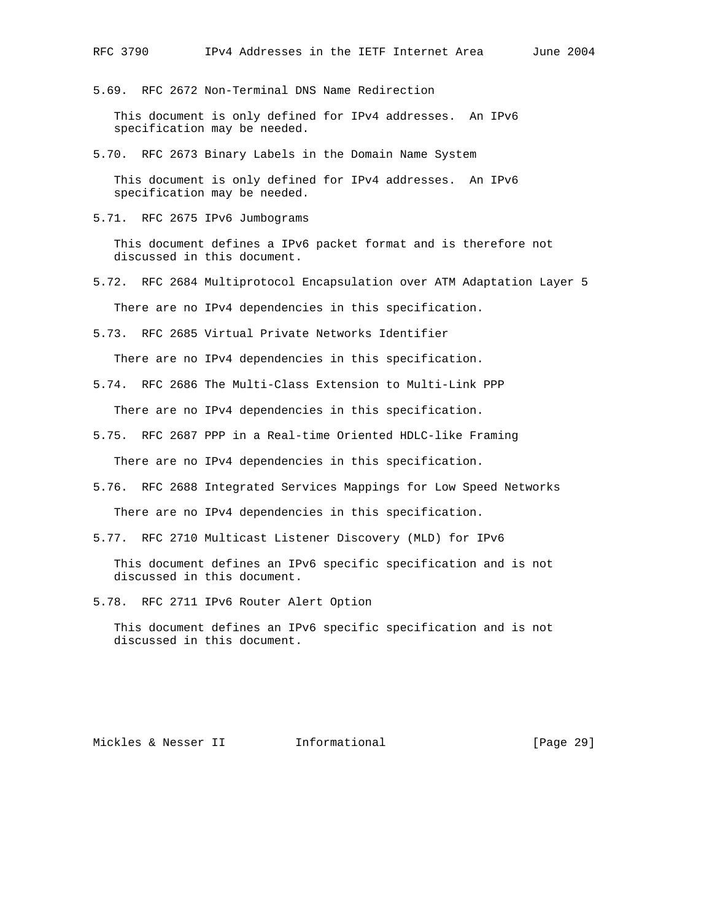### 5.69. RFC 2672 Non-Terminal DNS Name Redirection

This document is only defined for IPv4 addresses. An IPv6 specification may be needed.

### 5.70. RFC 2673 Binary Labels in the Domain Name System

This document is only defined for IPv4 addresses. An IPv6 specification may be needed.

### 5.71. RFC 2675 IPv6 Jumbograms

This document defines a IPv6 packet format and is therefore not discussed in this document.

### 5.72. RFC 2684 Multiprotocol Encapsulation over ATM Adaptation Layer 5

There are no IPv4 dependencies in this specification.

### 5.73. RFC 2685 Virtual Private Networks Identifier

There are no IPv4 dependencies in this specification.

### 5.74. RFC 2686 The Multi-Class Extension to Multi-Link PPP

There are no IPv4 dependencies in this specification.

### 5.75. RFC 2687 PPP in a Real-time Oriented HDLC-like Framing

There are no IPv4 dependencies in this specification.

### 5.76. RFC 2688 Integrated Services Mappings for Low Speed Networks

There are no IPv4 dependencies in this specification.

### 5.77. RFC 2710 Multicast Listener Discovery (MLD) for IPv6

This document defines an IPv6 specific specification and is not discussed in this document.

### 5.78. RFC 2711 IPv6 Router Alert Option

This document defines an IPv6 specific specification and is not discussed in this document.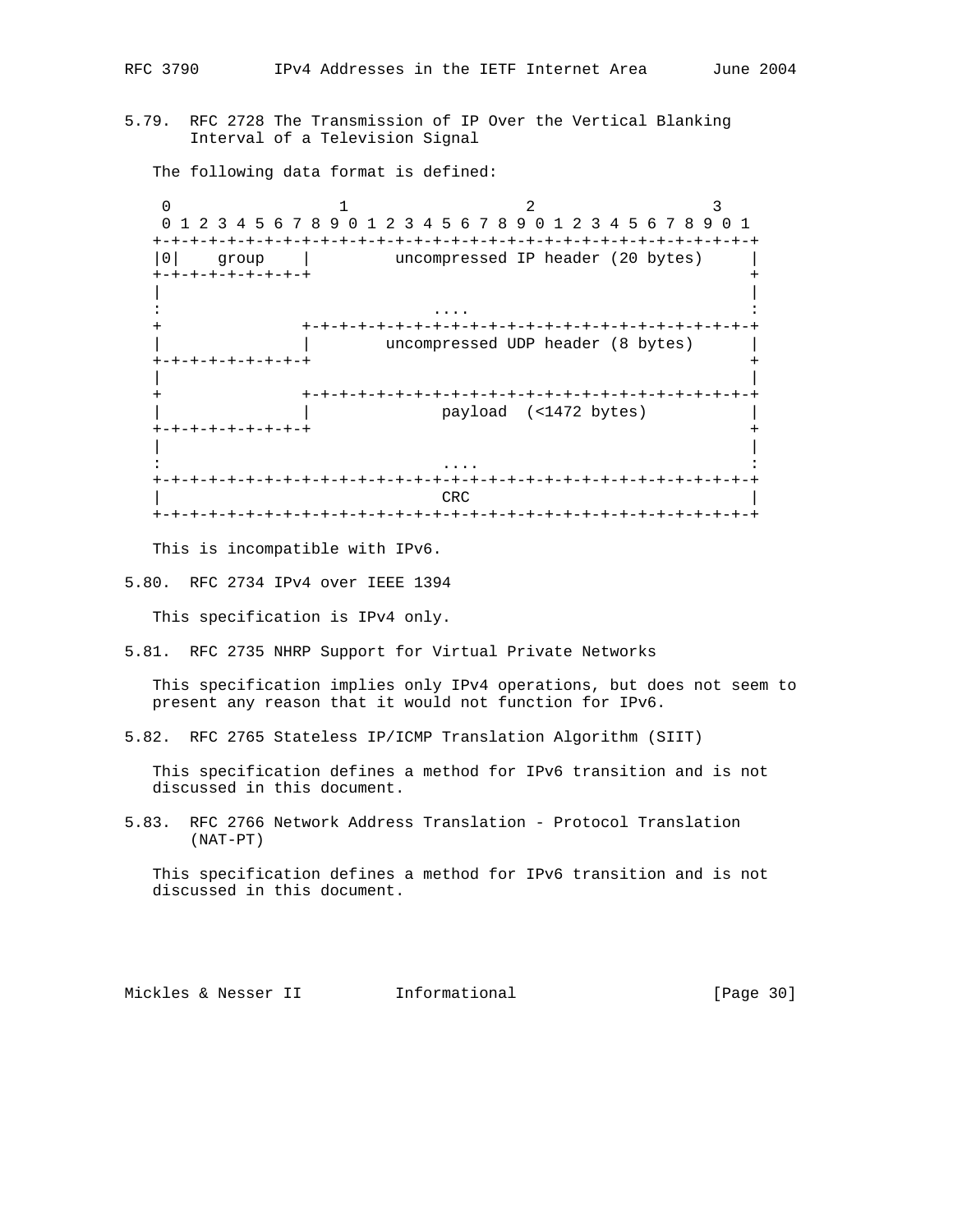### 5.79. RFC 2728 The Transmission of IP Over the Vertical Blanking Interval of a Television Signal

The following data format is defined:

```
 0                   1                   2                   3
 0 1 2 3 4 5 6 7 8 9 0 1 2 3 4 5 6 7 8 9 0 1 2 3 4 5 6 7 8 9 0 1
+-+-+-+-+-+-+-+-+-+-+-+-+-+-+-+-+-+-+-+-+-+-+-+-+-+-+-+-+-+-+-+-+
|0|    group    |         uncompressed IP header (20 bytes)     |
+-+-+-+-+-+-+-+-+                                               +
|                                                               |
:                             ....                              :
+               +-+-+-+-+-+-+-+-+-+-+-+-+-+-+-+-+-+-+-+-+-+-+-+-+
|               |        uncompressed UDP header (8 bytes)      |
+-+-+-+-+-+-+-+-+                                               +
|                                                               |
+               +-+-+-+-+-+-+-+-+-+-+-+-+-+-+-+-+-+-+-+-+-+-+-+-+
|               |              payload  (<1472 bytes)           |
+-+-+-+-+-+-+-+-+                                               +
|                                                               |
:                              ....                             :
+-+-+-+-+-+-+-+-+-+-+-+-+-+-+-+-+-+-+-+-+-+-+-+-+-+-+-+-+-+-+-+-+
|                              CRC                              |
+-+-+-+-+-+-+-+-+-+-+-+-+-+-+-+-+-+-+-+-+-+-+-+-+-+-+-+-+-+-+-+-+
```

This is incompatible with IPv6.

### 5.80. RFC 2734 IPv4 over IEEE 1394

This specification is IPv4 only.

### 5.81. RFC 2735 NHRP Support for Virtual Private Networks

This specification implies only IPv4 operations, but does not seem to present any reason that it would not function for IPv6.

### 5.82. RFC 2765 Stateless IP/ICMP Translation Algorithm (SIIT)

This specification defines a method for IPv6 transition and is not discussed in this document.

### 5.83. RFC 2766 Network Address Translation - Protocol Translation (NAT-PT)

This specification defines a method for IPv6 transition and is not discussed in this document.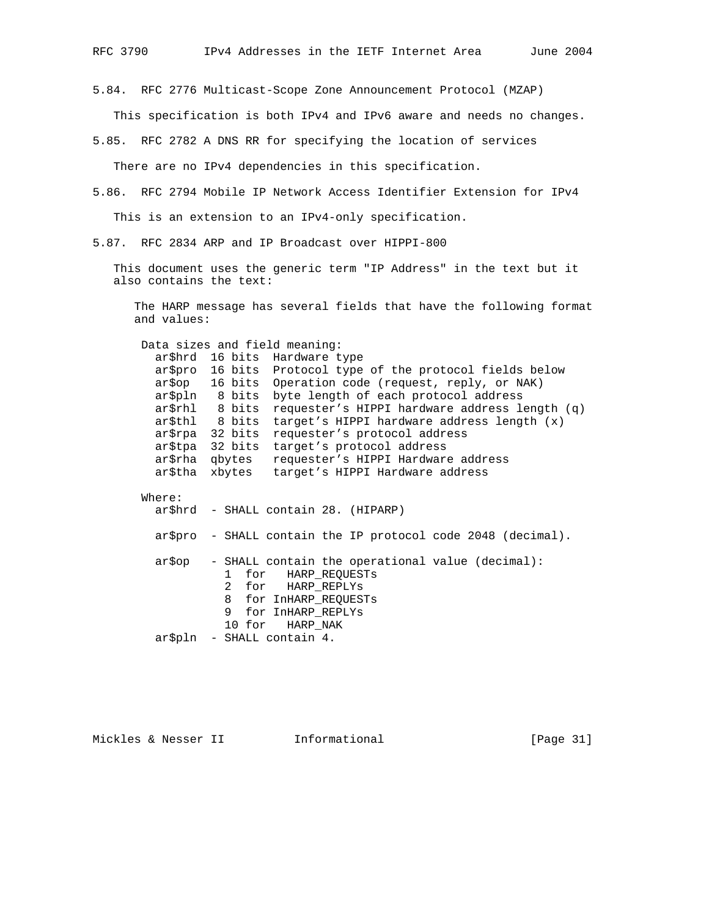### 5.84. RFC 2776 Multicast-Scope Zone Announcement Protocol (MZAP)

This specification is both IPv4 and IPv6 aware and needs no changes.

### 5.85. RFC 2782 A DNS RR for specifying the location of services

There are no IPv4 dependencies in this specification.

### 5.86. RFC 2794 Mobile IP Network Access Identifier Extension for IPv4

This is an extension to an IPv4-only specification.

### 5.87. RFC 2834 ARP and IP Broadcast over HIPPI-800

This document uses the generic term "IP Address" in the text but it also contains the text:

```
   The HARP message has several fields that have the following format
   and values:

    Data sizes and field meaning:
      ar$hrd  16 bits  Hardware type
      ar$pro  16 bits  Protocol type of the protocol fields below
      ar$op   16 bits  Operation code (request, reply, or NAK)
      ar$pln   8 bits  byte length of each protocol address
      ar$rhl   8 bits  requester's HIPPI hardware address length (q)
      ar$thl   8 bits  target's HIPPI hardware address length (x)
      ar$rpa  32 bits  requester's protocol address
      ar$tpa  32 bits  target's protocol address
      ar$rha  qbytes   requester's HIPPI Hardware address
      ar$tha  xbytes   target's HIPPI Hardware address

    Where:
      ar$hrd  - SHALL contain 28. (HIPARP)

      ar$pro  - SHALL contain the IP protocol code 2048 (decimal).

      ar$op   - SHALL contain the operational value (decimal):
                1  for   HARP_REQUESTs
                2  for   HARP_REPLYs
                8  for InHARP_REQUESTs
                9  for InHARP_REPLYs
                10 for   HARP_NAK
      ar$pln  - SHALL contain 4.
```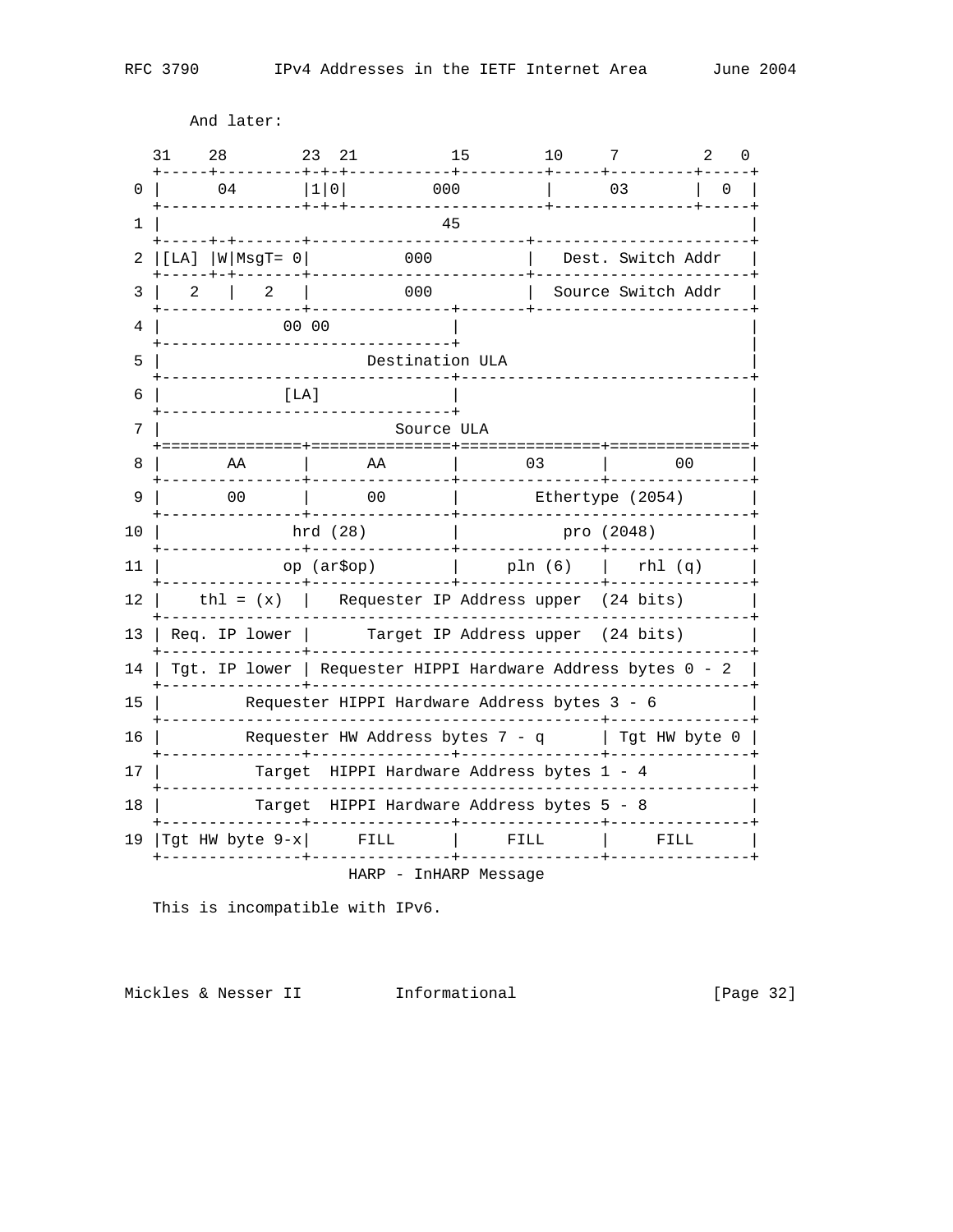And later:

```
   31    28        23  21          15        10     7         2   0
   +-----+---------+-+-+-----------+---------+-----+---------+-----+
 0 |      04       |1|0|        000          |      03       |  0  |
   +---------------+-+-+---------------------+---------------+-----+
 1 |                            45                                 |
   +-----+-+-------+-----------------------+-----------------------+
 2 |[LA] |W|MsgT= 0|          000          |   Dest. Switch Addr   |
   +-----+-+-------+-----------------------+-----------------------+
 3 |  2   |   2   |          000          |  Source Switch Addr   |
   +---------------+---------------+-------+-----------------------+
 4 |            00 00              |                               |
   +-------------------------------+                               |
 5 |                       Destination ULA                         |
   +-------------------------------+-------------------------------+
 6 |            [LA]               |                               |
   +-------------------------------+                               |
 7 |                           Source ULA                          |
   +===============+===============+===============+===============+
 8 |       AA      |       AA      |       03      |       00      |
   +---------------+---------------+---------------+---------------+
 9 |       00      |       00      |        Ethertype (2054)       |
   +---------------+---------------+-------------------------------+
10 |             hrd (28)          |           pro (2048)          |
   +---------------+---------------+---------------+---------------+
11 |            op (ar$op)         |    pln (6)    |   rhl (q)     |
   +---------------+---------------+---------------+---------------+
12 |    thl = (x)  |   Requester IP Address upper  (24 bits)       |
   +---------------+-----------------------------------------------+
13 | Req. IP lower |      Target IP Address upper  (24 bits)       |
   +---------------+-----------------------------------------------+
14 | Tgt. IP lower | Requester HIPPI Hardware Address bytes 0 - 2  |
   +---------------+-----------------------------------------------+
15 |         Requester HIPPI Hardware Address bytes 3 - 6          |
   +-----------------------------------------------+---------------+
16 |         Requester HW Address bytes 7 - q      | Tgt HW byte 0 |
   +---------------+---------------+---------------+---------------+
17 |          Target  HIPPI Hardware Address bytes 1 - 4           |
   +---------------------------------------------------------------+
18 |          Target  HIPPI Hardware Address bytes 5 - 8           |
   +---------------+---------------+---------------+---------------+
19 |Tgt HW byte 9-x|     FILL      |     FILL      |     FILL      |
   +---------------+---------------+---------------+---------------+
                         HARP - InHARP Message
```

This is incompatible with IPv6.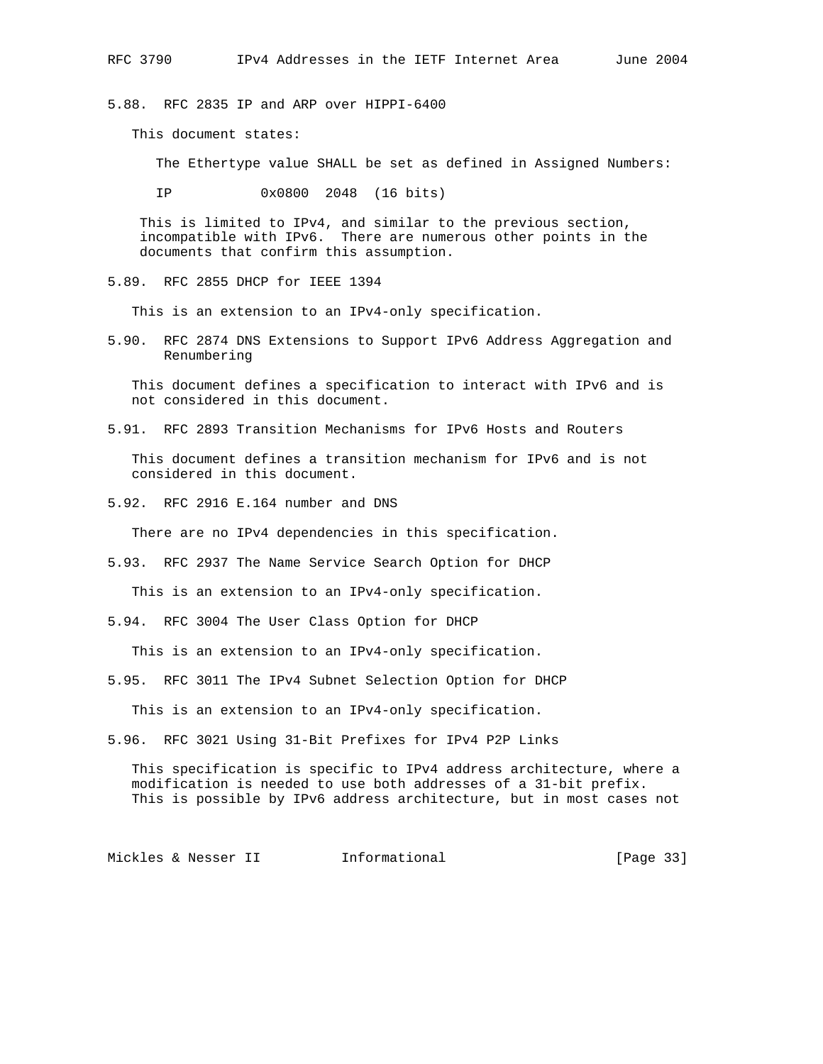### 5.88. RFC 2835 IP and ARP over HIPPI-6400

This document states:

The Ethertype value SHALL be set as defined in Assigned Numbers:

```
IP          0x0800  2048  (16 bits)
```

This is limited to IPv4, and similar to the previous section, incompatible with IPv6. There are numerous other points in the documents that confirm this assumption.

### 5.89. RFC 2855 DHCP for IEEE 1394

This is an extension to an IPv4-only specification.

### 5.90. RFC 2874 DNS Extensions to Support IPv6 Address Aggregation and Renumbering

This document defines a specification to interact with IPv6 and is not considered in this document.

### 5.91. RFC 2893 Transition Mechanisms for IPv6 Hosts and Routers

This document defines a transition mechanism for IPv6 and is not considered in this document.

### 5.92. RFC 2916 E.164 number and DNS

There are no IPv4 dependencies in this specification.

### 5.93. RFC 2937 The Name Service Search Option for DHCP

This is an extension to an IPv4-only specification.

### 5.94. RFC 3004 The User Class Option for DHCP

This is an extension to an IPv4-only specification.

### 5.95. RFC 3011 The IPv4 Subnet Selection Option for DHCP

This is an extension to an IPv4-only specification.

### 5.96. RFC 3021 Using 31-Bit Prefixes for IPv4 P2P Links

This specification is specific to IPv4 address architecture, where a modification is needed to use both addresses of a 31-bit prefix. This is possible by IPv6 address architecture, but in most cases not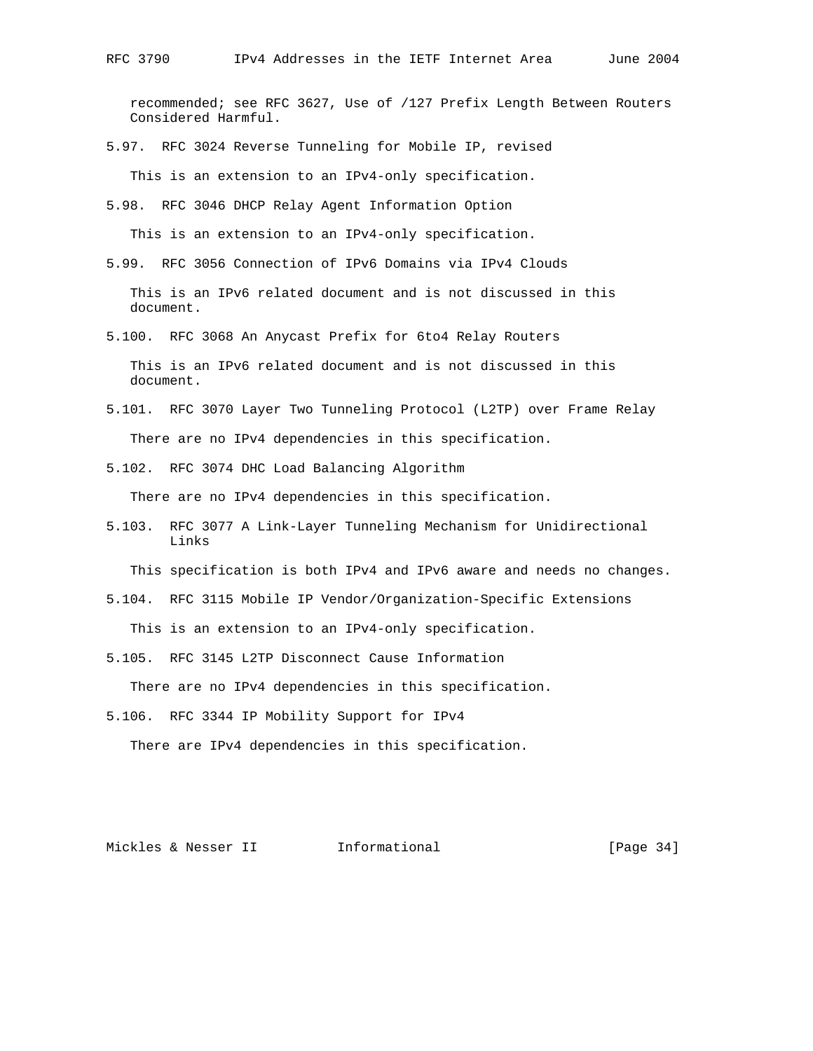recommended; see RFC 3627, Use of /127 Prefix Length Between Routers Considered Harmful.

### 5.97. RFC 3024 Reverse Tunneling for Mobile IP, revised

This is an extension to an IPv4-only specification.

### 5.98. RFC 3046 DHCP Relay Agent Information Option

This is an extension to an IPv4-only specification.

### 5.99. RFC 3056 Connection of IPv6 Domains via IPv4 Clouds

This is an IPv6 related document and is not discussed in this document.

### 5.100. RFC 3068 An Anycast Prefix for 6to4 Relay Routers

This is an IPv6 related document and is not discussed in this document.

### 5.101. RFC 3070 Layer Two Tunneling Protocol (L2TP) over Frame Relay

There are no IPv4 dependencies in this specification.

### 5.102. RFC 3074 DHC Load Balancing Algorithm

There are no IPv4 dependencies in this specification.

### 5.103. RFC 3077 A Link-Layer Tunneling Mechanism for Unidirectional Links

This specification is both IPv4 and IPv6 aware and needs no changes.

### 5.104. RFC 3115 Mobile IP Vendor/Organization-Specific Extensions

This is an extension to an IPv4-only specification.

### 5.105. RFC 3145 L2TP Disconnect Cause Information

There are no IPv4 dependencies in this specification.

### 5.106. RFC 3344 IP Mobility Support for IPv4

There are IPv4 dependencies in this specification.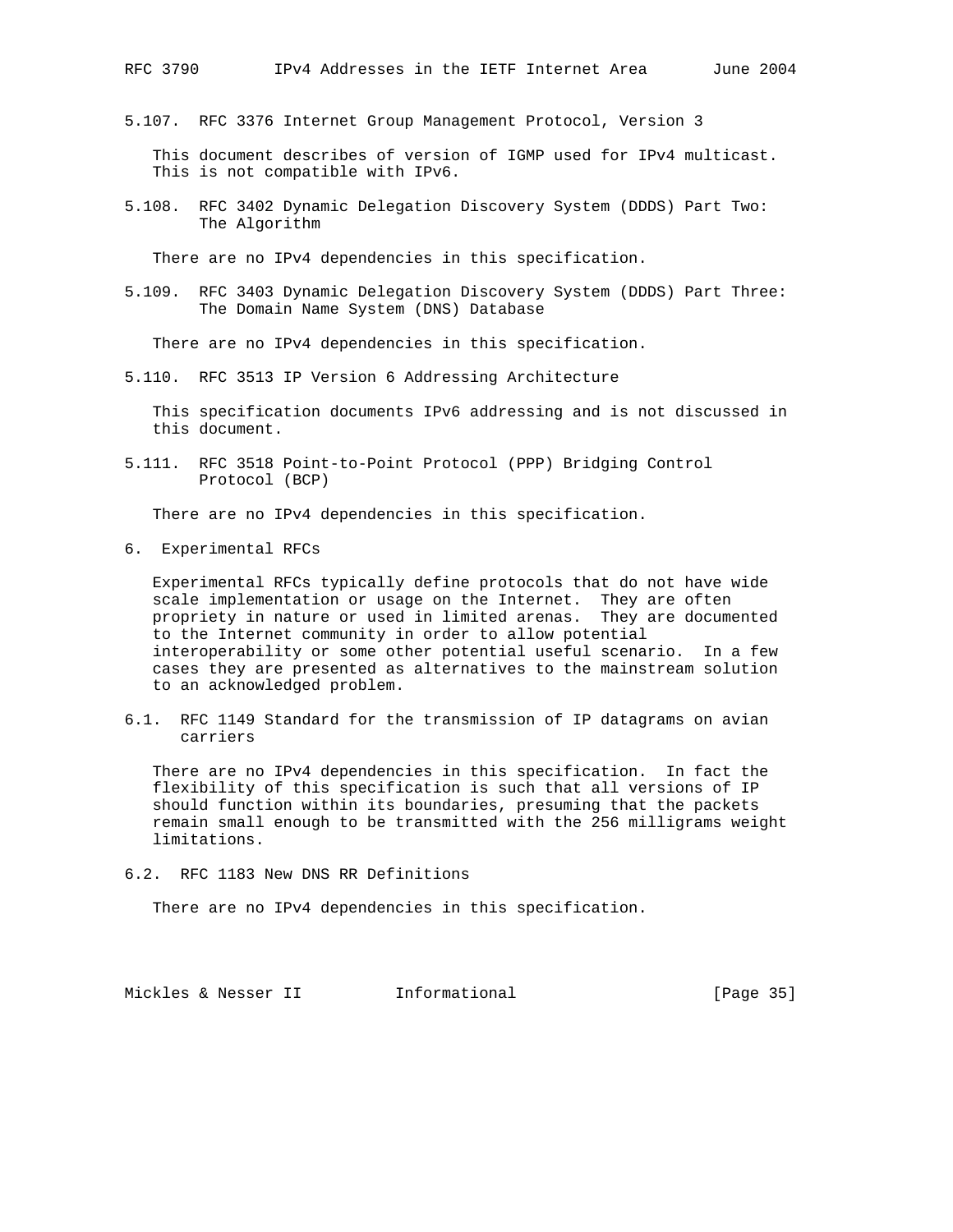### 5.107. RFC 3376 Internet Group Management Protocol, Version 3

This document describes of version of IGMP used for IPv4 multicast. This is not compatible with IPv6.

### 5.108. RFC 3402 Dynamic Delegation Discovery System (DDDS) Part Two: The Algorithm

There are no IPv4 dependencies in this specification.

### 5.109. RFC 3403 Dynamic Delegation Discovery System (DDDS) Part Three: The Domain Name System (DNS) Database

There are no IPv4 dependencies in this specification.

### 5.110. RFC 3513 IP Version 6 Addressing Architecture

This specification documents IPv6 addressing and is not discussed in this document.

### 5.111. RFC 3518 Point-to-Point Protocol (PPP) Bridging Control Protocol (BCP)

There are no IPv4 dependencies in this specification.

## 6. Experimental RFCs

Experimental RFCs typically define protocols that do not have wide scale implementation or usage on the Internet. They are often propriety in nature or used in limited arenas. They are documented to the Internet community in order to allow potential interoperability or some other potential useful scenario. In a few cases they are presented as alternatives to the mainstream solution to an acknowledged problem.

### 6.1. RFC 1149 Standard for the transmission of IP datagrams on avian carriers

There are no IPv4 dependencies in this specification. In fact the flexibility of this specification is such that all versions of IP should function within its boundaries, presuming that the packets remain small enough to be transmitted with the 256 milligrams weight limitations.

### 6.2. RFC 1183 New DNS RR Definitions

There are no IPv4 dependencies in this specification.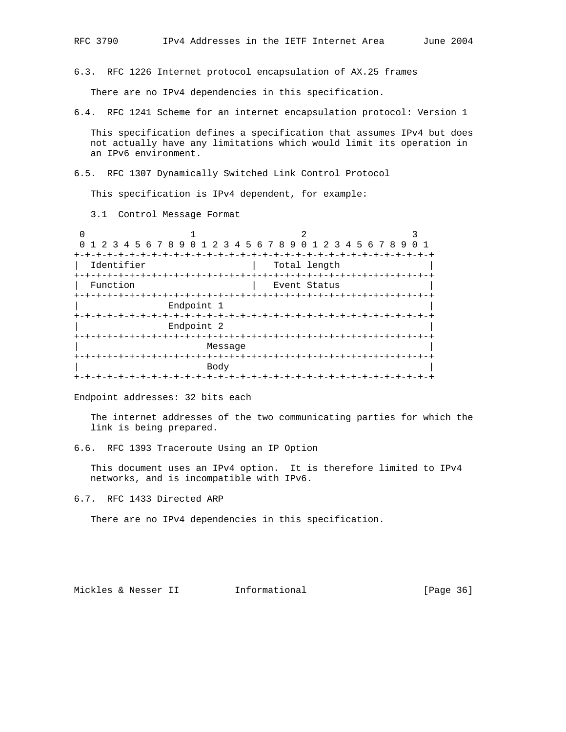### 6.3. RFC 1226 Internet protocol encapsulation of AX.25 frames

There are no IPv4 dependencies in this specification.

### 6.4. RFC 1241 Scheme for an internet encapsulation protocol: Version 1

This specification defines a specification that assumes IPv4 but does not actually have any limitations which would limit its operation in an IPv6 environment.

### 6.5. RFC 1307 Dynamically Switched Link Control Protocol

This specification is IPv4 dependent, for example:

3.1 Control Message Format

```
 0                   1                   2                   3
 0 1 2 3 4 5 6 7 8 9 0 1 2 3 4 5 6 7 8 9 0 1 2 3 4 5 6 7 8 9 0 1
+-+-+-+-+-+-+-+-+-+-+-+-+-+-+-+-+-+-+-+-+-+-+-+-+-+-+-+-+-+-+-+-+
|  Identifier                   |  Total length                 |
+-+-+-+-+-+-+-+-+-+-+-+-+-+-+-+-+-+-+-+-+-+-+-+-+-+-+-+-+-+-+-+-+
|  Function                     |  Event Status                 |
+-+-+-+-+-+-+-+-+-+-+-+-+-+-+-+-+-+-+-+-+-+-+-+-+-+-+-+-+-+-+-+-+
|              Endpoint 1                                       |
+-+-+-+-+-+-+-+-+-+-+-+-+-+-+-+-+-+-+-+-+-+-+-+-+-+-+-+-+-+-+-+-+
|              Endpoint 2                                       |
+-+-+-+-+-+-+-+-+-+-+-+-+-+-+-+-+-+-+-+-+-+-+-+-+-+-+-+-+-+-+-+-+
|                     Message                                   |
+-+-+-+-+-+-+-+-+-+-+-+-+-+-+-+-+-+-+-+-+-+-+-+-+-+-+-+-+-+-+-+-+
|                     Body                                      |
+-+-+-+-+-+-+-+-+-+-+-+-+-+-+-+-+-+-+-+-+-+-+-+-+-+-+-+-+-+-+-+-+
```

Endpoint addresses: 32 bits each

The internet addresses of the two communicating parties for which the link is being prepared.

### 6.6. RFC 1393 Traceroute Using an IP Option

This document uses an IPv4 option. It is therefore limited to IPv4 networks, and is incompatible with IPv6.

### 6.7. RFC 1433 Directed ARP

There are no IPv4 dependencies in this specification.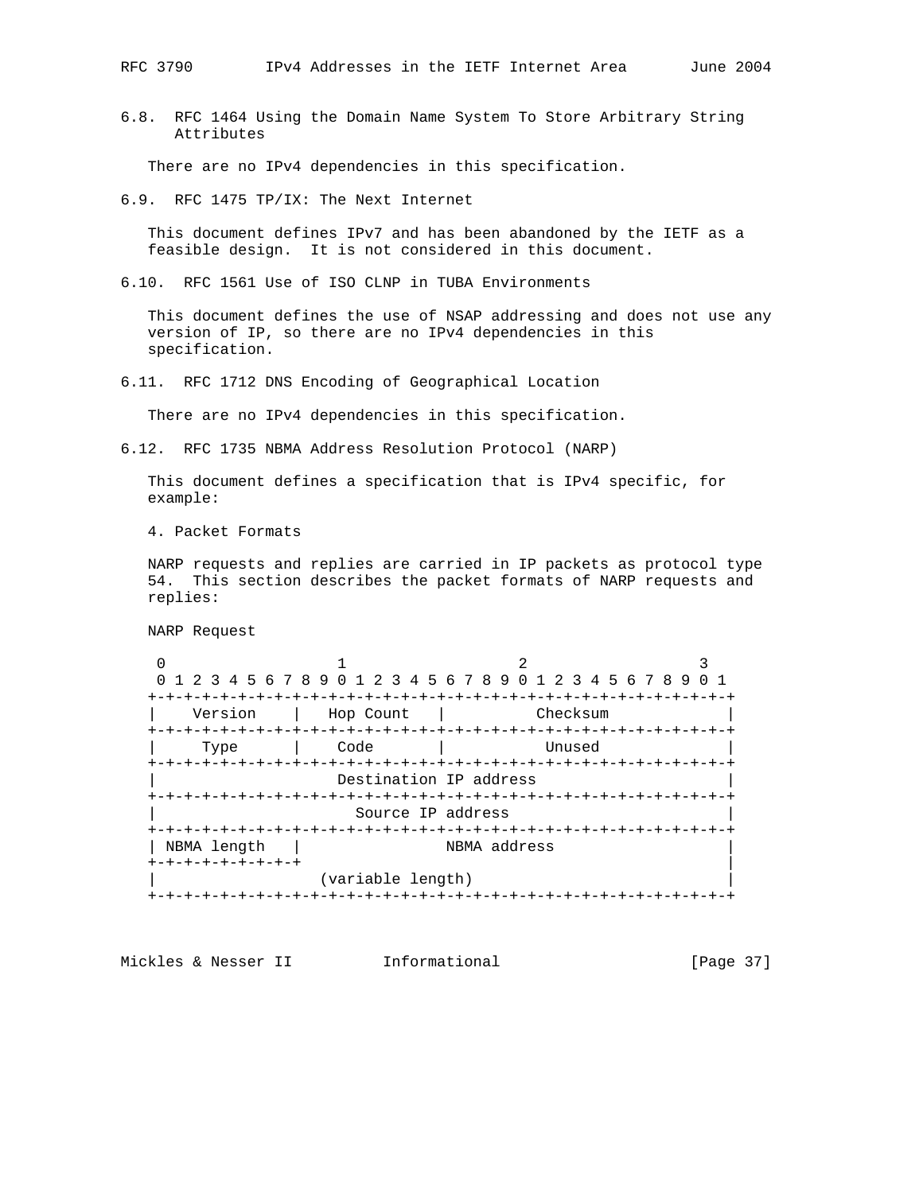### 6.8. RFC 1464 Using the Domain Name System To Store Arbitrary String Attributes

There are no IPv4 dependencies in this specification.

### 6.9. RFC 1475 TP/IX: The Next Internet

This document defines IPv7 and has been abandoned by the IETF as a feasible design. It is not considered in this document.

### 6.10. RFC 1561 Use of ISO CLNP in TUBA Environments

This document defines the use of NSAP addressing and does not use any version of IP, so there are no IPv4 dependencies in this specification.

### 6.11. RFC 1712 DNS Encoding of Geographical Location

There are no IPv4 dependencies in this specification.

### 6.12. RFC 1735 NBMA Address Resolution Protocol (NARP)

This document defines a specification that is IPv4 specific, for example:

4. Packet Formats

NARP requests and replies are carried in IP packets as protocol type 54. This section describes the packet formats of NARP requests and replies:

NARP Request

```
 0                   1                   2                   3
 0 1 2 3 4 5 6 7 8 9 0 1 2 3 4 5 6 7 8 9 0 1 2 3 4 5 6 7 8 9 0 1
+-+-+-+-+-+-+-+-+-+-+-+-+-+-+-+-+-+-+-+-+-+-+-+-+-+-+-+-+-+-+-+-+
|    Version    |   Hop Count   |           Checksum            |
+-+-+-+-+-+-+-+-+-+-+-+-+-+-+-+-+-+-+-+-+-+-+-+-+-+-+-+-+-+-+-+-+
|     Type      |    Code       |            Unused             |
+-+-+-+-+-+-+-+-+-+-+-+-+-+-+-+-+-+-+-+-+-+-+-+-+-+-+-+-+-+-+-+-+
|                   Destination IP address                      |
+-+-+-+-+-+-+-+-+-+-+-+-+-+-+-+-+-+-+-+-+-+-+-+-+-+-+-+-+-+-+-+-+
|                     Source IP address                         |
+-+-+-+-+-+-+-+-+-+-+-+-+-+-+-+-+-+-+-+-+-+-+-+-+-+-+-+-+-+-+-+-+
| NBMA length   |               NBMA address                    |
+-+-+-+-+-+-+-+-+                                               |
|                  (variable length)                            |
+-+-+-+-+-+-+-+-+-+-+-+-+-+-+-+-+-+-+-+-+-+-+-+-+-+-+-+-+-+-+-+-+
```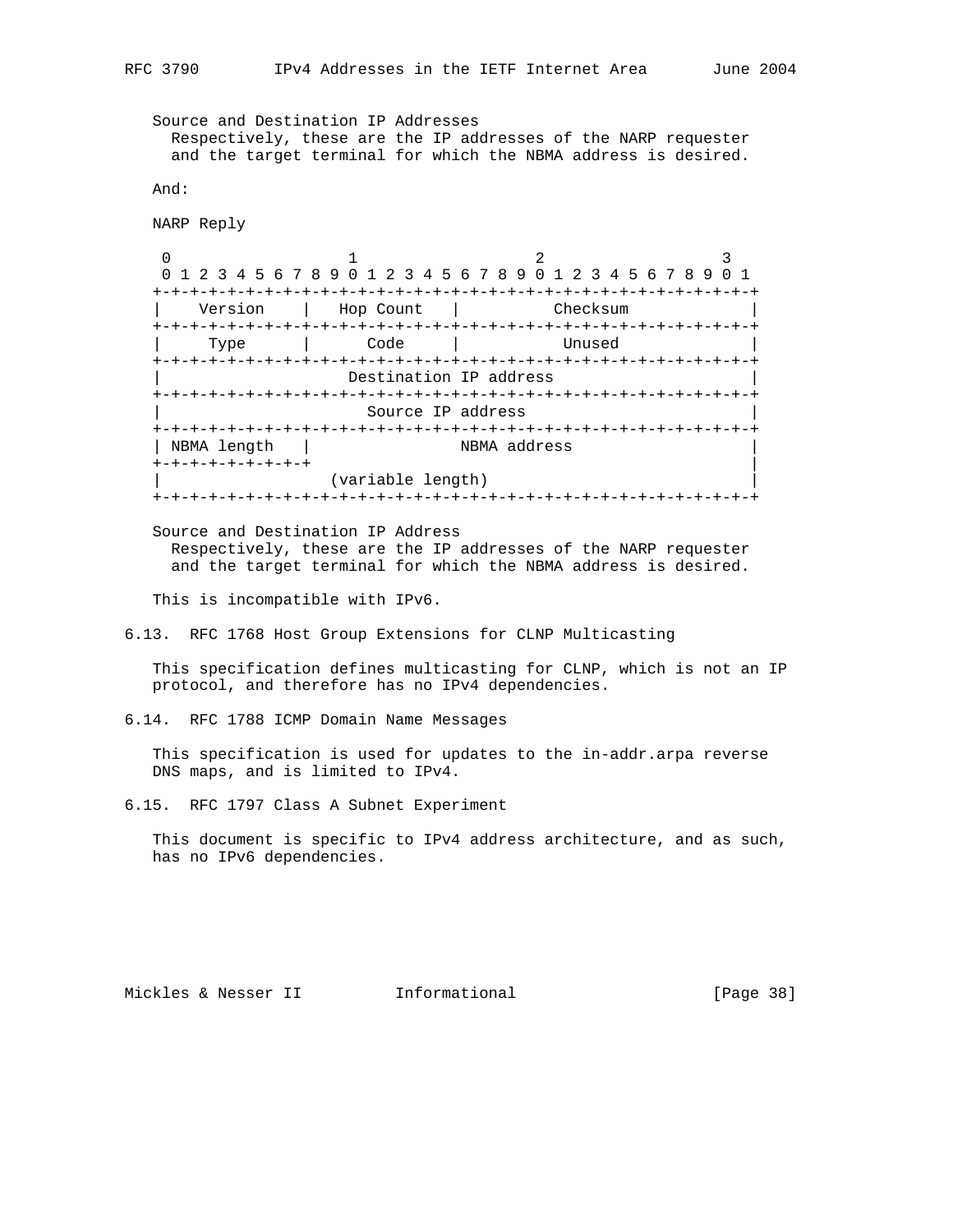Source and Destination IP Addresses
  Respectively, these are the IP addresses of the NARP requester and the target terminal for which the NBMA address is desired.

And:

NARP Reply

```
 0                   1                   2                   3
 0 1 2 3 4 5 6 7 8 9 0 1 2 3 4 5 6 7 8 9 0 1 2 3 4 5 6 7 8 9 0 1
+-+-+-+-+-+-+-+-+-+-+-+-+-+-+-+-+-+-+-+-+-+-+-+-+-+-+-+-+-+-+-+-+
|    Version    |   Hop Count   |           Checksum            |
+-+-+-+-+-+-+-+-+-+-+-+-+-+-+-+-+-+-+-+-+-+-+-+-+-+-+-+-+-+-+-+-+
|     Type      |     Code      |            Unused             |
+-+-+-+-+-+-+-+-+-+-+-+-+-+-+-+-+-+-+-+-+-+-+-+-+-+-+-+-+-+-+-+-+
|                    Destination IP address                     |
+-+-+-+-+-+-+-+-+-+-+-+-+-+-+-+-+-+-+-+-+-+-+-+-+-+-+-+-+-+-+-+-+
|                      Source IP address                        |
+-+-+-+-+-+-+-+-+-+-+-+-+-+-+-+-+-+-+-+-+-+-+-+-+-+-+-+-+-+-+-+-+
| NBMA length   |                 NBMA address                  |
+-+-+-+-+-+-+-+-+                                               |
|                  (variable length)                            |
+-+-+-+-+-+-+-+-+-+-+-+-+-+-+-+-+-+-+-+-+-+-+-+-+-+-+-+-+-+-+-+-+
```

Source and Destination IP Address
  Respectively, these are the IP addresses of the NARP requester and the target terminal for which the NBMA address is desired.

This is incompatible with IPv6.

## 6.13. RFC 1768 Host Group Extensions for CLNP Multicasting

This specification defines multicasting for CLNP, which is not an IP protocol, and therefore has no IPv4 dependencies.

## 6.14. RFC 1788 ICMP Domain Name Messages

This specification is used for updates to the in-addr.arpa reverse DNS maps, and is limited to IPv4.

## 6.15. RFC 1797 Class A Subnet Experiment

This document is specific to IPv4 address architecture, and as such, has no IPv6 dependencies.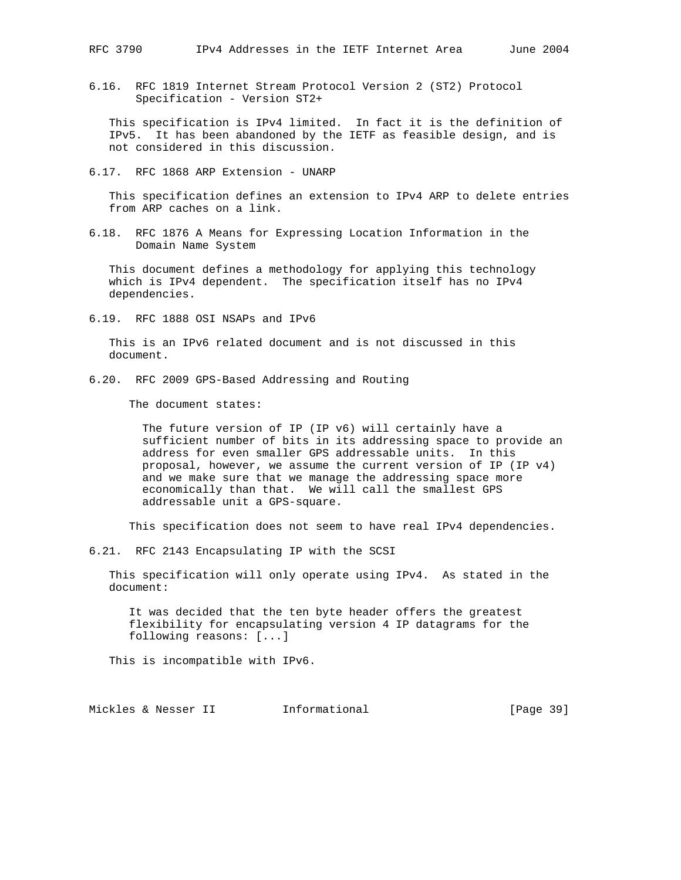### 6.16. RFC 1819 Internet Stream Protocol Version 2 (ST2) Protocol Specification - Version ST2+

This specification is IPv4 limited. In fact it is the definition of IPv5. It has been abandoned by the IETF as feasible design, and is not considered in this discussion.

### 6.17. RFC 1868 ARP Extension - UNARP

This specification defines an extension to IPv4 ARP to delete entries from ARP caches on a link.

### 6.18. RFC 1876 A Means for Expressing Location Information in the Domain Name System

This document defines a methodology for applying this technology which is IPv4 dependent. The specification itself has no IPv4 dependencies.

### 6.19. RFC 1888 OSI NSAPs and IPv6

This is an IPv6 related document and is not discussed in this document.

### 6.20. RFC 2009 GPS-Based Addressing and Routing

The document states:

> The future version of IP (IP v6) will certainly have a sufficient number of bits in its addressing space to provide an address for even smaller GPS addressable units. In this proposal, however, we assume the current version of IP (IP v4) and we make sure that we manage the addressing space more economically than that. We will call the smallest GPS addressable unit a GPS-square.

This specification does not seem to have real IPv4 dependencies.

### 6.21. RFC 2143 Encapsulating IP with the SCSI

This specification will only operate using IPv4. As stated in the document:

> It was decided that the ten byte header offers the greatest flexibility for encapsulating version 4 IP datagrams for the following reasons: [...]

This is incompatible with IPv6.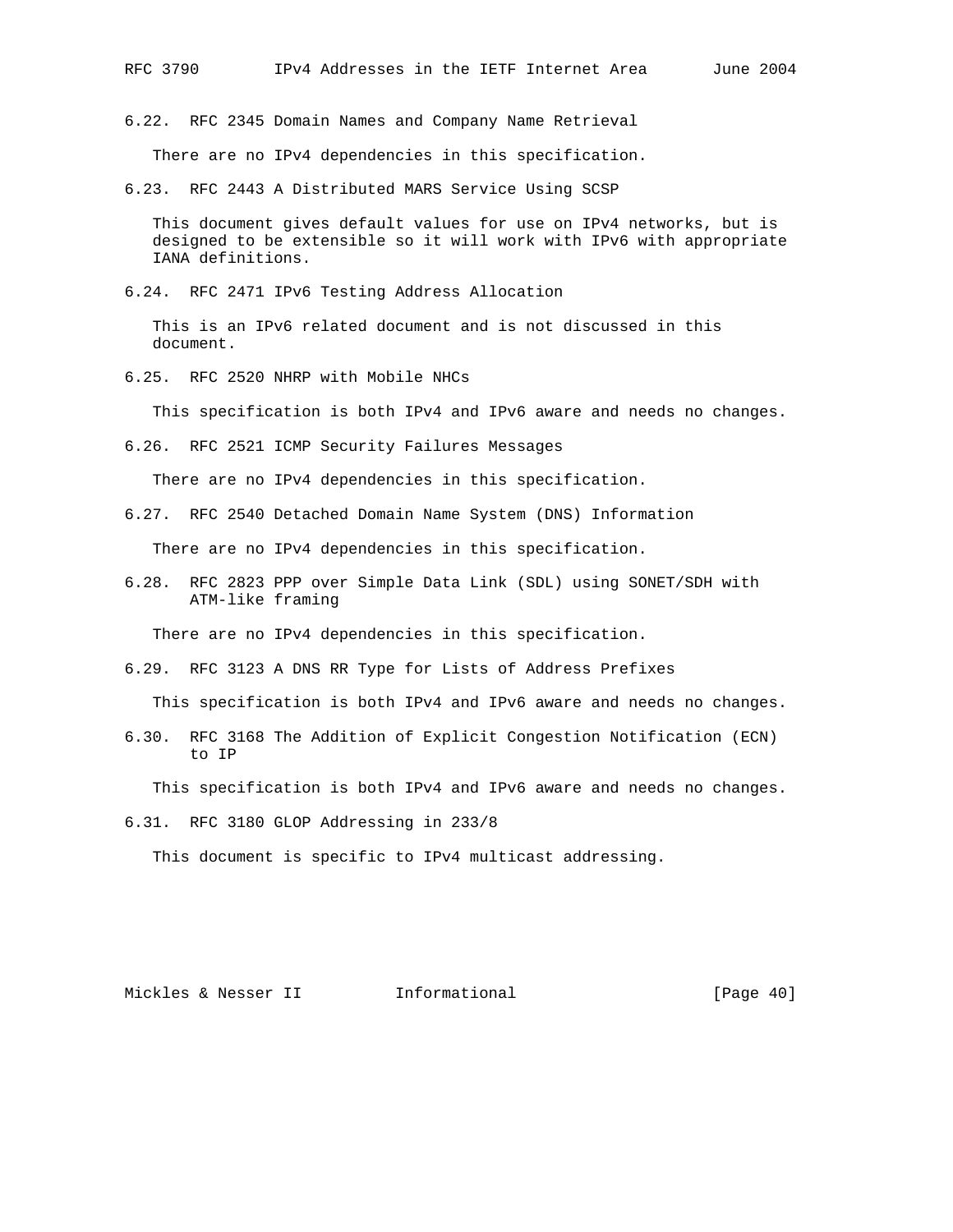### 6.22. RFC 2345 Domain Names and Company Name Retrieval

There are no IPv4 dependencies in this specification.

### 6.23. RFC 2443 A Distributed MARS Service Using SCSP

This document gives default values for use on IPv4 networks, but is designed to be extensible so it will work with IPv6 with appropriate IANA definitions.

### 6.24. RFC 2471 IPv6 Testing Address Allocation

This is an IPv6 related document and is not discussed in this document.

### 6.25. RFC 2520 NHRP with Mobile NHCs

This specification is both IPv4 and IPv6 aware and needs no changes.

### 6.26. RFC 2521 ICMP Security Failures Messages

There are no IPv4 dependencies in this specification.

### 6.27. RFC 2540 Detached Domain Name System (DNS) Information

There are no IPv4 dependencies in this specification.

### 6.28. RFC 2823 PPP over Simple Data Link (SDL) using SONET/SDH with ATM-like framing

There are no IPv4 dependencies in this specification.

### 6.29. RFC 3123 A DNS RR Type for Lists of Address Prefixes

This specification is both IPv4 and IPv6 aware and needs no changes.

### 6.30. RFC 3168 The Addition of Explicit Congestion Notification (ECN) to IP

This specification is both IPv4 and IPv6 aware and needs no changes.

### 6.31. RFC 3180 GLOP Addressing in 233/8

This document is specific to IPv4 multicast addressing.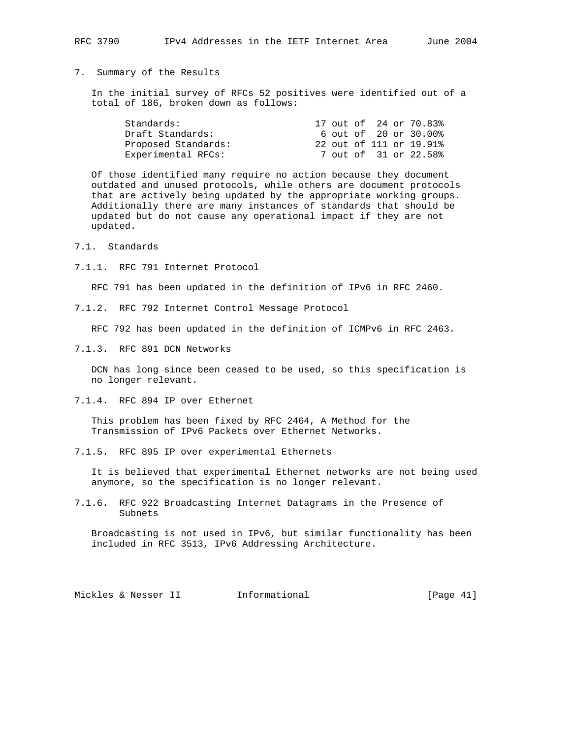## 7. Summary of the Results

In the initial survey of RFCs 52 positives were identified out of a total of 186, broken down as follows:

| Category | Count |
|---|---|
| Standards: | 17 out of 24 or 70.83% |
| Draft Standards: | 6 out of 20 or 30.00% |
| Proposed Standards: | 22 out of 111 or 19.91% |
| Experimental RFCs: | 7 out of 31 or 22.58% |

Of those identified many require no action because they document outdated and unused protocols, while others are document protocols that are actively being updated by the appropriate working groups. Additionally there are many instances of standards that should be updated but do not cause any operational impact if they are not updated.

### 7.1. Standards

#### 7.1.1. RFC 791 Internet Protocol

RFC 791 has been updated in the definition of IPv6 in RFC 2460.

#### 7.1.2. RFC 792 Internet Control Message Protocol

RFC 792 has been updated in the definition of ICMPv6 in RFC 2463.

#### 7.1.3. RFC 891 DCN Networks

DCN has long since been ceased to be used, so this specification is no longer relevant.

#### 7.1.4. RFC 894 IP over Ethernet

This problem has been fixed by RFC 2464, A Method for the Transmission of IPv6 Packets over Ethernet Networks.

#### 7.1.5. RFC 895 IP over experimental Ethernets

It is believed that experimental Ethernet networks are not being used anymore, so the specification is no longer relevant.

#### 7.1.6. RFC 922 Broadcasting Internet Datagrams in the Presence of Subnets

Broadcasting is not used in IPv6, but similar functionality has been included in RFC 3513, IPv6 Addressing Architecture.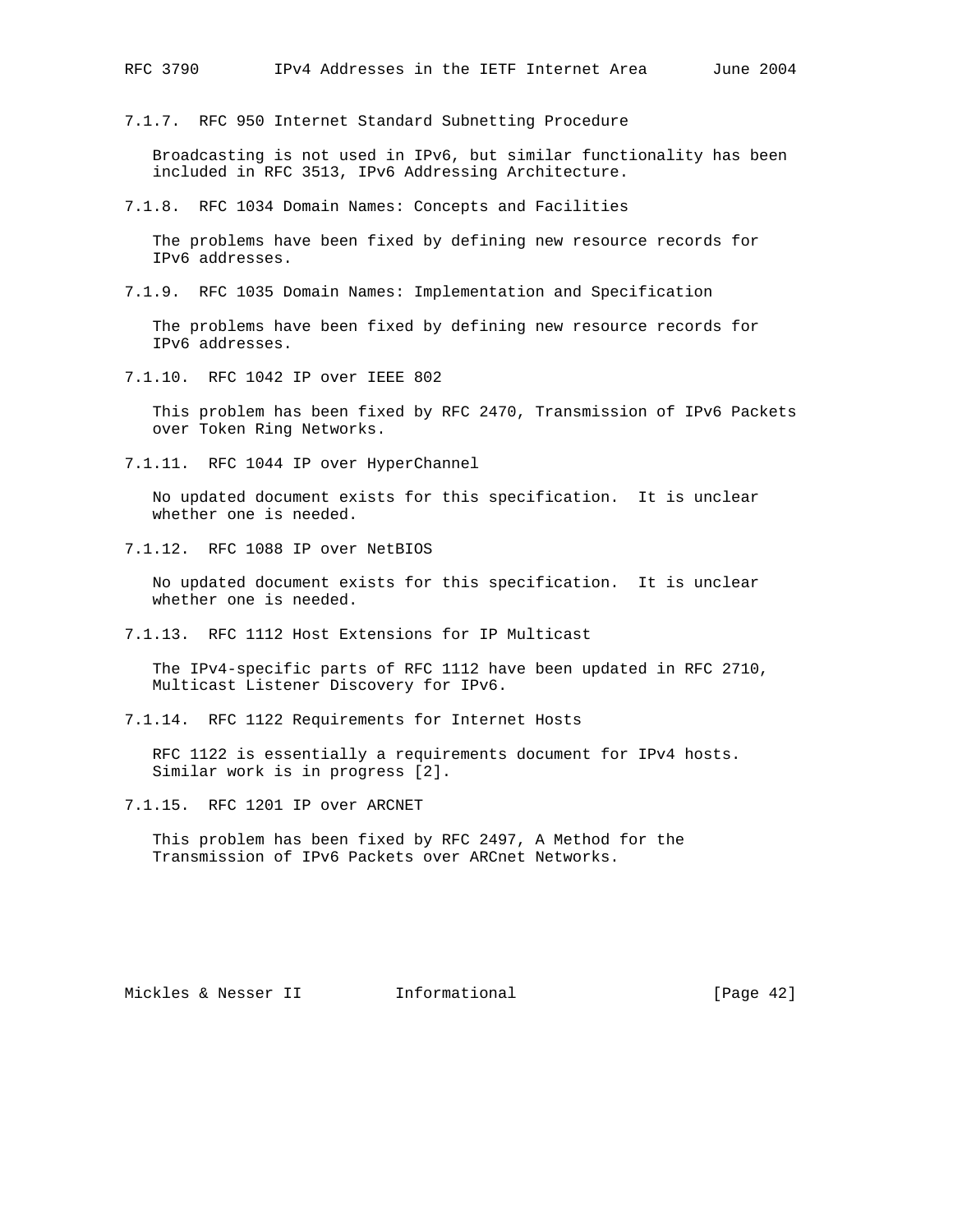#### 7.1.7. RFC 950 Internet Standard Subnetting Procedure

Broadcasting is not used in IPv6, but similar functionality has been included in RFC 3513, IPv6 Addressing Architecture.

#### 7.1.8. RFC 1034 Domain Names: Concepts and Facilities

The problems have been fixed by defining new resource records for IPv6 addresses.

#### 7.1.9. RFC 1035 Domain Names: Implementation and Specification

The problems have been fixed by defining new resource records for IPv6 addresses.

#### 7.1.10. RFC 1042 IP over IEEE 802

This problem has been fixed by RFC 2470, Transmission of IPv6 Packets over Token Ring Networks.

#### 7.1.11. RFC 1044 IP over HyperChannel

No updated document exists for this specification. It is unclear whether one is needed.

#### 7.1.12. RFC 1088 IP over NetBIOS

No updated document exists for this specification. It is unclear whether one is needed.

#### 7.1.13. RFC 1112 Host Extensions for IP Multicast

The IPv4-specific parts of RFC 1112 have been updated in RFC 2710, Multicast Listener Discovery for IPv6.

#### 7.1.14. RFC 1122 Requirements for Internet Hosts

RFC 1122 is essentially a requirements document for IPv4 hosts. Similar work is in progress [2].

#### 7.1.15. RFC 1201 IP over ARCNET

This problem has been fixed by RFC 2497, A Method for the Transmission of IPv6 Packets over ARCnet Networks.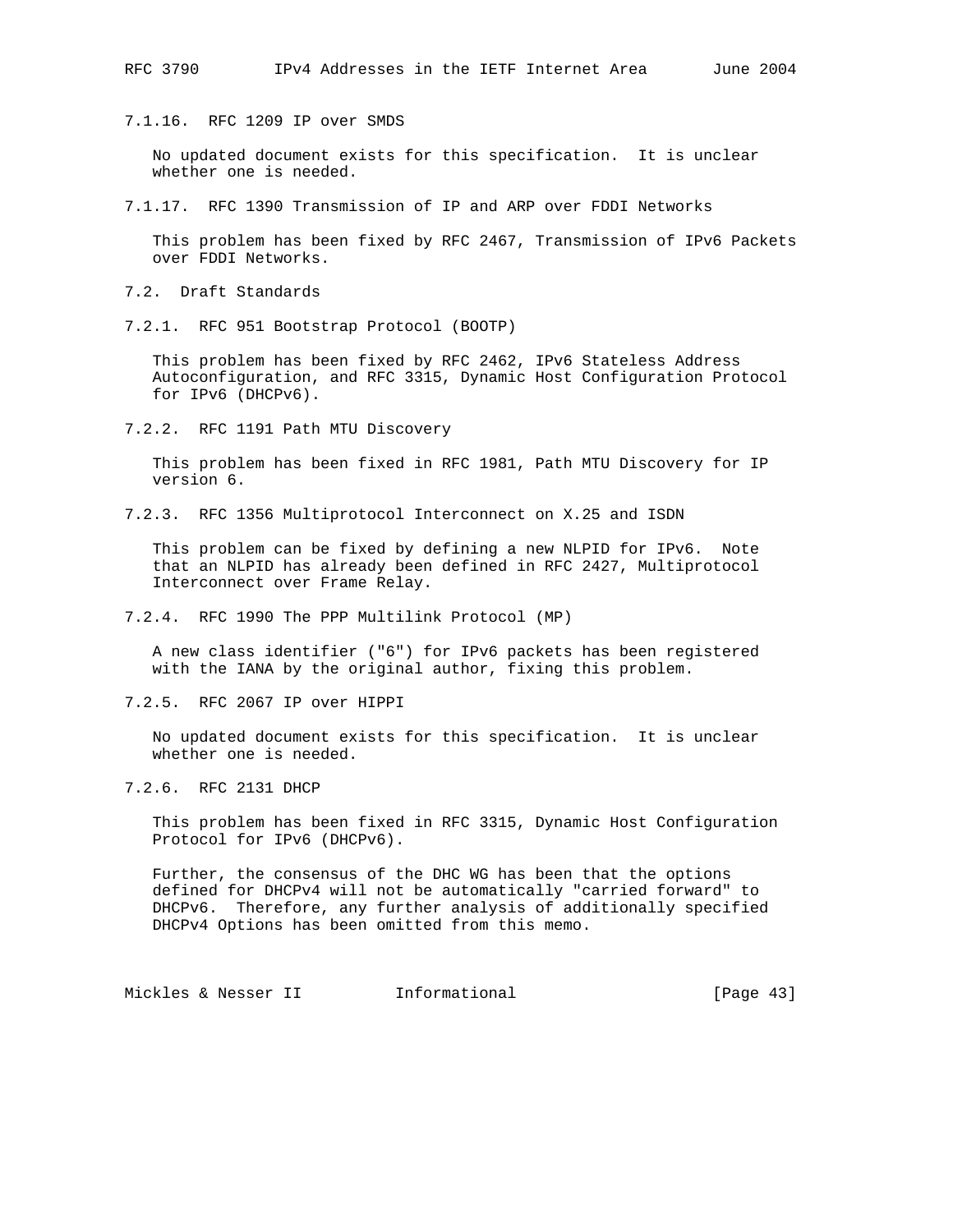#### 7.1.16. RFC 1209 IP over SMDS

No updated document exists for this specification. It is unclear whether one is needed.

#### 7.1.17. RFC 1390 Transmission of IP and ARP over FDDI Networks

This problem has been fixed by RFC 2467, Transmission of IPv6 Packets over FDDI Networks.

### 7.2. Draft Standards

#### 7.2.1. RFC 951 Bootstrap Protocol (BOOTP)

This problem has been fixed by RFC 2462, IPv6 Stateless Address Autoconfiguration, and RFC 3315, Dynamic Host Configuration Protocol for IPv6 (DHCPv6).

#### 7.2.2. RFC 1191 Path MTU Discovery

This problem has been fixed in RFC 1981, Path MTU Discovery for IP version 6.

#### 7.2.3. RFC 1356 Multiprotocol Interconnect on X.25 and ISDN

This problem can be fixed by defining a new NLPID for IPv6. Note that an NLPID has already been defined in RFC 2427, Multiprotocol Interconnect over Frame Relay.

#### 7.2.4. RFC 1990 The PPP Multilink Protocol (MP)

A new class identifier ("6") for IPv6 packets has been registered with the IANA by the original author, fixing this problem.

#### 7.2.5. RFC 2067 IP over HIPPI

No updated document exists for this specification. It is unclear whether one is needed.

#### 7.2.6. RFC 2131 DHCP

This problem has been fixed in RFC 3315, Dynamic Host Configuration Protocol for IPv6 (DHCPv6).

Further, the consensus of the DHC WG has been that the options defined for DHCPv4 will not be automatically "carried forward" to DHCPv6. Therefore, any further analysis of additionally specified DHCPv4 Options has been omitted from this memo.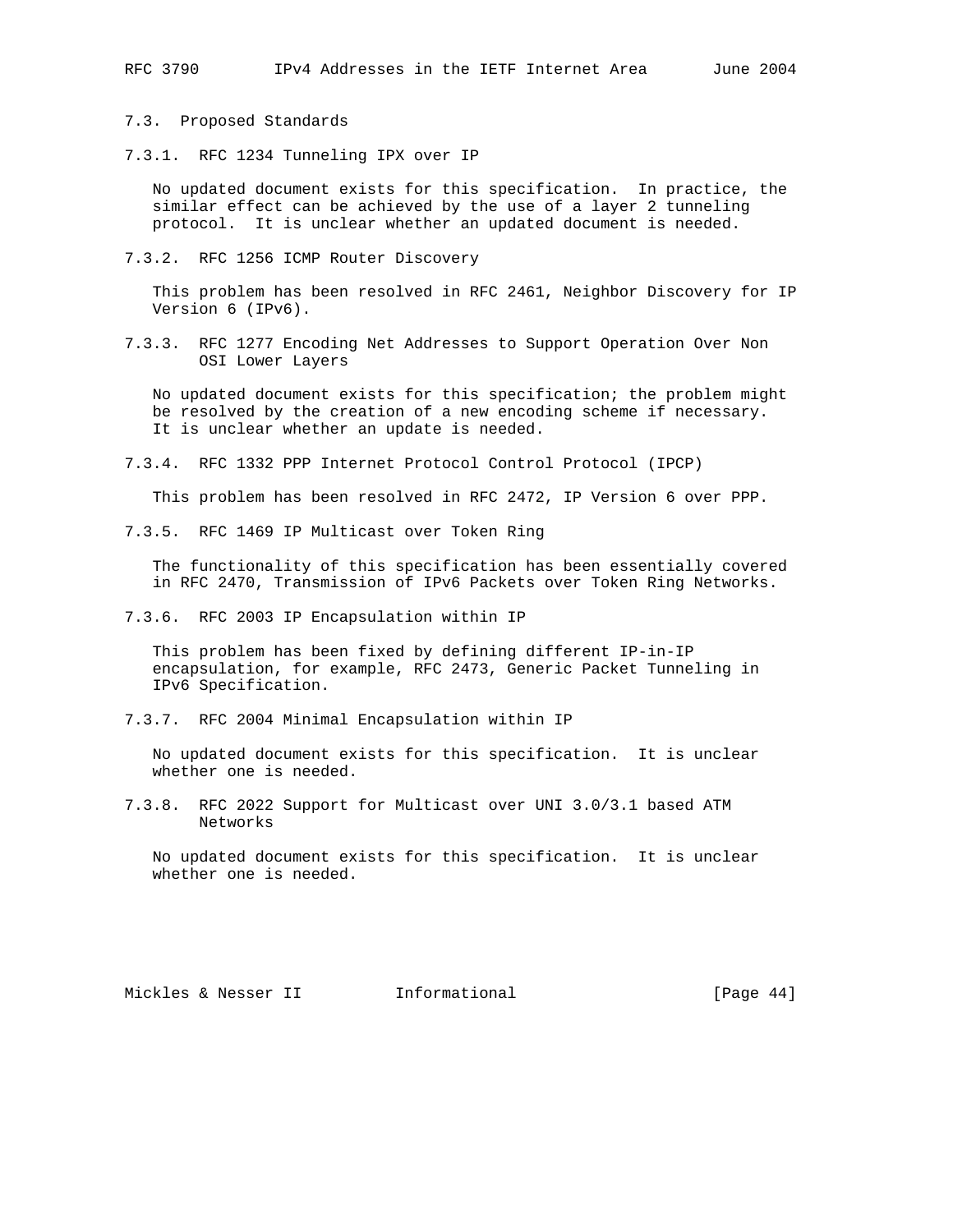### 7.3. Proposed Standards

#### 7.3.1. RFC 1234 Tunneling IPX over IP

No updated document exists for this specification. In practice, the similar effect can be achieved by the use of a layer 2 tunneling protocol. It is unclear whether an updated document is needed.

#### 7.3.2. RFC 1256 ICMP Router Discovery

This problem has been resolved in RFC 2461, Neighbor Discovery for IP Version 6 (IPv6).

#### 7.3.3. RFC 1277 Encoding Net Addresses to Support Operation Over Non OSI Lower Layers

No updated document exists for this specification; the problem might be resolved by the creation of a new encoding scheme if necessary. It is unclear whether an update is needed.

#### 7.3.4. RFC 1332 PPP Internet Protocol Control Protocol (IPCP)

This problem has been resolved in RFC 2472, IP Version 6 over PPP.

#### 7.3.5. RFC 1469 IP Multicast over Token Ring

The functionality of this specification has been essentially covered in RFC 2470, Transmission of IPv6 Packets over Token Ring Networks.

#### 7.3.6. RFC 2003 IP Encapsulation within IP

This problem has been fixed by defining different IP-in-IP encapsulation, for example, RFC 2473, Generic Packet Tunneling in IPv6 Specification.

#### 7.3.7. RFC 2004 Minimal Encapsulation within IP

No updated document exists for this specification. It is unclear whether one is needed.

#### 7.3.8. RFC 2022 Support for Multicast over UNI 3.0/3.1 based ATM Networks

No updated document exists for this specification. It is unclear whether one is needed.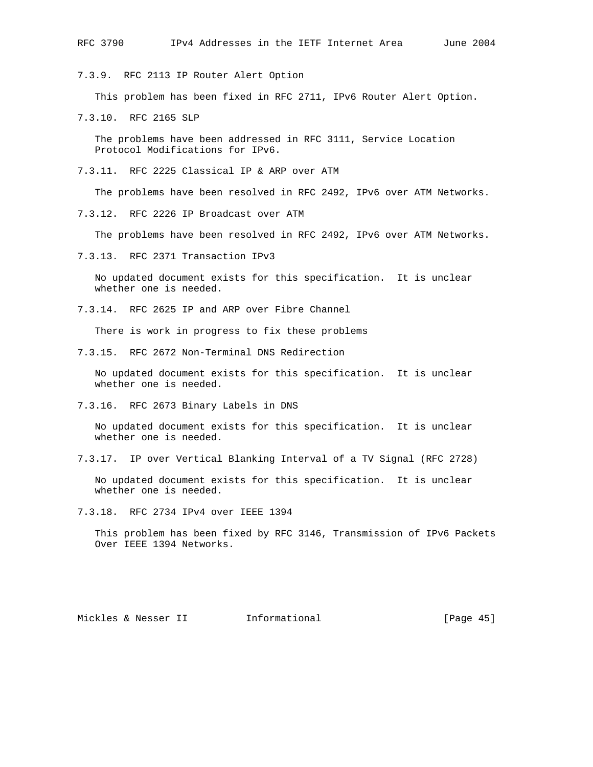#### 7.3.9. RFC 2113 IP Router Alert Option

This problem has been fixed in RFC 2711, IPv6 Router Alert Option.

#### 7.3.10. RFC 2165 SLP

The problems have been addressed in RFC 3111, Service Location Protocol Modifications for IPv6.

#### 7.3.11. RFC 2225 Classical IP & ARP over ATM

The problems have been resolved in RFC 2492, IPv6 over ATM Networks.

#### 7.3.12. RFC 2226 IP Broadcast over ATM

The problems have been resolved in RFC 2492, IPv6 over ATM Networks.

#### 7.3.13. RFC 2371 Transaction IPv3

No updated document exists for this specification. It is unclear whether one is needed.

#### 7.3.14. RFC 2625 IP and ARP over Fibre Channel

There is work in progress to fix these problems

#### 7.3.15. RFC 2672 Non-Terminal DNS Redirection

No updated document exists for this specification. It is unclear whether one is needed.

#### 7.3.16. RFC 2673 Binary Labels in DNS

No updated document exists for this specification. It is unclear whether one is needed.

#### 7.3.17. IP over Vertical Blanking Interval of a TV Signal (RFC 2728)

No updated document exists for this specification. It is unclear whether one is needed.

#### 7.3.18. RFC 2734 IPv4 over IEEE 1394

This problem has been fixed by RFC 3146, Transmission of IPv6 Packets Over IEEE 1394 Networks.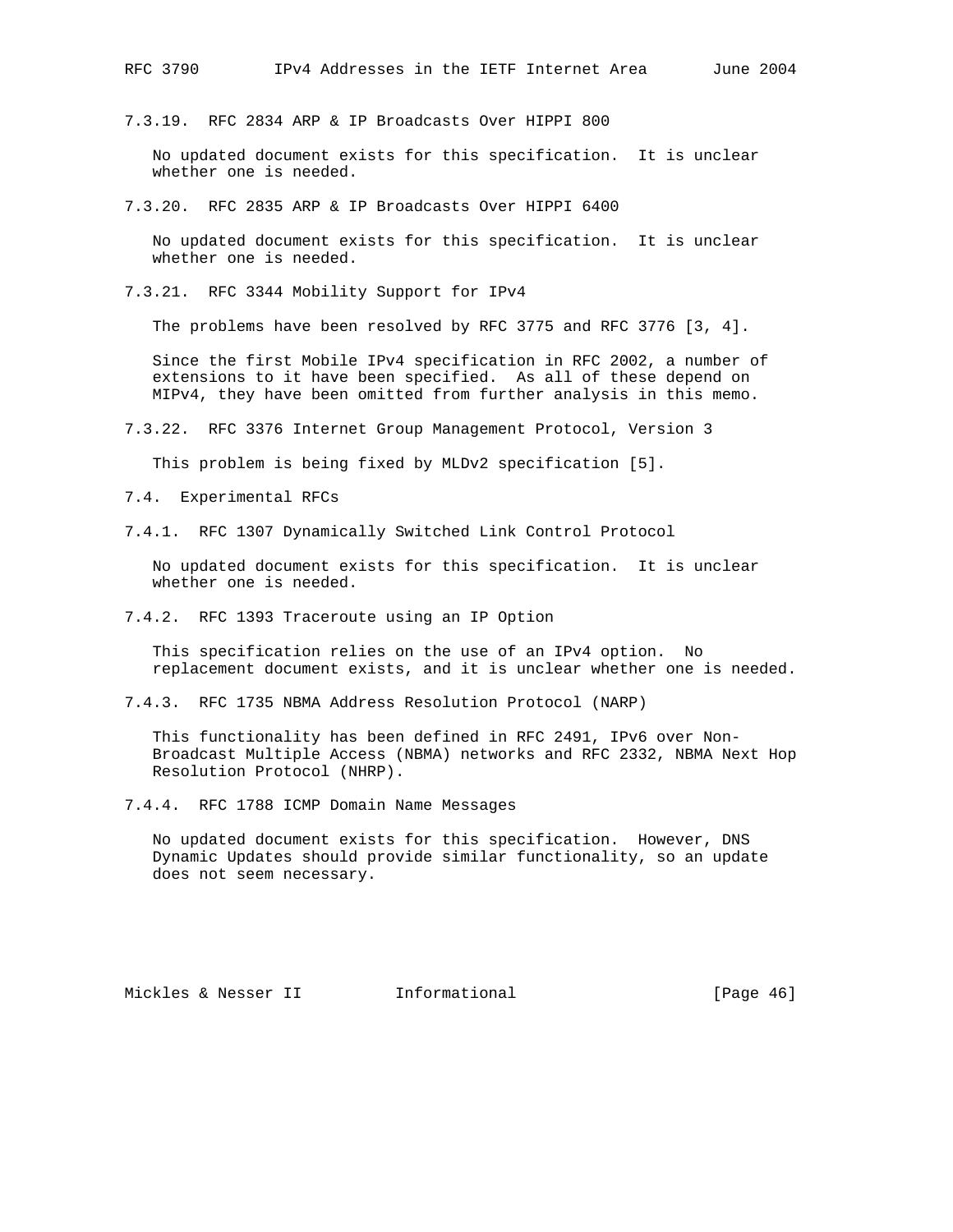#### 7.3.19. RFC 2834 ARP & IP Broadcasts Over HIPPI 800

No updated document exists for this specification. It is unclear whether one is needed.

#### 7.3.20. RFC 2835 ARP & IP Broadcasts Over HIPPI 6400

No updated document exists for this specification. It is unclear whether one is needed.

#### 7.3.21. RFC 3344 Mobility Support for IPv4

The problems have been resolved by RFC 3775 and RFC 3776 [3, 4].

Since the first Mobile IPv4 specification in RFC 2002, a number of extensions to it have been specified. As all of these depend on MIPv4, they have been omitted from further analysis in this memo.

#### 7.3.22. RFC 3376 Internet Group Management Protocol, Version 3

This problem is being fixed by MLDv2 specification [5].

### 7.4. Experimental RFCs

#### 7.4.1. RFC 1307 Dynamically Switched Link Control Protocol

No updated document exists for this specification. It is unclear whether one is needed.

#### 7.4.2. RFC 1393 Traceroute using an IP Option

This specification relies on the use of an IPv4 option. No replacement document exists, and it is unclear whether one is needed.

#### 7.4.3. RFC 1735 NBMA Address Resolution Protocol (NARP)

This functionality has been defined in RFC 2491, IPv6 over Non-Broadcast Multiple Access (NBMA) networks and RFC 2332, NBMA Next Hop Resolution Protocol (NHRP).

#### 7.4.4. RFC 1788 ICMP Domain Name Messages

No updated document exists for this specification. However, DNS Dynamic Updates should provide similar functionality, so an update does not seem necessary.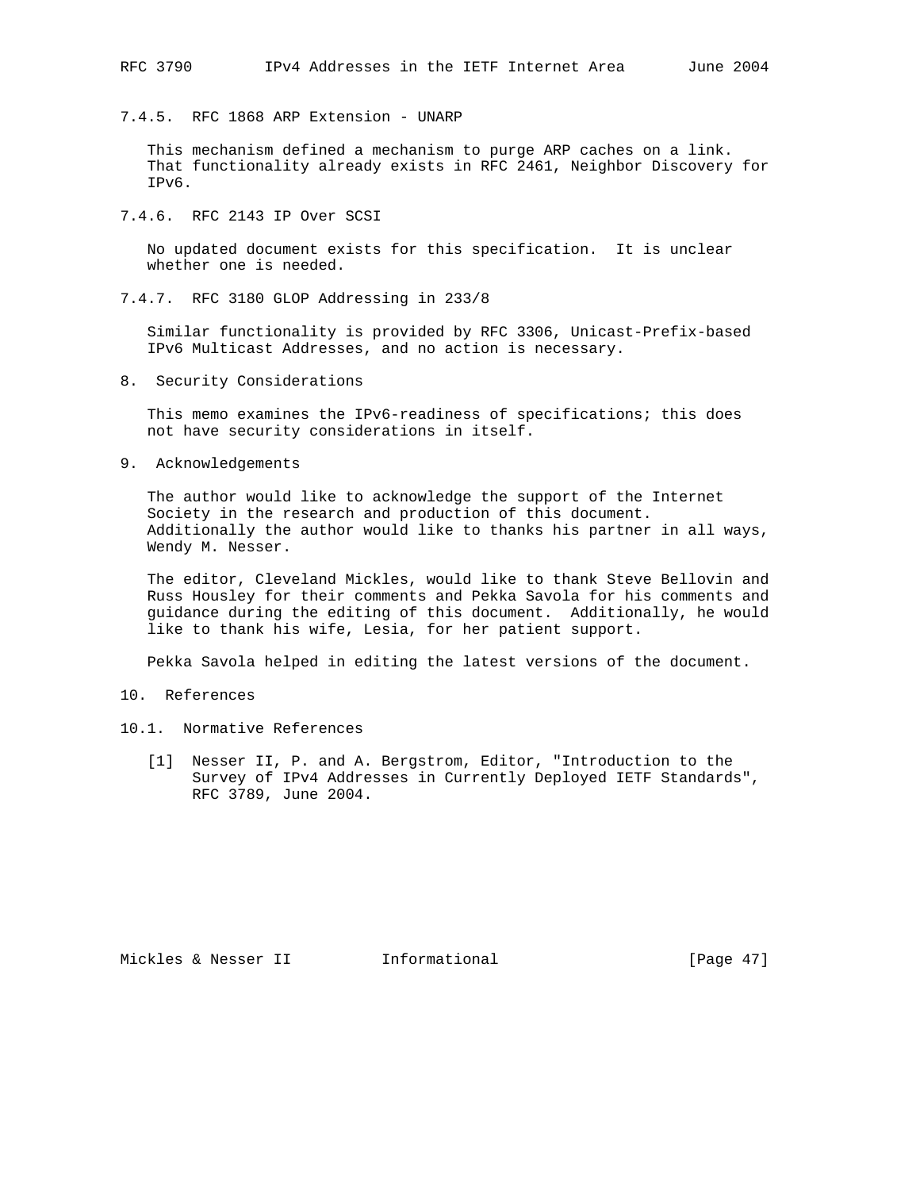#### 7.4.5. RFC 1868 ARP Extension - UNARP

This mechanism defined a mechanism to purge ARP caches on a link. That functionality already exists in RFC 2461, Neighbor Discovery for IPv6.

#### 7.4.6. RFC 2143 IP Over SCSI

No updated document exists for this specification. It is unclear whether one is needed.

#### 7.4.7. RFC 3180 GLOP Addressing in 233/8

Similar functionality is provided by RFC 3306, Unicast-Prefix-based IPv6 Multicast Addresses, and no action is necessary.

## 8. Security Considerations

This memo examines the IPv6-readiness of specifications; this does not have security considerations in itself.

## 9. Acknowledgements

The author would like to acknowledge the support of the Internet Society in the research and production of this document. Additionally the author would like to thanks his partner in all ways, Wendy M. Nesser.

The editor, Cleveland Mickles, would like to thank Steve Bellovin and Russ Housley for their comments and Pekka Savola for his comments and guidance during the editing of this document. Additionally, he would like to thank his wife, Lesia, for her patient support.

Pekka Savola helped in editing the latest versions of the document.

## 10. References

### 10.1. Normative References

[1] Nesser II, P. and A. Bergstrom, Editor, "Introduction to the Survey of IPv4 Addresses in Currently Deployed IETF Standards", RFC 3789, June 2004.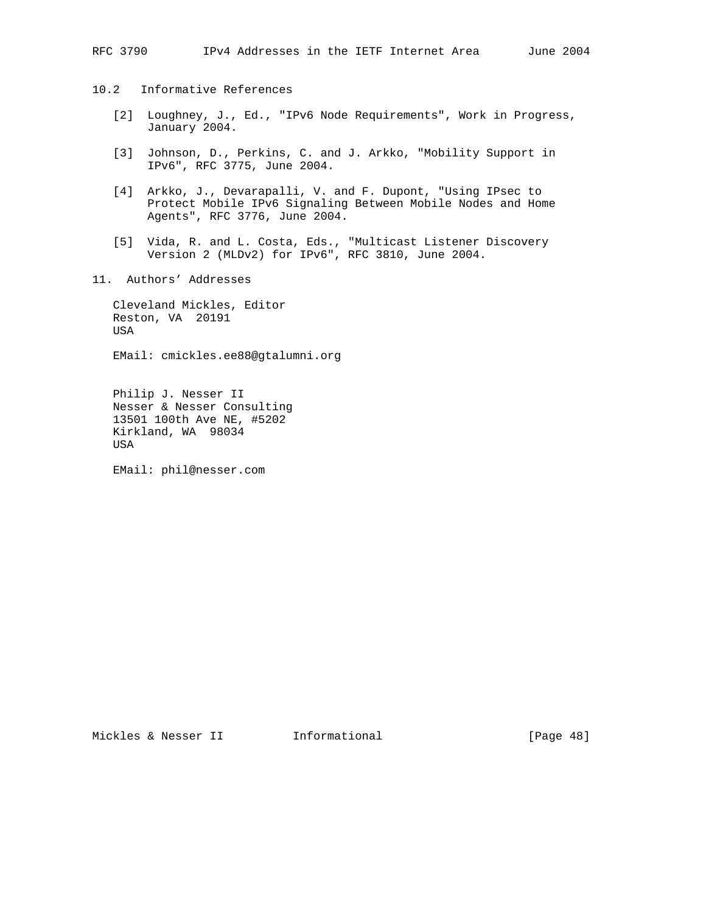## 10.2 Informative References

[2] Loughney, J., Ed., "IPv6 Node Requirements", Work in Progress, January 2004.

[3] Johnson, D., Perkins, C. and J. Arkko, "Mobility Support in IPv6", RFC 3775, June 2004.

[4] Arkko, J., Devarapalli, V. and F. Dupont, "Using IPsec to Protect Mobile IPv6 Signaling Between Mobile Nodes and Home Agents", RFC 3776, June 2004.

[5] Vida, R. and L. Costa, Eds., "Multicast Listener Discovery Version 2 (MLDv2) for IPv6", RFC 3810, June 2004.

# 11. Authors' Addresses

Cleveland Mickles, Editor
Reston, VA 20191
USA

EMail: cmickles.ee88@gtalumni.org

Philip J. Nesser II
Nesser & Nesser Consulting
13501 100th Ave NE, #5202
Kirkland, WA 98034
USA

EMail: phil@nesser.com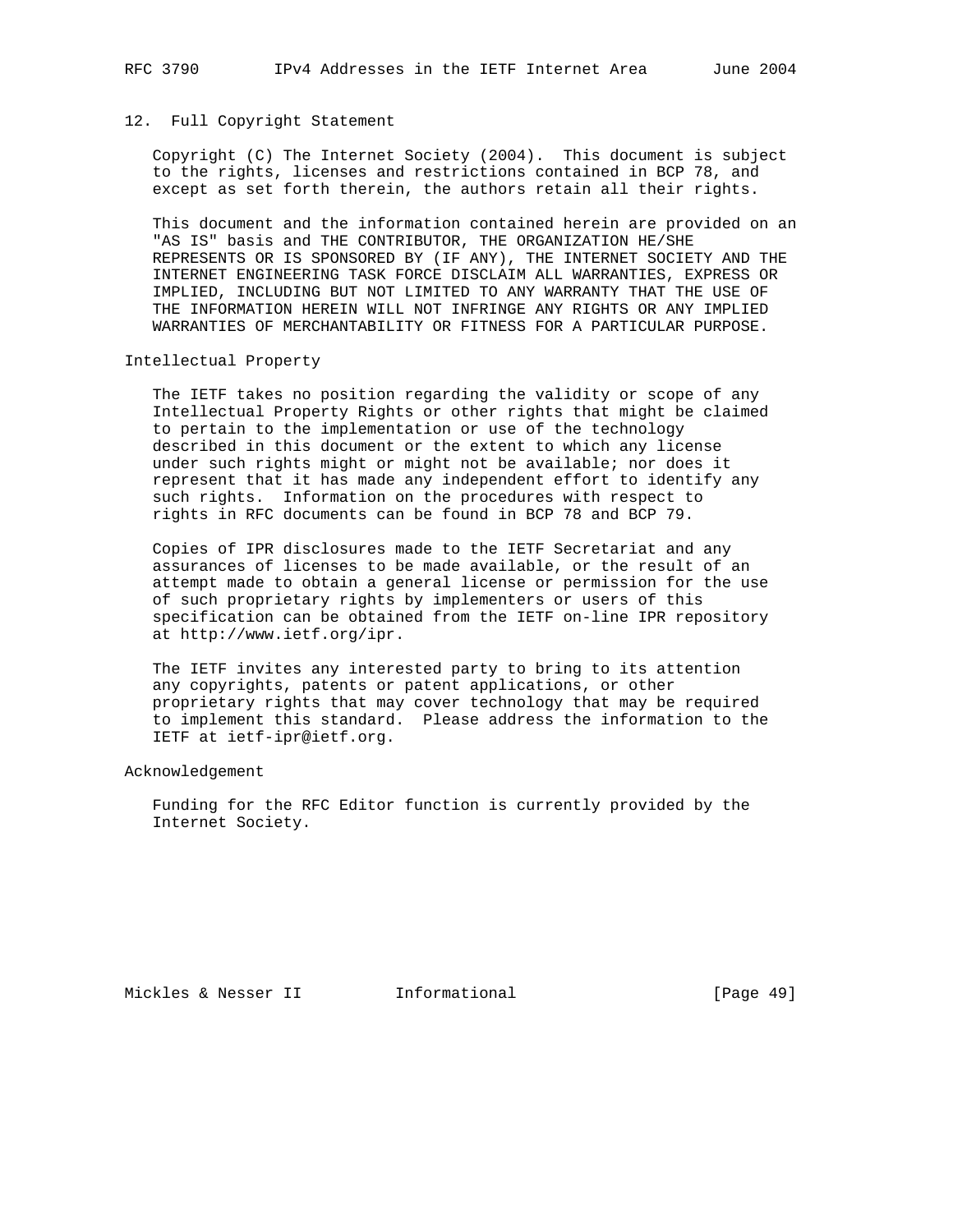## 12. Full Copyright Statement

Copyright (C) The Internet Society (2004). This document is subject to the rights, licenses and restrictions contained in BCP 78, and except as set forth therein, the authors retain all their rights.

This document and the information contained herein are provided on an "AS IS" basis and THE CONTRIBUTOR, THE ORGANIZATION HE/SHE REPRESENTS OR IS SPONSORED BY (IF ANY), THE INTERNET SOCIETY AND THE INTERNET ENGINEERING TASK FORCE DISCLAIM ALL WARRANTIES, EXPRESS OR IMPLIED, INCLUDING BUT NOT LIMITED TO ANY WARRANTY THAT THE USE OF THE INFORMATION HEREIN WILL NOT INFRINGE ANY RIGHTS OR ANY IMPLIED WARRANTIES OF MERCHANTABILITY OR FITNESS FOR A PARTICULAR PURPOSE.

### Intellectual Property

The IETF takes no position regarding the validity or scope of any Intellectual Property Rights or other rights that might be claimed to pertain to the implementation or use of the technology described in this document or the extent to which any license under such rights might or might not be available; nor does it represent that it has made any independent effort to identify any such rights. Information on the procedures with respect to rights in RFC documents can be found in BCP 78 and BCP 79.

Copies of IPR disclosures made to the IETF Secretariat and any assurances of licenses to be made available, or the result of an attempt made to obtain a general license or permission for the use of such proprietary rights by implementers or users of this specification can be obtained from the IETF on-line IPR repository at http://www.ietf.org/ipr.

The IETF invites any interested party to bring to its attention any copyrights, patents or patent applications, or other proprietary rights that may cover technology that may be required to implement this standard. Please address the information to the IETF at ietf-ipr@ietf.org.

### Acknowledgement

Funding for the RFC Editor function is currently provided by the Internet Society.